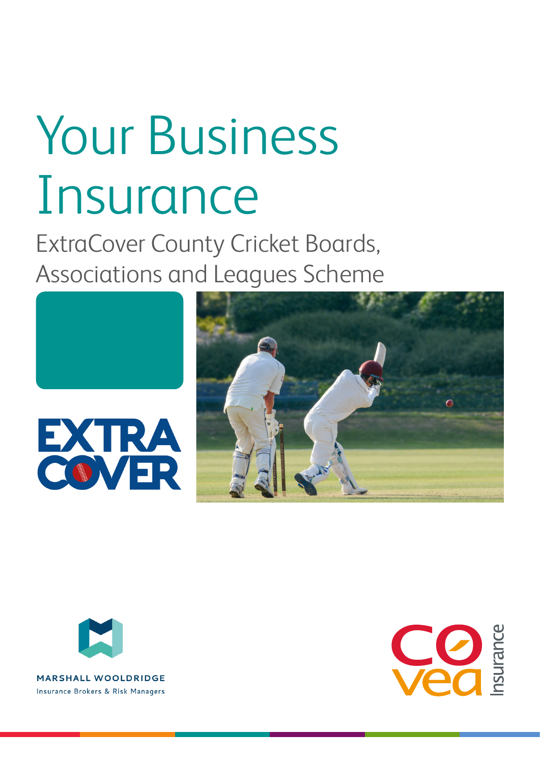# Your Business Insurance

## ExtraCover County Cricket Boards, Associations and Leagues Scheme

EXTRA COVER

MARSHALL WOOLDRIDGE
Insurance Brokers & Risk Managers

covea Insurance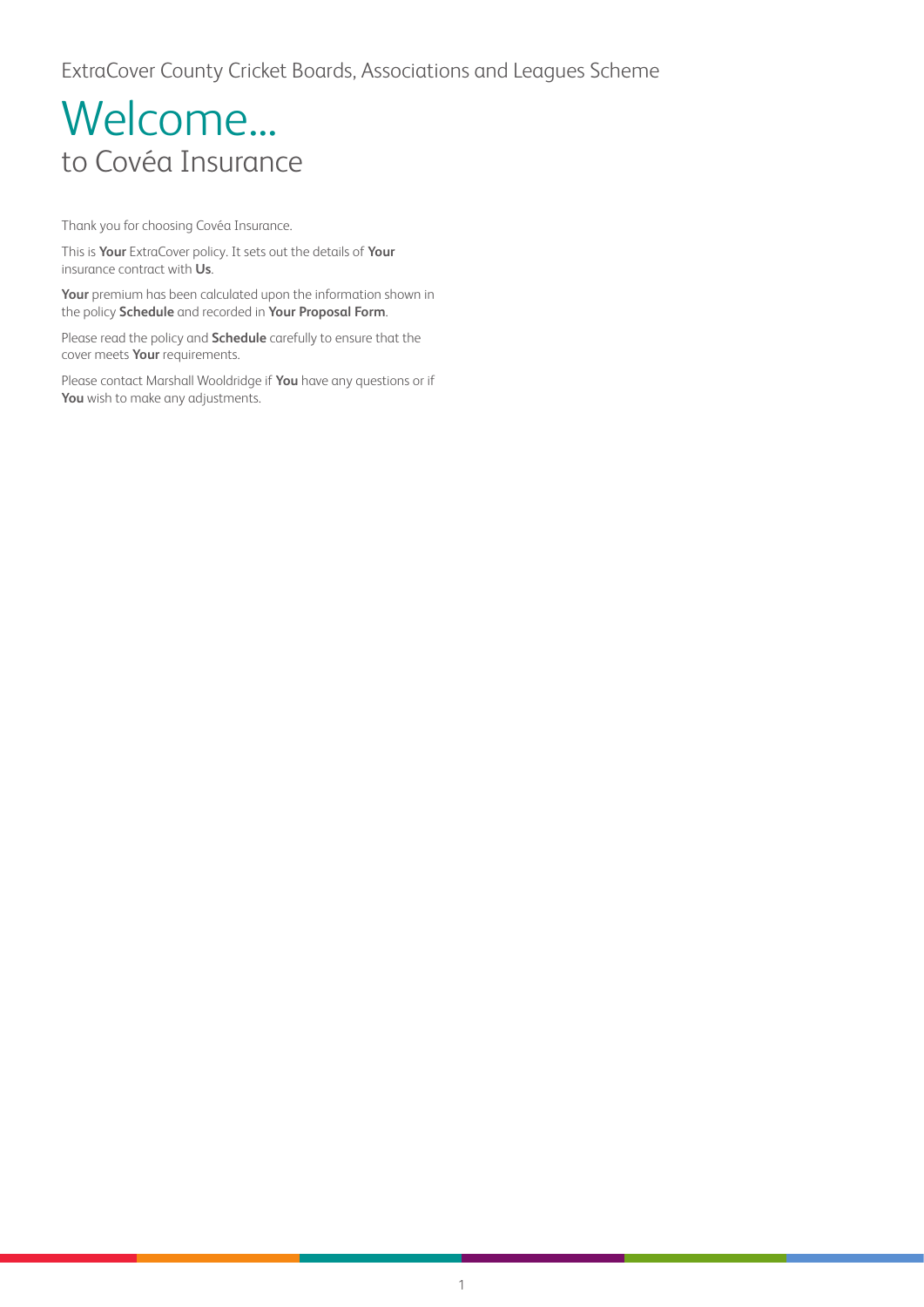ExtraCover County Cricket Boards, Associations and Leagues Scheme

# Welcome...
## to Covéa Insurance

Thank you for choosing Covéa Insurance.

This is **Your** ExtraCover policy. It sets out the details of **Your** insurance contract with **Us**.

**Your** premium has been calculated upon the information shown in the policy **Schedule** and recorded in **Your Proposal Form**.

Please read the policy and **Schedule** carefully to ensure that the cover meets **Your** requirements.

Please contact Marshall Wooldridge if **You** have any questions or if **You** wish to make any adjustments.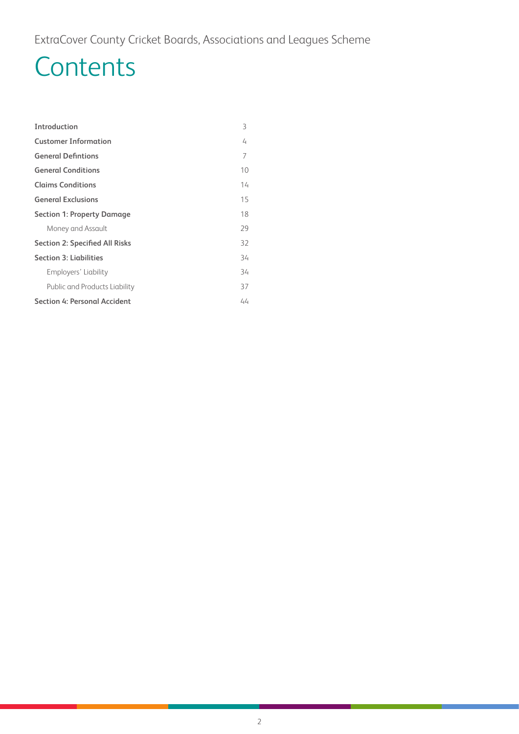ExtraCover County Cricket Boards, Associations and Leagues Scheme

# Contents

| | |
|---|---|
| **Introduction** | 3 |
| **Customer Information** | 4 |
| **General Defintions** | 7 |
| **General Conditions** | 10 |
| **Claims Conditions** | 14 |
| **General Exclusions** | 15 |
| **Section 1: Property Damage** | 18 |
| Money and Assault | 29 |
| **Section 2: Specified All Risks** | 32 |
| **Section 3: Liabilities** | 34 |
| Employers' Liability | 34 |
| Public and Products Liability | 37 |
| **Section 4: Personal Accident** | 44 |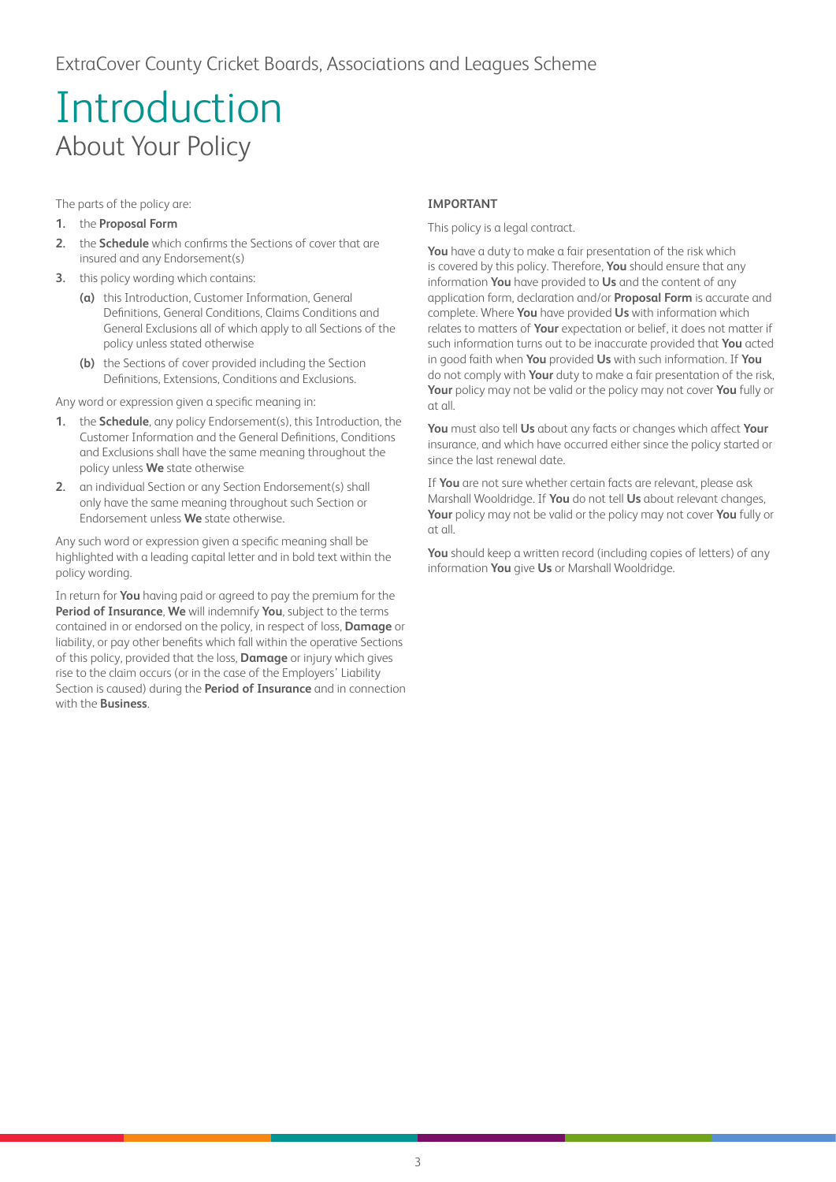ExtraCover County Cricket Boards, Associations and Leagues Scheme

# Introduction

## About Your Policy

The parts of the policy are:

1. the **Proposal Form**
2. the **Schedule** which confirms the Sections of cover that are insured and any Endorsement(s)
3. this policy wording which contains:
   - **(a)** this Introduction, Customer Information, General Definitions, General Conditions, Claims Conditions and General Exclusions all of which apply to all Sections of the policy unless stated otherwise
   - **(b)** the Sections of cover provided including the Section Definitions, Extensions, Conditions and Exclusions.

Any word or expression given a specific meaning in:

1. the **Schedule**, any policy Endorsement(s), this Introduction, the Customer Information and the General Definitions, Conditions and Exclusions shall have the same meaning throughout the policy unless **We** state otherwise
2. an individual Section or any Section Endorsement(s) shall only have the same meaning throughout such Section or Endorsement unless **We** state otherwise.

Any such word or expression given a specific meaning shall be highlighted with a leading capital letter and in bold text within the policy wording.

In return for **You** having paid or agreed to pay the premium for the **Period of Insurance**, **We** will indemnify **You**, subject to the terms contained in or endorsed on the policy, in respect of loss, **Damage** or liability, or pay other benefits which fall within the operative Sections of this policy, provided that the loss, **Damage** or injury which gives rise to the claim occurs (or in the case of the Employers' Liability Section is caused) during the **Period of Insurance** and in connection with the **Business**.

**IMPORTANT**

This policy is a legal contract.

**You** have a duty to make a fair presentation of the risk which is covered by this policy. Therefore, **You** should ensure that any information **You** have provided to **Us** and the content of any application form, declaration and/or **Proposal Form** is accurate and complete. Where **You** have provided **Us** with information which relates to matters of **Your** expectation or belief, it does not matter if such information turns out to be inaccurate provided that **You** acted in good faith when **You** provided **Us** with such information. If **You** do not comply with **Your** duty to make a fair presentation of the risk, **Your** policy may not be valid or the policy may not cover **You** fully or at all.

**You** must also tell **Us** about any facts or changes which affect **Your** insurance, and which have occurred either since the policy started or since the last renewal date.

If **You** are not sure whether certain facts are relevant, please ask Marshall Wooldridge. If **You** do not tell **Us** about relevant changes, **Your** policy may not be valid or the policy may not cover **You** fully or at all.

**You** should keep a written record (including copies of letters) of any information **You** give **Us** or Marshall Wooldridge.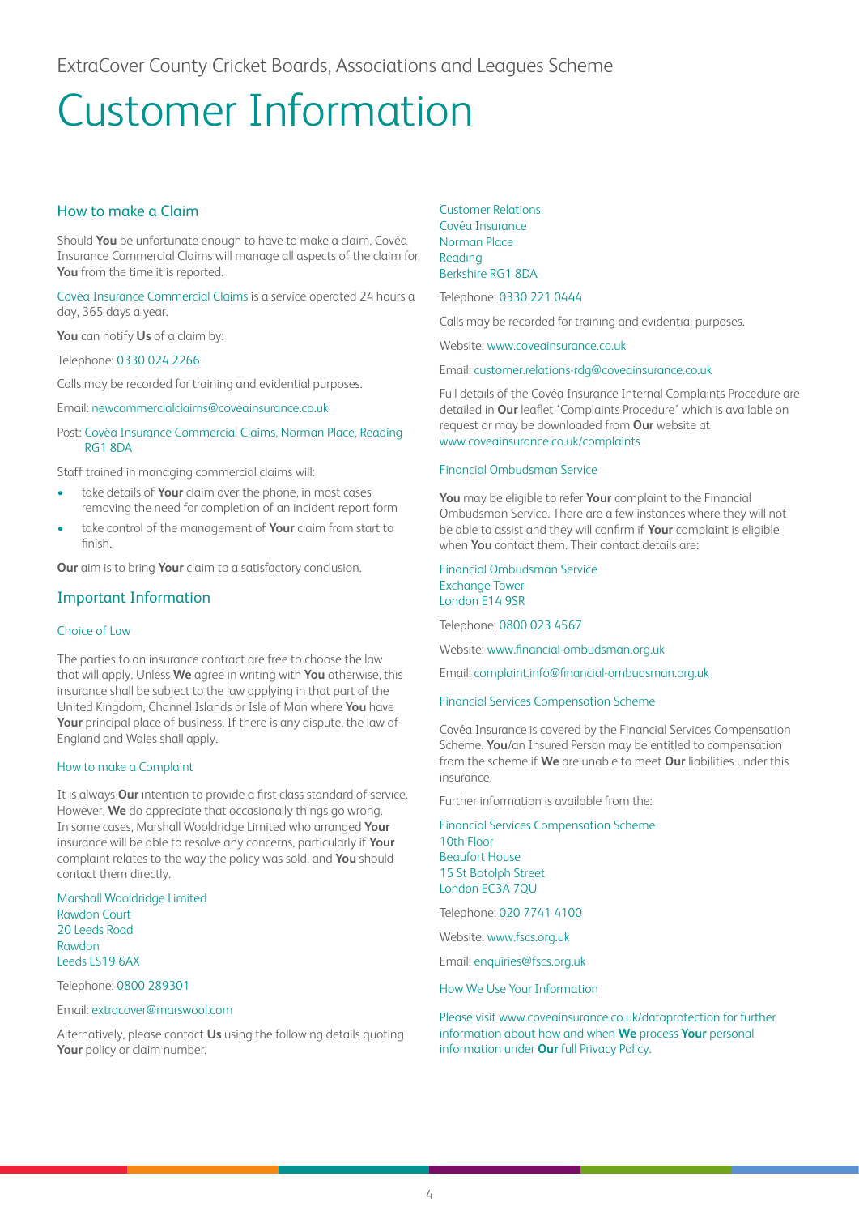ExtraCover County Cricket Boards, Associations and Leagues Scheme

# Customer Information

## How to make a Claim

Should **You** be unfortunate enough to have to make a claim, Covéa Insurance Commercial Claims will manage all aspects of the claim for **You** from the time it is reported.

Covéa Insurance Commercial Claims is a service operated 24 hours a day, 365 days a year.

**You** can notify **Us** of a claim by:

Telephone: 0330 024 2266

Calls may be recorded for training and evidential purposes.

Email: newcommercialclaims@coveainsurance.co.uk

Post: Covéa Insurance Commercial Claims, Norman Place, Reading RG1 8DA

Staff trained in managing commercial claims will:

- take details of **Your** claim over the phone, in most cases removing the need for completion of an incident report form
- take control of the management of **Your** claim from start to finish.

**Our** aim is to bring **Your** claim to a satisfactory conclusion.

## Important Information

### Choice of Law

The parties to an insurance contract are free to choose the law that will apply. Unless **We** agree in writing with **You** otherwise, this insurance shall be subject to the law applying in that part of the United Kingdom, Channel Islands or Isle of Man where **You** have **Your** principal place of business. If there is any dispute, the law of England and Wales shall apply.

### How to make a Complaint

It is always **Our** intention to provide a first class standard of service. However, **We** do appreciate that occasionally things go wrong. In some cases, Marshall Wooldridge Limited who arranged **Your** insurance will be able to resolve any concerns, particularly if **Your** complaint relates to the way the policy was sold, and **You** should contact them directly.

Marshall Wooldridge Limited
Rawdon Court
20 Leeds Road
Rawdon
Leeds LS19 6AX

Telephone: 0800 289301

Email: extracover@marswool.com

Alternatively, please contact **Us** using the following details quoting **Your** policy or claim number.

Customer Relations
Covéa Insurance
Norman Place
Reading
Berkshire RG1 8DA

Telephone: 0330 221 0444

Calls may be recorded for training and evidential purposes.

Website: www.coveainsurance.co.uk

Email: customer.relations-rdg@coveainsurance.co.uk

Full details of the Covéa Insurance Internal Complaints Procedure are detailed in **Our** leaflet 'Complaints Procedure' which is available on request or may be downloaded from **Our** website at www.coveainsurance.co.uk/complaints

### Financial Ombudsman Service

**You** may be eligible to refer **Your** complaint to the Financial Ombudsman Service. There are a few instances where they will not be able to assist and they will confirm if **Your** complaint is eligible when **You** contact them. Their contact details are:

Financial Ombudsman Service
Exchange Tower
London E14 9SR

Telephone: 0800 023 4567

Website: www.financial-ombudsman.org.uk

Email: complaint.info@financial-ombudsman.org.uk

### Financial Services Compensation Scheme

Covéa Insurance is covered by the Financial Services Compensation Scheme. **You**/an Insured Person may be entitled to compensation from the scheme if **We** are unable to meet **Our** liabilities under this insurance.

Further information is available from the:

Financial Services Compensation Scheme
10th Floor
Beaufort House
15 St Botolph Street
London EC3A 7QU

Telephone: 020 7741 4100

Website: www.fscs.org.uk

Email: enquiries@fscs.org.uk

### How We Use Your Information

Please visit www.coveainsurance.co.uk/dataprotection for further information about how and when **We** process **Your** personal information under **Our** full Privacy Policy.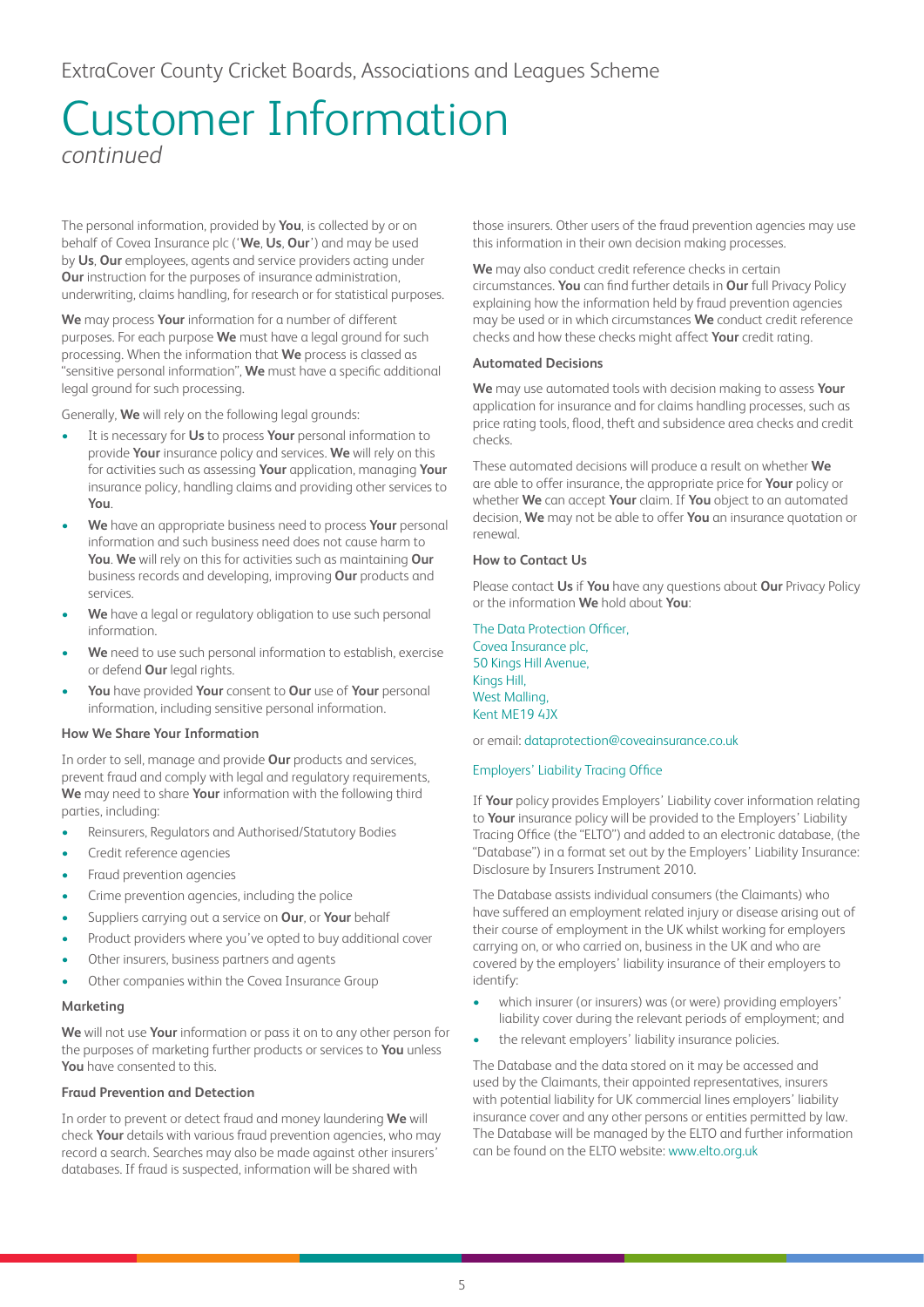ExtraCover County Cricket Boards, Associations and Leagues Scheme

# Customer Information

*continued*

The personal information, provided by **You**, is collected by or on behalf of Covea Insurance plc ('**We**, **Us**, **Our**') and may be used by **Us**, **Our** employees, agents and service providers acting under **Our** instruction for the purposes of insurance administration, underwriting, claims handling, for research or for statistical purposes.

**We** may process **Your** information for a number of different purposes. For each purpose **We** must have a legal ground for such processing. When the information that **We** process is classed as "sensitive personal information", **We** must have a specific additional legal ground for such processing.

Generally, **We** will rely on the following legal grounds:

- It is necessary for **Us** to process **Your** personal information to provide **Your** insurance policy and services. **We** will rely on this for activities such as assessing **Your** application, managing **Your** insurance policy, handling claims and providing other services to **You**.
- **We** have an appropriate business need to process **Your** personal information and such business need does not cause harm to **You**. **We** will rely on this for activities such as maintaining **Our** business records and developing, improving **Our** products and services.
- **We** have a legal or regulatory obligation to use such personal information.
- **We** need to use such personal information to establish, exercise or defend **Our** legal rights.
- **You** have provided **Your** consent to **Our** use of **Your** personal information, including sensitive personal information.

### How We Share Your Information

In order to sell, manage and provide **Our** products and services, prevent fraud and comply with legal and regulatory requirements, **We** may need to share **Your** information with the following third parties, including:

- Reinsurers, Regulators and Authorised/Statutory Bodies
- Credit reference agencies
- Fraud prevention agencies
- Crime prevention agencies, including the police
- Suppliers carrying out a service on **Our**, or **Your** behalf
- Product providers where you've opted to buy additional cover
- Other insurers, business partners and agents
- Other companies within the Covea Insurance Group

### Marketing

**We** will not use **Your** information or pass it on to any other person for the purposes of marketing further products or services to **You** unless **You** have consented to this.

### Fraud Prevention and Detection

In order to prevent or detect fraud and money laundering **We** will check **Your** details with various fraud prevention agencies, who may record a search. Searches may also be made against other insurers' databases. If fraud is suspected, information will be shared with those insurers. Other users of the fraud prevention agencies may use this information in their own decision making processes.

**We** may also conduct credit reference checks in certain circumstances. **You** can find further details in **Our** full Privacy Policy explaining how the information held by fraud prevention agencies may be used or in which circumstances **We** conduct credit reference checks and how these checks might affect **Your** credit rating.

### Automated Decisions

**We** may use automated tools with decision making to assess **Your** application for insurance and for claims handling processes, such as price rating tools, flood, theft and subsidence area checks and credit checks.

These automated decisions will produce a result on whether **We** are able to offer insurance, the appropriate price for **Your** policy or whether **We** can accept **Your** claim. If **You** object to an automated decision, **We** may not be able to offer **You** an insurance quotation or renewal.

### How to Contact Us

Please contact **Us** if **You** have any questions about **Our** Privacy Policy or the information **We** hold about **You**:

The Data Protection Officer,
Covea Insurance plc,
50 Kings Hill Avenue,
Kings Hill,
West Malling,
Kent ME19 4JX

or email: dataprotection@coveainsurance.co.uk

### Employers' Liability Tracing Office

If **Your** policy provides Employers' Liability cover information relating to **Your** insurance policy will be provided to the Employers' Liability Tracing Office (the "ELTO") and added to an electronic database, (the "Database") in a format set out by the Employers' Liability Insurance: Disclosure by Insurers Instrument 2010.

The Database assists individual consumers (the Claimants) who have suffered an employment related injury or disease arising out of their course of employment in the UK whilst working for employers carrying on, or who carried on, business in the UK and who are covered by the employers' liability insurance of their employers to identify:

- which insurer (or insurers) was (or were) providing employers' liability cover during the relevant periods of employment; and
- the relevant employers' liability insurance policies.

The Database and the data stored on it may be accessed and used by the Claimants, their appointed representatives, insurers with potential liability for UK commercial lines employers' liability insurance cover and any other persons or entities permitted by law. The Database will be managed by the ELTO and further information can be found on the ELTO website: www.elto.org.uk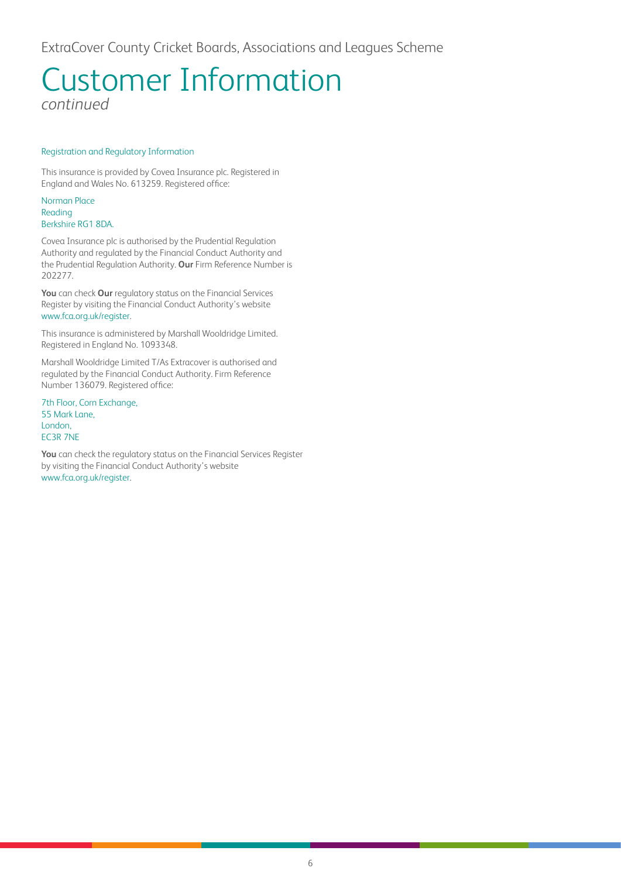# Customer Information

*continued*

### Registration and Regulatory Information

This insurance is provided by Covea Insurance plc. Registered in England and Wales No. 613259. Registered office:

Norman Place
Reading
Berkshire RG1 8DA.

Covea Insurance plc is authorised by the Prudential Regulation Authority and regulated by the Financial Conduct Authority and the Prudential Regulation Authority. **Our** Firm Reference Number is 202277.

**You** can check **Our** regulatory status on the Financial Services Register by visiting the Financial Conduct Authority's website www.fca.org.uk/register.

This insurance is administered by Marshall Wooldridge Limited. Registered in England No. 1093348.

Marshall Wooldridge Limited T/As Extracover is authorised and regulated by the Financial Conduct Authority. Firm Reference Number 136079. Registered office:

7th Floor, Corn Exchange,
55 Mark Lane,
London,
EC3R 7NE

**You** can check the regulatory status on the Financial Services Register by visiting the Financial Conduct Authority's website www.fca.org.uk/register.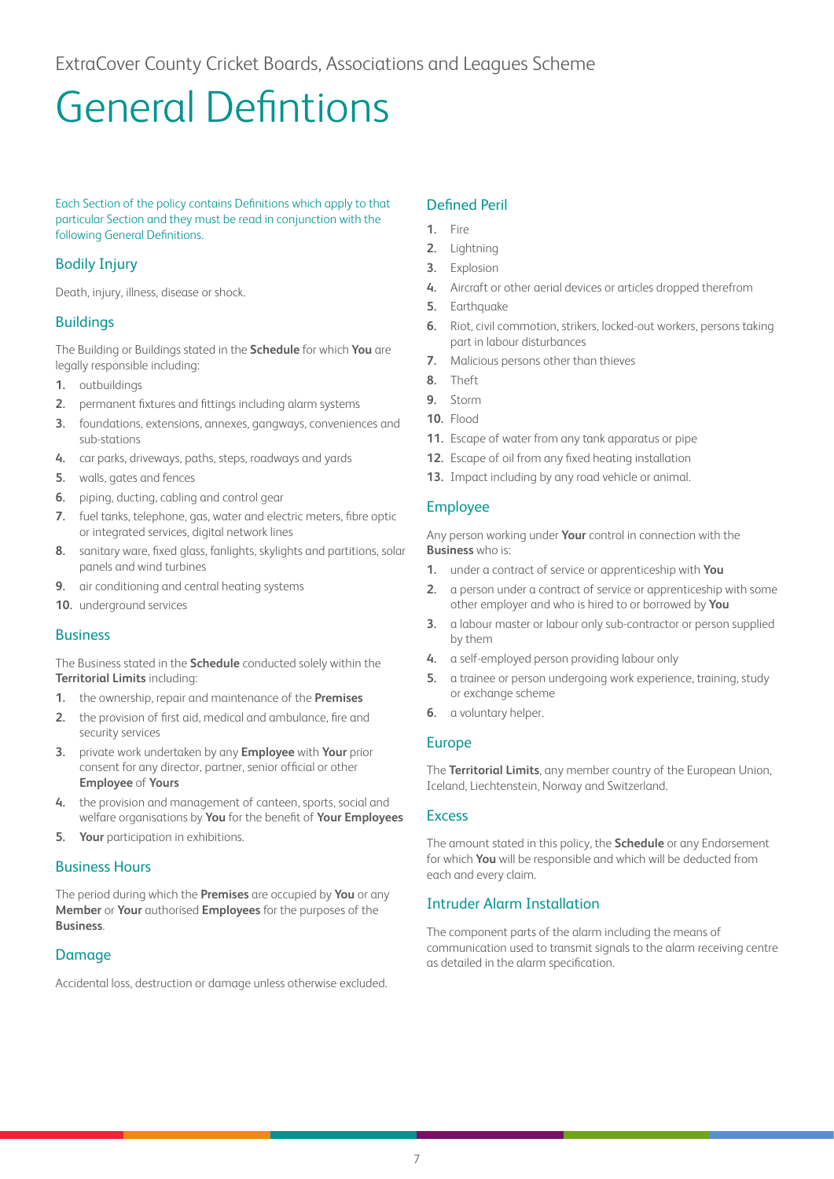ExtraCover County Cricket Boards, Associations and Leagues Scheme

# General Defintions

Each Section of the policy contains Definitions which apply to that particular Section and they must be read in conjunction with the following General Definitions.

## Bodily Injury

Death, injury, illness, disease or shock.

## Buildings

The Building or Buildings stated in the **Schedule** for which **You** are legally responsible including:

1. outbuildings
2. permanent fixtures and fittings including alarm systems
3. foundations, extensions, annexes, gangways, conveniences and sub-stations
4. car parks, driveways, paths, steps, roadways and yards
5. walls, gates and fences
6. piping, ducting, cabling and control gear
7. fuel tanks, telephone, gas, water and electric meters, fibre optic or integrated services, digital network lines
8. sanitary ware, fixed glass, fanlights, skylights and partitions, solar panels and wind turbines
9. air conditioning and central heating systems
10. underground services

## Business

The Business stated in the **Schedule** conducted solely within the **Territorial Limits** including:

1. the ownership, repair and maintenance of the **Premises**
2. the provision of first aid, medical and ambulance, fire and security services
3. private work undertaken by any **Employee** with **Your** prior consent for any director, partner, senior official or other **Employee** of **Yours**
4. the provision and management of canteen, sports, social and welfare organisations by **You** for the benefit of **Your Employees**
5. **Your** participation in exhibitions.

## Business Hours

The period during which the **Premises** are occupied by **You** or any **Member** or **Your** authorised **Employees** for the purposes of the **Business**.

## Damage

Accidental loss, destruction or damage unless otherwise excluded.

## Defined Peril

1. Fire
2. Lightning
3. Explosion
4. Aircraft or other aerial devices or articles dropped therefrom
5. Earthquake
6. Riot, civil commotion, strikers, locked-out workers, persons taking part in labour disturbances
7. Malicious persons other than thieves
8. Theft
9. Storm
10. Flood
11. Escape of water from any tank apparatus or pipe
12. Escape of oil from any fixed heating installation
13. Impact including by any road vehicle or animal.

## Employee

Any person working under **Your** control in connection with the **Business** who is:

1. under a contract of service or apprenticeship with **You**
2. a person under a contract of service or apprenticeship with some other employer and who is hired to or borrowed by **You**
3. a labour master or labour only sub-contractor or person supplied by them
4. a self-employed person providing labour only
5. a trainee or person undergoing work experience, training, study or exchange scheme
6. a voluntary helper.

## Europe

The **Territorial Limits**, any member country of the European Union, Iceland, Liechtenstein, Norway and Switzerland.

## Excess

The amount stated in this policy, the **Schedule** or any Endorsement for which **You** will be responsible and which will be deducted from each and every claim.

## Intruder Alarm Installation

The component parts of the alarm including the means of communication used to transmit signals to the alarm receiving centre as detailed in the alarm specification.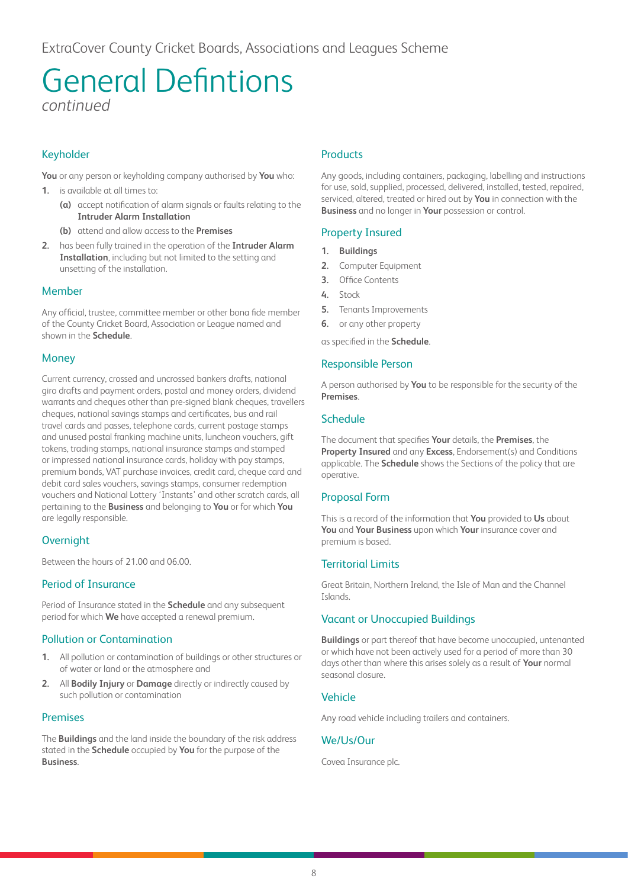# General Defintions

*continued*

## Keyholder

**You** or any person or keyholding company authorised by **You** who:

1. is available at all times to:
   - **(a)** accept notification of alarm signals or faults relating to the **Intruder Alarm Installation**
   - **(b)** attend and allow access to the **Premises**
2. has been fully trained in the operation of the **Intruder Alarm Installation**, including but not limited to the setting and unsetting of the installation.

## Member

Any official, trustee, committee member or other bona fide member of the County Cricket Board, Association or League named and shown in the **Schedule**.

## Money

Current currency, crossed and uncrossed bankers drafts, national giro drafts and payment orders, postal and money orders, dividend warrants and cheques other than pre-signed blank cheques, travellers cheques, national savings stamps and certificates, bus and rail travel cards and passes, telephone cards, current postage stamps and unused postal franking machine units, luncheon vouchers, gift tokens, trading stamps, national insurance stamps and stamped or impressed national insurance cards, holiday with pay stamps, premium bonds, VAT purchase invoices, credit card, cheque card and debit card sales vouchers, savings stamps, consumer redemption vouchers and National Lottery 'Instants' and other scratch cards, all pertaining to the **Business** and belonging to **You** or for which **You** are legally responsible.

## Overnight

Between the hours of 21.00 and 06.00.

## Period of Insurance

Period of Insurance stated in the **Schedule** and any subsequent period for which **We** have accepted a renewal premium.

## Pollution or Contamination

1. All pollution or contamination of buildings or other structures or of water or land or the atmosphere and
2. All **Bodily Injury** or **Damage** directly or indirectly caused by such pollution or contamination

## Premises

The **Buildings** and the land inside the boundary of the risk address stated in the **Schedule** occupied by **You** for the purpose of the **Business**.

## Products

Any goods, including containers, packaging, labelling and instructions for use, sold, supplied, processed, delivered, installed, tested, repaired, serviced, altered, treated or hired out by **You** in connection with the **Business** and no longer in **Your** possession or control.

## Property Insured

1. **Buildings**
2. Computer Equipment
3. Office Contents
4. Stock
5. Tenants Improvements
6. or any other property

as specified in the **Schedule**.

## Responsible Person

A person authorised by **You** to be responsible for the security of the **Premises**.

## Schedule

The document that specifies **Your** details, the **Premises**, the **Property Insured** and any **Excess**, Endorsement(s) and Conditions applicable. The **Schedule** shows the Sections of the policy that are operative.

## Proposal Form

This is a record of the information that **You** provided to **Us** about **You** and **Your Business** upon which **Your** insurance cover and premium is based.

## Territorial Limits

Great Britain, Northern Ireland, the Isle of Man and the Channel Islands.

## Vacant or Unoccupied Buildings

**Buildings** or part thereof that have become unoccupied, untenanted or which have not been actively used for a period of more than 30 days other than where this arises solely as a result of **Your** normal seasonal closure.

## Vehicle

Any road vehicle including trailers and containers.

## We/Us/Our

Covea Insurance plc.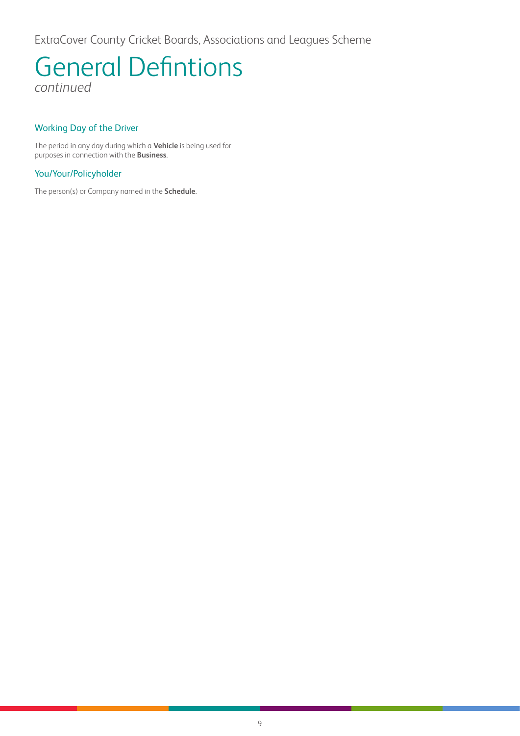# General Defintions

*continued*

### Working Day of the Driver

The period in any day during which a **Vehicle** is being used for purposes in connection with the **Business**.

### You/Your/Policyholder

The person(s) or Company named in the **Schedule**.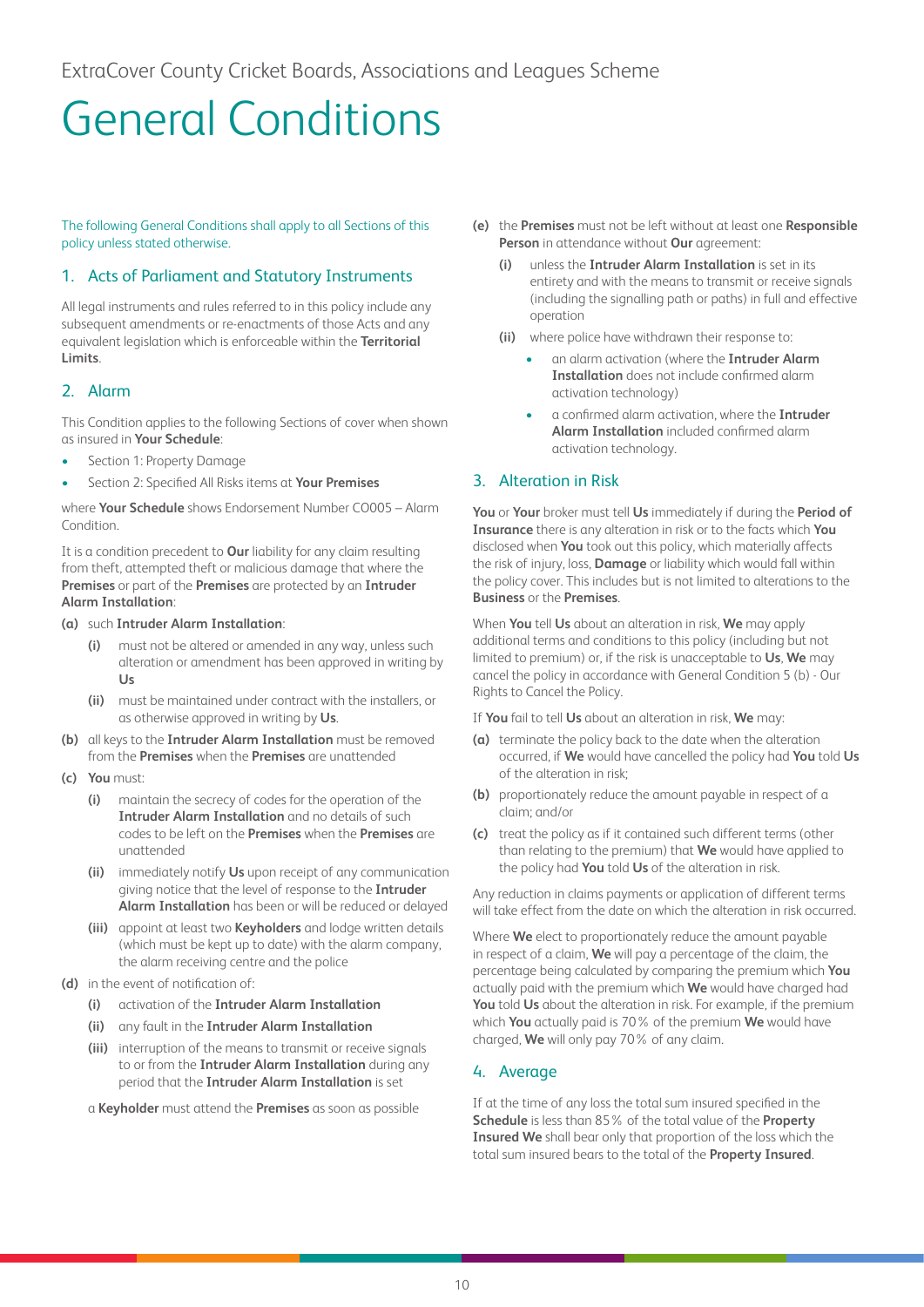ExtraCover County Cricket Boards, Associations and Leagues Scheme

# General Conditions

The following General Conditions shall apply to all Sections of this policy unless stated otherwise.

## 1. Acts of Parliament and Statutory Instruments

All legal instruments and rules referred to in this policy include any subsequent amendments or re-enactments of those Acts and any equivalent legislation which is enforceable within the **Territorial Limits**.

## 2. Alarm

This Condition applies to the following Sections of cover when shown as insured in **Your Schedule**:

- Section 1: Property Damage
- Section 2: Specified All Risks items at **Your Premises**

where **Your Schedule** shows Endorsement Number CO005 – Alarm Condition.

It is a condition precedent to **Our** liability for any claim resulting from theft, attempted theft or malicious damage that where the **Premises** or part of the **Premises** are protected by an **Intruder Alarm Installation**:

**(a)** such **Intruder Alarm Installation**:

**(i)** must not be altered or amended in any way, unless such alteration or amendment has been approved in writing by **Us**

**(ii)** must be maintained under contract with the installers, or as otherwise approved in writing by **Us**.

**(b)** all keys to the **Intruder Alarm Installation** must be removed from the **Premises** when the **Premises** are unattended

**(c)** **You** must:

**(i)** maintain the secrecy of codes for the operation of the **Intruder Alarm Installation** and no details of such codes to be left on the **Premises** when the **Premises** are unattended

**(ii)** immediately notify **Us** upon receipt of any communication giving notice that the level of response to the **Intruder Alarm Installation** has been or will be reduced or delayed

**(iii)** appoint at least two **Keyholders** and lodge written details (which must be kept up to date) with the alarm company, the alarm receiving centre and the police

**(d)** in the event of notification of:

**(i)** activation of the **Intruder Alarm Installation**

**(ii)** any fault in the **Intruder Alarm Installation**

**(iii)** interruption of the means to transmit or receive signals to or from the **Intruder Alarm Installation** during any period that the **Intruder Alarm Installation** is set

a **Keyholder** must attend the **Premises** as soon as possible

**(e)** the **Premises** must not be left without at least one **Responsible Person** in attendance without **Our** agreement:

**(i)** unless the **Intruder Alarm Installation** is set in its entirety and with the means to transmit or receive signals (including the signalling path or paths) in full and effective operation

**(ii)** where police have withdrawn their response to:

- an alarm activation (where the **Intruder Alarm Installation** does not include confirmed alarm activation technology)
- a confirmed alarm activation, where the **Intruder Alarm Installation** included confirmed alarm activation technology.

## 3. Alteration in Risk

**You** or **Your** broker must tell **Us** immediately if during the **Period of Insurance** there is any alteration in risk or to the facts which **You** disclosed when **You** took out this policy, which materially affects the risk of injury, loss, **Damage** or liability which would fall within the policy cover. This includes but is not limited to alterations to the **Business** or the **Premises**.

When **You** tell **Us** about an alteration in risk, **We** may apply additional terms and conditions to this policy (including but not limited to premium) or, if the risk is unacceptable to **Us**, **We** may cancel the policy in accordance with General Condition 5 (b) - Our Rights to Cancel the Policy.

If **You** fail to tell **Us** about an alteration in risk, **We** may:

**(a)** terminate the policy back to the date when the alteration occurred, if **We** would have cancelled the policy had **You** told **Us** of the alteration in risk;

**(b)** proportionately reduce the amount payable in respect of a claim; and/or

**(c)** treat the policy as if it contained such different terms (other than relating to the premium) that **We** would have applied to the policy had **You** told **Us** of the alteration in risk.

Any reduction in claims payments or application of different terms will take effect from the date on which the alteration in risk occurred.

Where **We** elect to proportionately reduce the amount payable in respect of a claim, **We** will pay a percentage of the claim, the percentage being calculated by comparing the premium which **You** actually paid with the premium which **We** would have charged had **You** told **Us** about the alteration in risk. For example, if the premium which **You** actually paid is 70% of the premium **We** would have charged, **We** will only pay 70% of any claim.

## 4. Average

If at the time of any loss the total sum insured specified in the **Schedule** is less than 85% of the total value of the **Property Insured We** shall bear only that proportion of the loss which the total sum insured bears to the total of the **Property Insured**.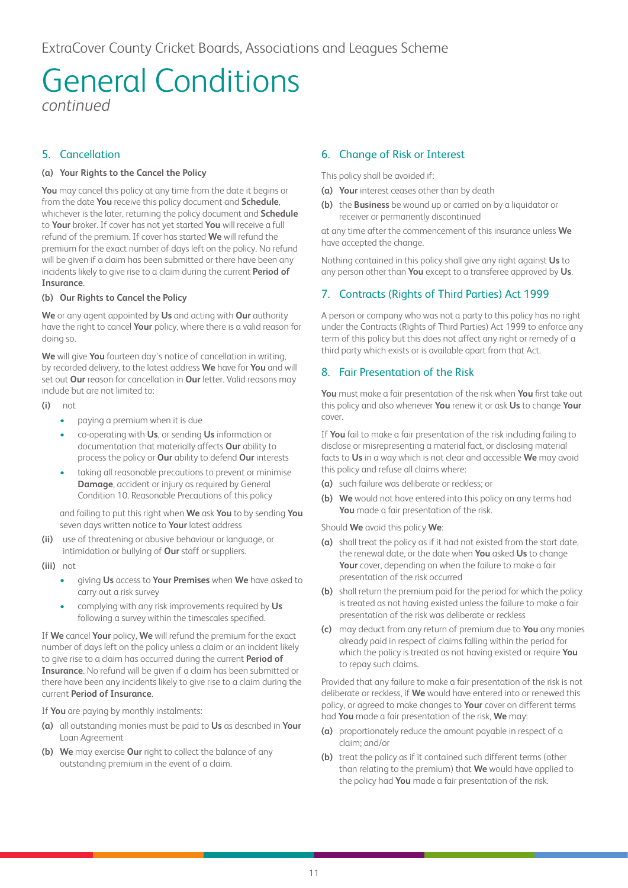# General Conditions

*continued*

## 5. Cancellation

### (a) Your Rights to the Cancel the Policy

**You** may cancel this policy at any time from the date it begins or from the date **You** receive this policy document and **Schedule**, whichever is the later, returning the policy document and **Schedule** to **Your** broker. If cover has not yet started **You** will receive a full refund of the premium. If cover has started **We** will refund the premium for the exact number of days left on the policy. No refund will be given if a claim has been submitted or there have been any incidents likely to give rise to a claim during the current **Period of Insurance**.

### (b) Our Rights to Cancel the Policy

**We** or any agent appointed by **Us** and acting with **Our** authority have the right to cancel **Your** policy, where there is a valid reason for doing so.

**We** will give **You** fourteen day's notice of cancellation in writing, by recorded delivery, to the latest address **We** have for **You** and will set out **Our** reason for cancellation in **Our** letter. Valid reasons may include but are not limited to:

**(i)** not

- paying a premium when it is due
- co-operating with **Us**, or sending **Us** information or documentation that materially affects **Our** ability to process the policy or **Our** ability to defend **Our** interests
- taking all reasonable precautions to prevent or minimise **Damage**, accident or injury as required by General Condition 10. Reasonable Precautions of this policy

and failing to put this right when **We** ask **You** to by sending **You** seven days written notice to **Your** latest address

**(ii)** use of threatening or abusive behaviour or language, or intimidation or bullying of **Our** staff or suppliers.

**(iii)** not

- giving **Us** access to **Your Premises** when **We** have asked to carry out a risk survey
- complying with any risk improvements required by **Us** following a survey within the timescales specified.

If **We** cancel **Your** policy, **We** will refund the premium for the exact number of days left on the policy unless a claim or an incident likely to give rise to a claim has occurred during the current **Period of Insurance**. No refund will be given if a claim has been submitted or there have been any incidents likely to give rise to a claim during the current **Period of Insurance**.

If **You** are paying by monthly instalments:

**(a)** all outstanding monies must be paid to **Us** as described in **Your** Loan Agreement

**(b)** **We** may exercise **Our** right to collect the balance of any outstanding premium in the event of a claim.

## 6. Change of Risk or Interest

This policy shall be avoided if:

**(a)** **Your** interest ceases other than by death

**(b)** the **Business** be wound up or carried on by a liquidator or receiver or permanently discontinued

at any time after the commencement of this insurance unless **We** have accepted the change.

Nothing contained in this policy shall give any right against **Us** to any person other than **You** except to a transferee approved by **Us**.

## 7. Contracts (Rights of Third Parties) Act 1999

A person or company who was not a party to this policy has no right under the Contracts (Rights of Third Parties) Act 1999 to enforce any term of this policy but this does not affect any right or remedy of a third party which exists or is available apart from that Act.

## 8. Fair Presentation of the Risk

**You** must make a fair presentation of the risk when **You** first take out this policy and also whenever **You** renew it or ask **Us** to change **Your** cover.

If **You** fail to make a fair presentation of the risk including failing to disclose or misrepresenting a material fact, or disclosing material facts to **Us** in a way which is not clear and accessible **We** may avoid this policy and refuse all claims where:

**(a)** such failure was deliberate or reckless; or

**(b)** **We** would not have entered into this policy on any terms had **You** made a fair presentation of the risk.

Should **We** avoid this policy **We**:

**(a)** shall treat the policy as if it had not existed from the start date, the renewal date, or the date when **You** asked **Us** to change **Your** cover, depending on when the failure to make a fair presentation of the risk occurred

**(b)** shall return the premium paid for the period for which the policy is treated as not having existed unless the failure to make a fair presentation of the risk was deliberate or reckless

**(c)** may deduct from any return of premium due to **You** any monies already paid in respect of claims falling within the period for which the policy is treated as not having existed or require **You** to repay such claims.

Provided that any failure to make a fair presentation of the risk is not deliberate or reckless, if **We** would have entered into or renewed this policy, or agreed to make changes to **Your** cover on different terms had **You** made a fair presentation of the risk, **We** may:

**(a)** proportionately reduce the amount payable in respect of a claim; and/or

**(b)** treat the policy as if it contained such different terms (other than relating to the premium) that **We** would have applied to the policy had **You** made a fair presentation of the risk.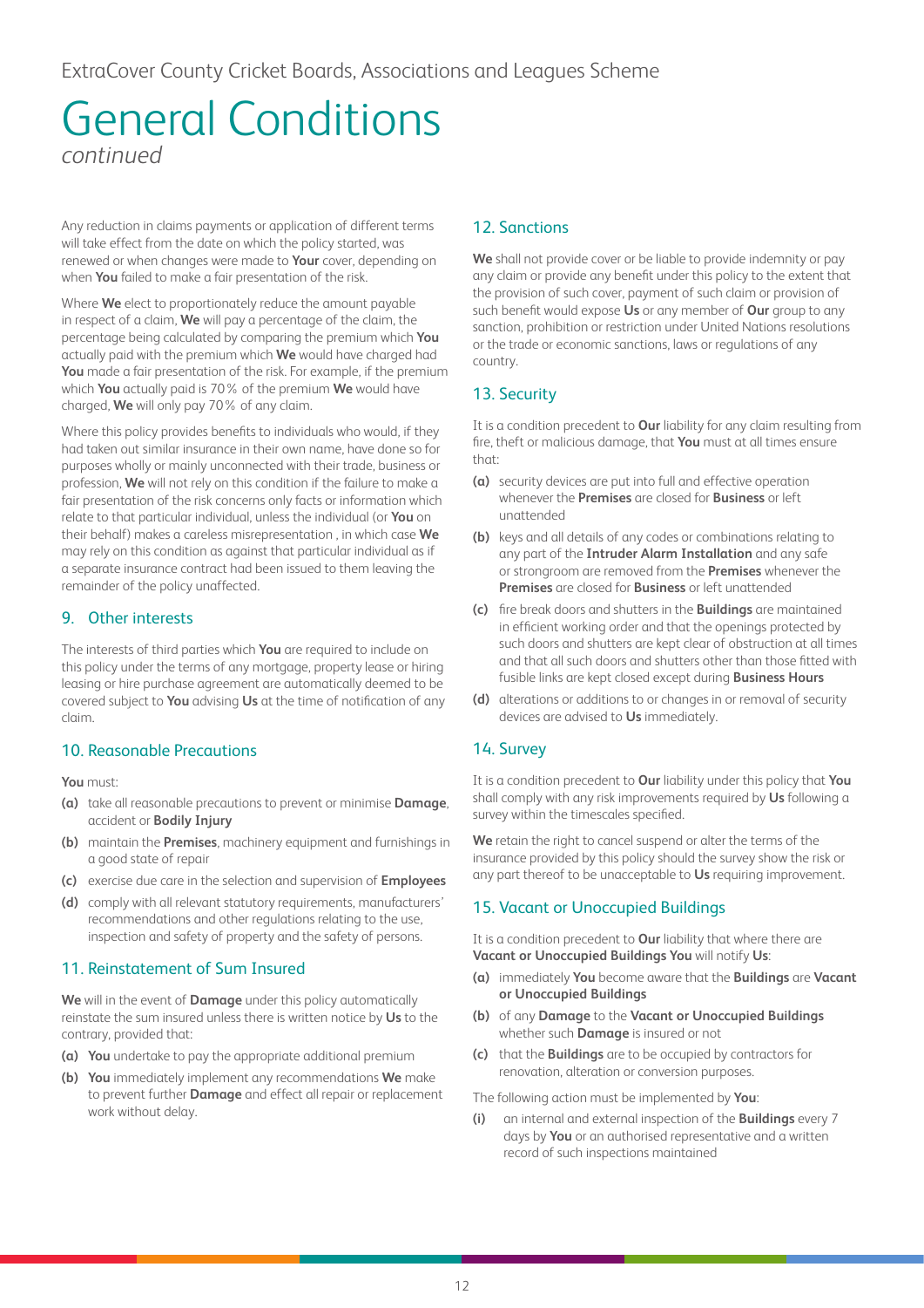# General Conditions

*continued*

Any reduction in claims payments or application of different terms will take effect from the date on which the policy started, was renewed or when changes were made to **Your** cover, depending on when **You** failed to make a fair presentation of the risk.

Where **We** elect to proportionately reduce the amount payable in respect of a claim, **We** will pay a percentage of the claim, the percentage being calculated by comparing the premium which **You** actually paid with the premium which **We** would have charged had **You** made a fair presentation of the risk. For example, if the premium which **You** actually paid is 70% of the premium **We** would have charged, **We** will only pay 70% of any claim.

Where this policy provides benefits to individuals who would, if they had taken out similar insurance in their own name, have done so for purposes wholly or mainly unconnected with their trade, business or profession, **We** will not rely on this condition if the failure to make a fair presentation of the risk concerns only facts or information which relate to that particular individual, unless the individual (or **You** on their behalf) makes a careless misrepresentation , in which case **We** may rely on this condition as against that particular individual as if a separate insurance contract had been issued to them leaving the remainder of the policy unaffected.

## 9. Other interests

The interests of third parties which **You** are required to include on this policy under the terms of any mortgage, property lease or hiring leasing or hire purchase agreement are automatically deemed to be covered subject to **You** advising **Us** at the time of notification of any claim.

## 10. Reasonable Precautions

**You** must:

- **(a)** take all reasonable precautions to prevent or minimise **Damage**, accident or **Bodily Injury**
- **(b)** maintain the **Premises**, machinery equipment and furnishings in a good state of repair
- **(c)** exercise due care in the selection and supervision of **Employees**
- **(d)** comply with all relevant statutory requirements, manufacturers' recommendations and other regulations relating to the use, inspection and safety of property and the safety of persons.

## 11. Reinstatement of Sum Insured

**We** will in the event of **Damage** under this policy automatically reinstate the sum insured unless there is written notice by **Us** to the contrary, provided that:

- **(a)** **You** undertake to pay the appropriate additional premium
- **(b)** **You** immediately implement any recommendations **We** make to prevent further **Damage** and effect all repair or replacement work without delay.

## 12. Sanctions

**We** shall not provide cover or be liable to provide indemnity or pay any claim or provide any benefit under this policy to the extent that the provision of such cover, payment of such claim or provision of such benefit would expose **Us** or any member of **Our** group to any sanction, prohibition or restriction under United Nations resolutions or the trade or economic sanctions, laws or regulations of any country.

## 13. Security

It is a condition precedent to **Our** liability for any claim resulting from fire, theft or malicious damage, that **You** must at all times ensure that:

- **(a)** security devices are put into full and effective operation whenever the **Premises** are closed for **Business** or left unattended
- **(b)** keys and all details of any codes or combinations relating to any part of the **Intruder Alarm Installation** and any safe or strongroom are removed from the **Premises** whenever the **Premises** are closed for **Business** or left unattended
- **(c)** fire break doors and shutters in the **Buildings** are maintained in efficient working order and that the openings protected by such doors and shutters are kept clear of obstruction at all times and that all such doors and shutters other than those fitted with fusible links are kept closed except during **Business Hours**
- **(d)** alterations or additions to or changes in or removal of security devices are advised to **Us** immediately.

## 14. Survey

It is a condition precedent to **Our** liability under this policy that **You** shall comply with any risk improvements required by **Us** following a survey within the timescales specified.

**We** retain the right to cancel suspend or alter the terms of the insurance provided by this policy should the survey show the risk or any part thereof to be unacceptable to **Us** requiring improvement.

## 15. Vacant or Unoccupied Buildings

It is a condition precedent to **Our** liability that where there are **Vacant or Unoccupied Buildings You** will notify **Us**:

- **(a)** immediately **You** become aware that the **Buildings** are **Vacant or Unoccupied Buildings**
- **(b)** of any **Damage** to the **Vacant or Unoccupied Buildings** whether such **Damage** is insured or not
- **(c)** that the **Buildings** are to be occupied by contractors for renovation, alteration or conversion purposes.

The following action must be implemented by **You**:

- **(i)** an internal and external inspection of the **Buildings** every 7 days by **You** or an authorised representative and a written record of such inspections maintained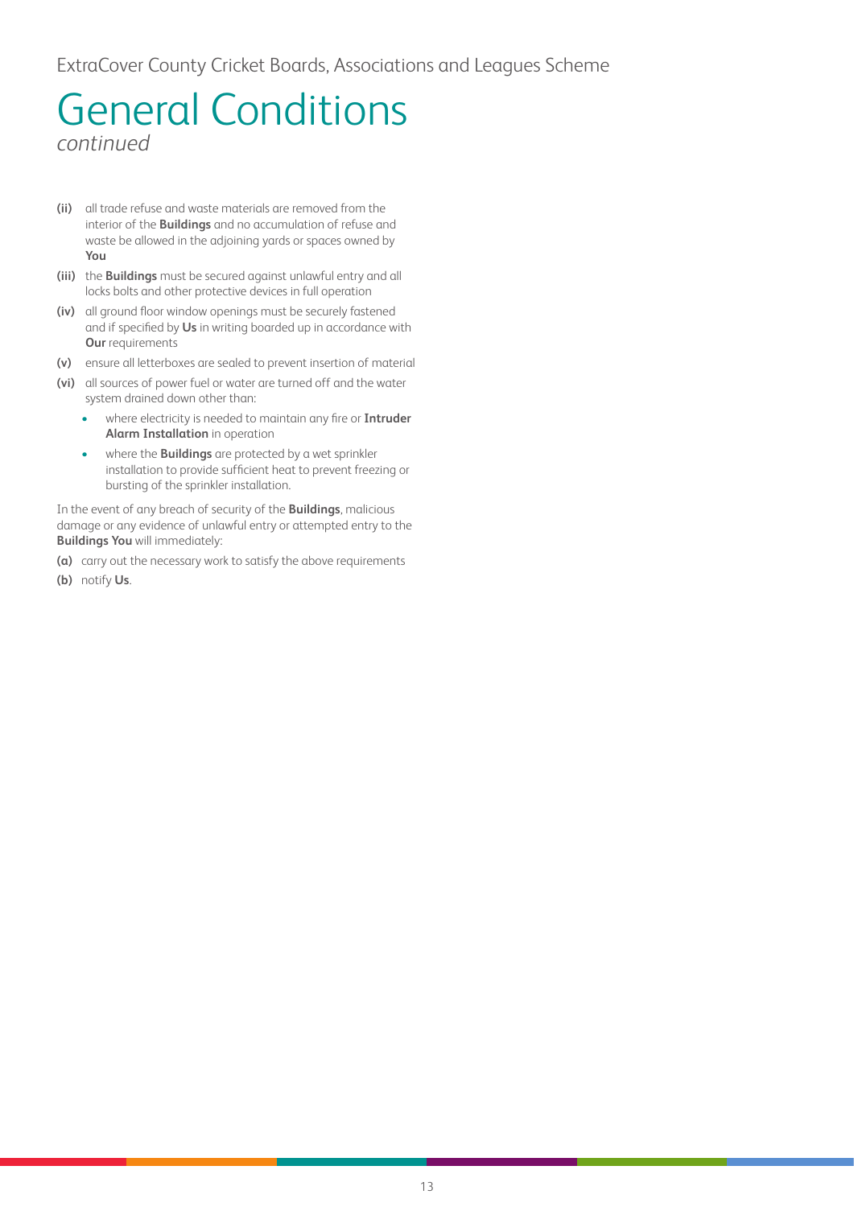# General Conditions

*continued*

**(ii)** all trade refuse and waste materials are removed from the interior of the **Buildings** and no accumulation of refuse and waste be allowed in the adjoining yards or spaces owned by **You**

**(iii)** the **Buildings** must be secured against unlawful entry and all locks bolts and other protective devices in full operation

**(iv)** all ground floor window openings must be securely fastened and if specified by **Us** in writing boarded up in accordance with **Our** requirements

**(v)** ensure all letterboxes are sealed to prevent insertion of material

**(vi)** all sources of power fuel or water are turned off and the water system drained down other than:

- where electricity is needed to maintain any fire or **Intruder Alarm Installation** in operation
- where the **Buildings** are protected by a wet sprinkler installation to provide sufficient heat to prevent freezing or bursting of the sprinkler installation.

In the event of any breach of security of the **Buildings**, malicious damage or any evidence of unlawful entry or attempted entry to the **Buildings You** will immediately:

**(a)** carry out the necessary work to satisfy the above requirements

**(b)** notify **Us**.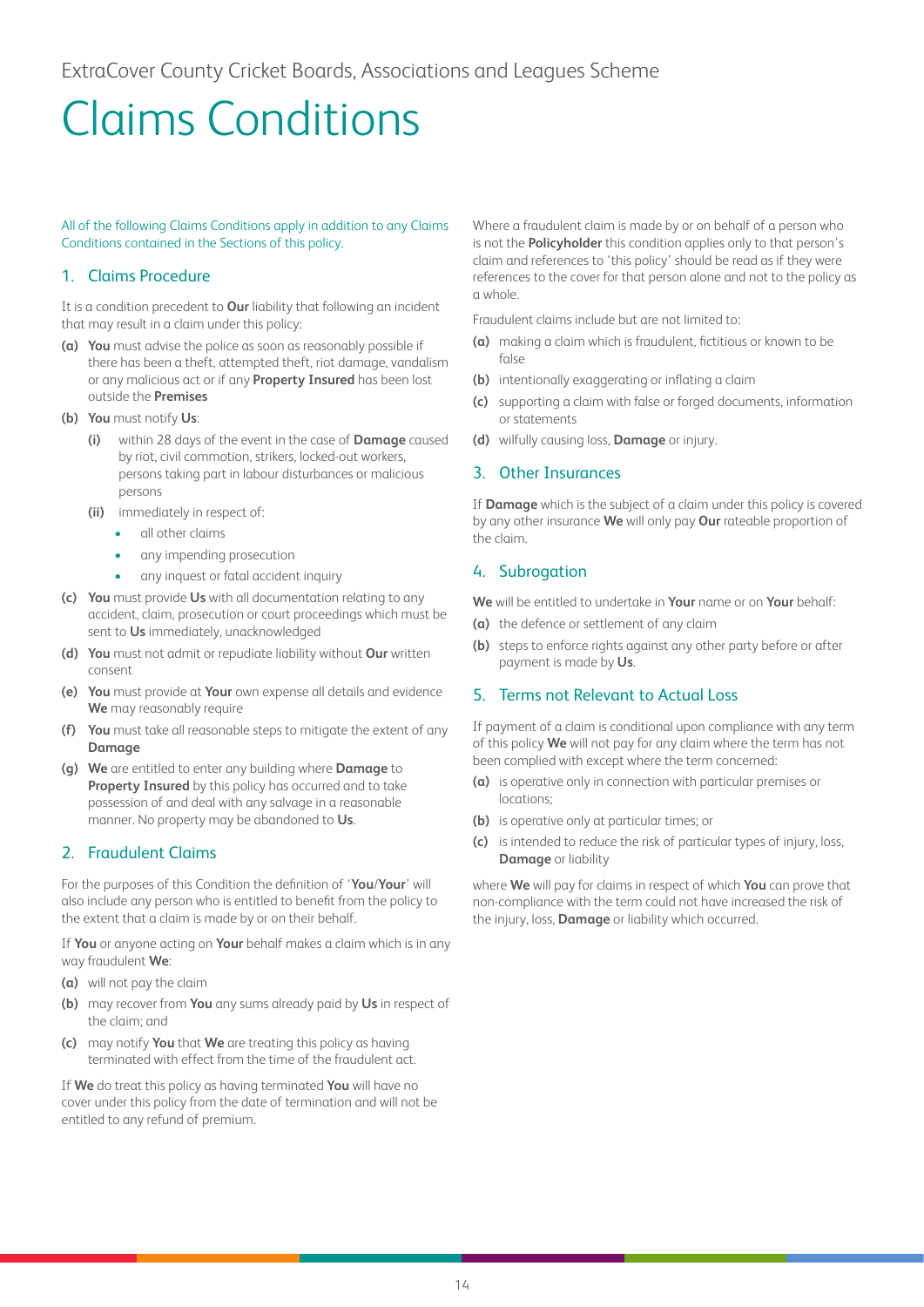ExtraCover County Cricket Boards, Associations and Leagues Scheme

# Claims Conditions

All of the following Claims Conditions apply in addition to any Claims Conditions contained in the Sections of this policy.

## 1. Claims Procedure

It is a condition precedent to **Our** liability that following an incident that may result in a claim under this policy:

**(a)** **You** must advise the police as soon as reasonably possible if there has been a theft, attempted theft, riot damage, vandalism or any malicious act or if any **Property Insured** has been lost outside the **Premises**

**(b)** **You** must notify **Us**:

- **(i)** within 28 days of the event in the case of **Damage** caused by riot, civil commotion, strikers, locked-out workers, persons taking part in labour disturbances or malicious persons
- **(ii)** immediately in respect of:
  - all other claims
  - any impending prosecution
  - any inquest or fatal accident inquiry

**(c)** **You** must provide **Us** with all documentation relating to any accident, claim, prosecution or court proceedings which must be sent to **Us** immediately, unacknowledged

**(d)** **You** must not admit or repudiate liability without **Our** written consent

**(e)** **You** must provide at **Your** own expense all details and evidence **We** may reasonably require

**(f)** **You** must take all reasonable steps to mitigate the extent of any **Damage**

**(g)** **We** are entitled to enter any building where **Damage** to **Property Insured** by this policy has occurred and to take possession of and deal with any salvage in a reasonable manner. No property may be abandoned to **Us**.

## 2. Fraudulent Claims

For the purposes of this Condition the definition of '**You**/**Your**' will also include any person who is entitled to benefit from the policy to the extent that a claim is made by or on their behalf.

If **You** or anyone acting on **Your** behalf makes a claim which is in any way fraudulent **We**:

**(a)** will not pay the claim

**(b)** may recover from **You** any sums already paid by **Us** in respect of the claim; and

**(c)** may notify **You** that **We** are treating this policy as having terminated with effect from the time of the fraudulent act.

If **We** do treat this policy as having terminated **You** will have no cover under this policy from the date of termination and will not be entitled to any refund of premium.

Where a fraudulent claim is made by or on behalf of a person who is not the **Policyholder** this condition applies only to that person's claim and references to 'this policy' should be read as if they were references to the cover for that person alone and not to the policy as a whole.

Fraudulent claims include but are not limited to:

**(a)** making a claim which is fraudulent, fictitious or known to be false

**(b)** intentionally exaggerating or inflating a claim

**(c)** supporting a claim with false or forged documents, information or statements

**(d)** wilfully causing loss, **Damage** or injury.

## 3. Other Insurances

If **Damage** which is the subject of a claim under this policy is covered by any other insurance **We** will only pay **Our** rateable proportion of the claim.

## 4. Subrogation

**We** will be entitled to undertake in **Your** name or on **Your** behalf:

**(a)** the defence or settlement of any claim

**(b)** steps to enforce rights against any other party before or after payment is made by **Us**.

## 5. Terms not Relevant to Actual Loss

If payment of a claim is conditional upon compliance with any term of this policy **We** will not pay for any claim where the term has not been complied with except where the term concerned:

**(a)** is operative only in connection with particular premises or locations;

**(b)** is operative only at particular times; or

**(c)** is intended to reduce the risk of particular types of injury, loss, **Damage** or liability

where **We** will pay for claims in respect of which **You** can prove that non-compliance with the term could not have increased the risk of the injury, loss, **Damage** or liability which occurred.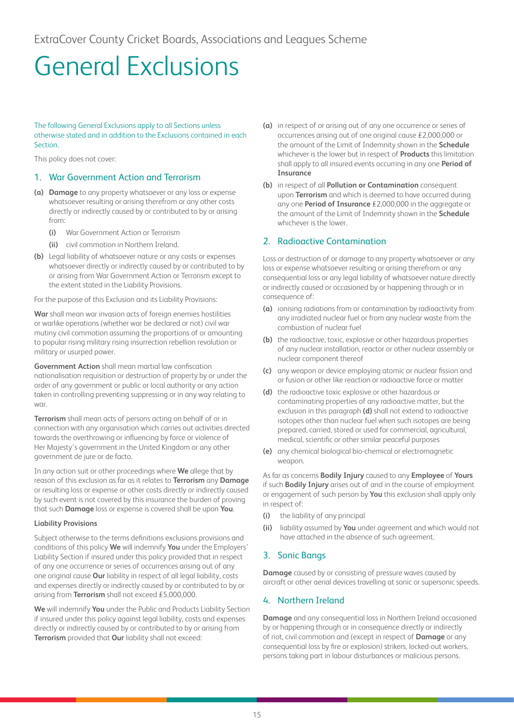# General Exclusions

The following General Exclusions apply to all Sections unless otherwise stated and in addition to the Exclusions contained in each Section.

This policy does not cover:

## 1. War Government Action and Terrorism

**(a)** **Damage** to any property whatsoever or any loss or expense whatsoever resulting or arising therefrom or any other costs directly or indirectly caused by or contributed to by or arising from:

- **(i)** War Government Action or Terrorism
- **(ii)** civil commotion in Northern Ireland.

**(b)** Legal liability of whatsoever nature or any costs or expenses whatsoever directly or indirectly caused by or contributed to by or arising from War Government Action or Terrorism except to the extent stated in the Liability Provisions.

For the purpose of this Exclusion and its Liability Provisions:

**War** shall mean war invasion acts of foreign enemies hostilities or warlike operations (whether war be declared or not) civil war mutiny civil commotion assuming the proportions of or amounting to popular rising military rising insurrection rebellion revolution or military or usurped power.

**Government Action** shall mean martial law confiscation nationalisation requisition or destruction of property by or under the order of any government or public or local authority or any action taken in controlling preventing suppressing or in any way relating to war.

**Terrorism** shall mean acts of persons acting on behalf of or in connection with any organisation which carries out activities directed towards the overthrowing or influencing by force or violence of Her Majesty's government in the United Kingdom or any other government de jure or de facto.

In any action suit or other proceedings where **We** allege that by reason of this exclusion as far as it relates to **Terrorism** any **Damage** or resulting loss or expense or other costs directly or indirectly caused by such event is not covered by this insurance the burden of proving that such **Damage** loss or expense is covered shall be upon **You**.

**Liability Provisions**

Subject otherwise to the terms definitions exclusions provisions and conditions of this policy **We** will indemnify **You** under the Employers' Liability Section if insured under this policy provided that in respect of any one occurrence or series of occurrences arising out of any one original cause **Our** liability in respect of all legal liability, costs and expenses directly or indirectly caused by or contributed to by or arising from **Terrorism** shall not exceed £5,000,000.

**We** will indemnify **You** under the Public and Products Liability Section if insured under this policy against legal liability, costs and expenses directly or indirectly caused by or contributed to by or arising from **Terrorism** provided that **Our** liability shall not exceed:

**(a)** in respect of or arising out of any one occurrence or series of occurrences arising out of one original cause £2,000,000 or the amount of the Limit of Indemnity shown in the **Schedule** whichever is the lower but in respect of **Products** this limitation shall apply to all insured events occurring in any one **Period of Insurance**

**(b)** in respect of all **Pollution or Contamination** consequent upon **Terrorism** and which is deemed to have occurred during any one **Period of Insurance** £2,000,000 in the aggregate or the amount of the Limit of Indemnity shown in the **Schedule** whichever is the lower.

## 2. Radioactive Contamination

Loss or destruction of or damage to any property whatsoever or any loss or expense whatsoever resulting or arising therefrom or any consequential loss or any legal liability of whatsoever nature directly or indirectly caused or occasioned by or happening through or in consequence of:

**(a)** ionising radiations from or contamination by radioactivity from any irradiated nuclear fuel or from any nuclear waste from the combustion of nuclear fuel

**(b)** the radioactive, toxic, explosive or other hazardous properties of any nuclear installation, reactor or other nuclear assembly or nuclear component thereof

**(c)** any weapon or device employing atomic or nuclear fission and or fusion or other like reaction or radioactive force or matter

**(d)** the radioactive toxic explosive or other hazardous or contaminating properties of any radioactive matter, but the exclusion in this paragraph **(d)** shall not extend to radioactive isotopes other than nuclear fuel when such isotopes are being prepared, carried, stored or used for commercial, agricultural, medical, scientific or other similar peaceful purposes

**(e)** any chemical biological bio-chemical or electromagnetic weapon.

As far as concerns **Bodily Injury** caused to any **Employee** of **Yours** if such **Bodily Injury** arises out of and in the course of employment or engagement of such person by **You** this exclusion shall apply only in respect of:

- **(i)** the liability of any principal
- **(ii)** liability assumed by **You** under agreement and which would not have attached in the absence of such agreement.

## 3. Sonic Bangs

**Damage** caused by or consisting of pressure waves caused by aircraft or other aerial devices travelling at sonic or supersonic speeds.

## 4. Northern Ireland

**Damage** and any consequential loss in Northern Ireland occasioned by or happening through or in consequence directly or indirectly of riot, civil commotion and (except in respect of **Damage** or any consequential loss by fire or explosion) strikers, locked-out workers, persons taking part in labour disturbances or malicious persons.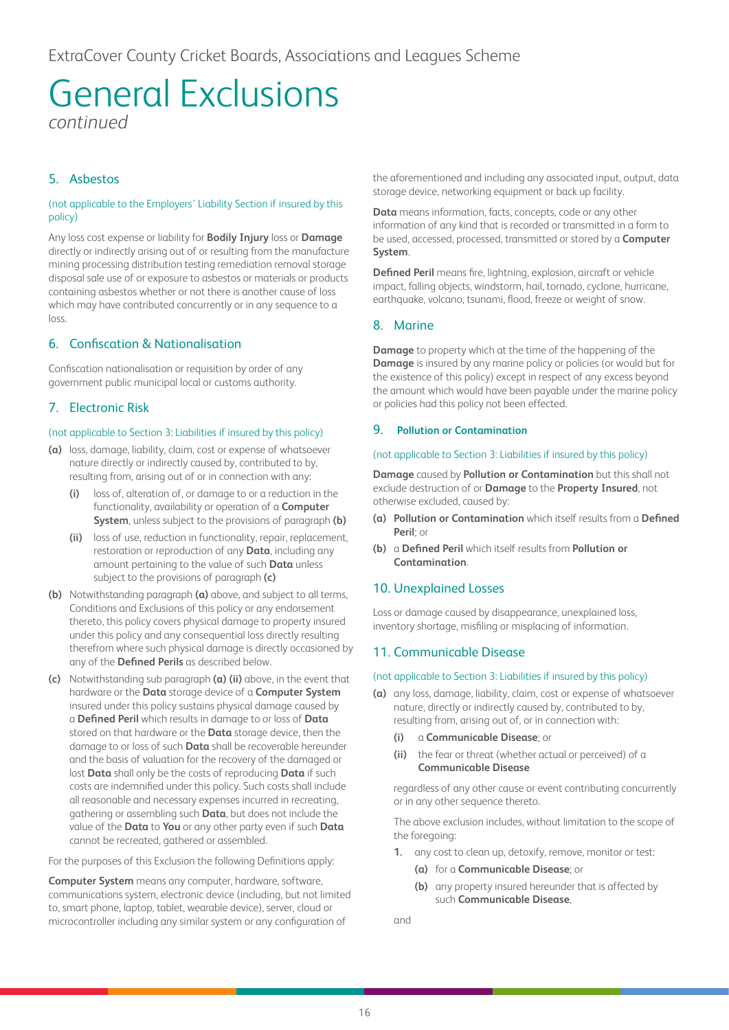# General Exclusions

*continued*

## 5. Asbestos

(not applicable to the Employers' Liability Section if insured by this policy)

Any loss cost expense or liability for **Bodily Injury** loss or **Damage** directly or indirectly arising out of or resulting from the manufacture mining processing distribution testing remediation removal storage disposal sale use of or exposure to asbestos or materials or products containing asbestos whether or not there is another cause of loss which may have contributed concurrently or in any sequence to a loss.

## 6. Confiscation & Nationalisation

Confiscation nationalisation or requisition by order of any government public municipal local or customs authority.

## 7. Electronic Risk

(not applicable to Section 3: Liabilities if insured by this policy)

**(a)** loss, damage, liability, claim, cost or expense of whatsoever nature directly or indirectly caused by, contributed to by, resulting from, arising out of or in connection with any:

- **(i)** loss of, alteration of, or damage to or a reduction in the functionality, availability or operation of a **Computer System**, unless subject to the provisions of paragraph **(b)**
- **(ii)** loss of use, reduction in functionality, repair, replacement, restoration or reproduction of any **Data**, including any amount pertaining to the value of such **Data** unless subject to the provisions of paragraph **(c)**

**(b)** Notwithstanding paragraph **(a)** above, and subject to all terms, Conditions and Exclusions of this policy or any endorsement thereto, this policy covers physical damage to property insured under this policy and any consequential loss directly resulting therefrom where such physical damage is directly occasioned by any of the **Defined Perils** as described below.

**(c)** Notwithstanding sub paragraph **(a) (ii)** above, in the event that hardware or the **Data** storage device of a **Computer System** insured under this policy sustains physical damage caused by a **Defined Peril** which results in damage to or loss of **Data** stored on that hardware or the **Data** storage device, then the damage to or loss of such **Data** shall be recoverable hereunder and the basis of valuation for the recovery of the damaged or lost **Data** shall only be the costs of reproducing **Data** if such costs are indemnified under this policy. Such costs shall include all reasonable and necessary expenses incurred in recreating, gathering or assembling such **Data**, but does not include the value of the **Data** to **You** or any other party even if such **Data** cannot be recreated, gathered or assembled.

For the purposes of this Exclusion the following Definitions apply:

**Computer System** means any computer, hardware, software, communications system, electronic device (including, but not limited to, smart phone, laptop, tablet, wearable device), server, cloud or microcontroller including any similar system or any configuration of the aforementioned and including any associated input, output, data storage device, networking equipment or back up facility.

**Data** means information, facts, concepts, code or any other information of any kind that is recorded or transmitted in a form to be used, accessed, processed, transmitted or stored by a **Computer System**.

**Defined Peril** means fire, lightning, explosion, aircraft or vehicle impact, falling objects, windstorm, hail, tornado, cyclone, hurricane, earthquake, volcano, tsunami, flood, freeze or weight of snow.

## 8. Marine

**Damage** to property which at the time of the happening of the **Damage** is insured by any marine policy or policies (or would but for the existence of this policy) except in respect of any excess beyond the amount which would have been payable under the marine policy or policies had this policy not been effected.

## 9. Pollution or Contamination

(not applicable to Section 3: Liabilities if insured by this policy)

**Damage** caused by **Pollution or Contamination** but this shall not exclude destruction of or **Damage** to the **Property Insured**, not otherwise excluded, caused by:

**(a)** **Pollution or Contamination** which itself results from a **Defined Peril**; or

**(b)** a **Defined Peril** which itself results from **Pollution or Contamination**.

## 10. Unexplained Losses

Loss or damage caused by disappearance, unexplained loss, inventory shortage, misfiling or misplacing of information.

## 11. Communicable Disease

(not applicable to Section 3: Liabilities if insured by this policy)

**(a)** any loss, damage, liability, claim, cost or expense of whatsoever nature, directly or indirectly caused by, contributed to by, resulting from, arising out of, or in connection with:

- **(i)** a **Communicable Disease**; or
- **(ii)** the fear or threat (whether actual or perceived) of a **Communicable Disease**

regardless of any other cause or event contributing concurrently or in any other sequence thereto.

The above exclusion includes, without limitation to the scope of the foregoing:

1. any cost to clean up, detoxify, remove, monitor or test:
   - **(a)** for a **Communicable Disease**; or
   - **(b)** any property insured hereunder that is affected by such **Communicable Disease**,

and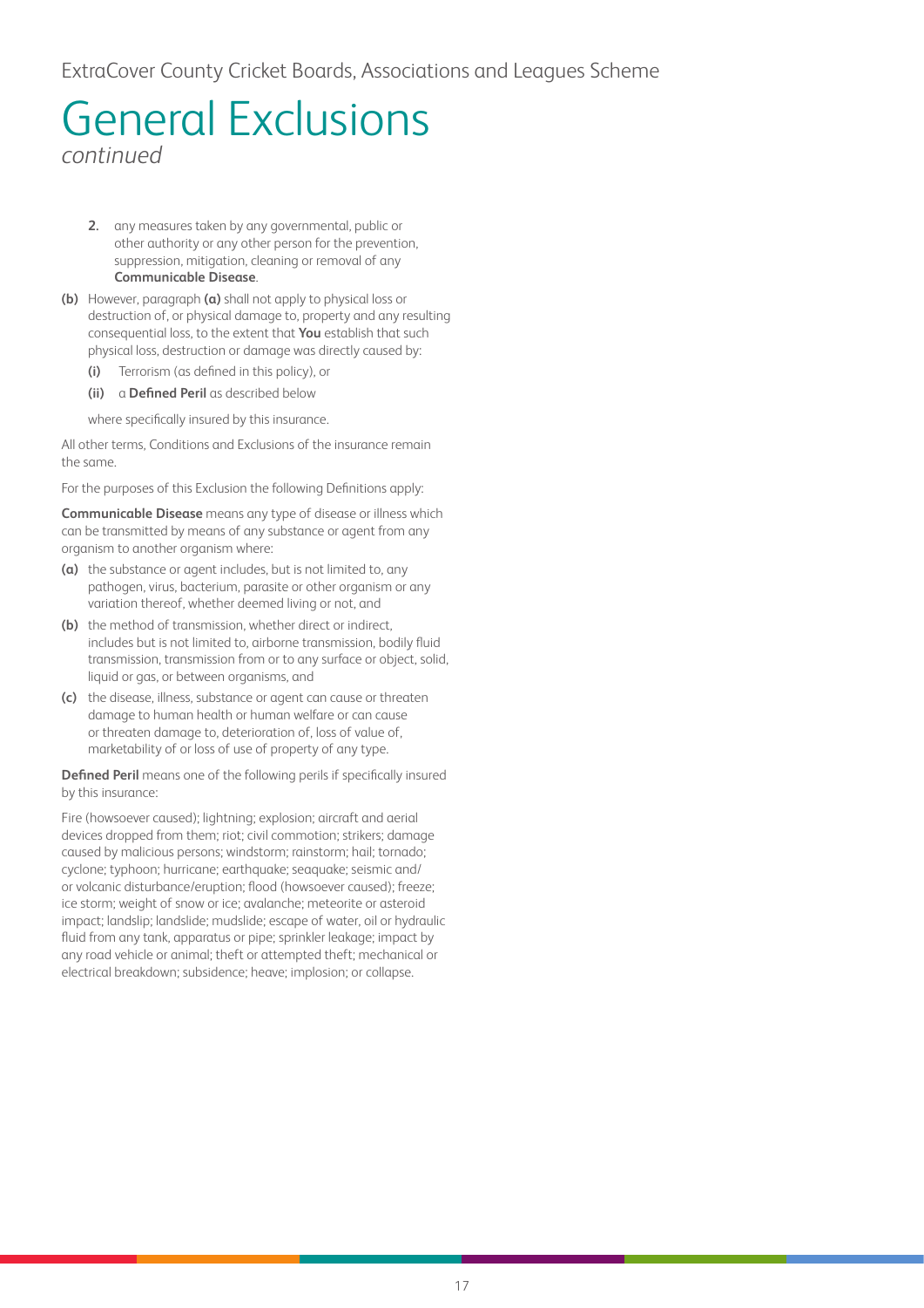# General Exclusions

*continued*

2. any measures taken by any governmental, public or other authority or any other person for the prevention, suppression, mitigation, cleaning or removal of any **Communicable Disease**.

**(b)** However, paragraph **(a)** shall not apply to physical loss or destruction of, or physical damage to, property and any resulting consequential loss, to the extent that **You** establish that such physical loss, destruction or damage was directly caused by:

- **(i)** Terrorism (as defined in this policy), or
- **(ii)** a **Defined Peril** as described below

where specifically insured by this insurance.

All other terms, Conditions and Exclusions of the insurance remain the same.

For the purposes of this Exclusion the following Definitions apply:

**Communicable Disease** means any type of disease or illness which can be transmitted by means of any substance or agent from any organism to another organism where:

- **(a)** the substance or agent includes, but is not limited to, any pathogen, virus, bacterium, parasite or other organism or any variation thereof, whether deemed living or not, and
- **(b)** the method of transmission, whether direct or indirect, includes but is not limited to, airborne transmission, bodily fluid transmission, transmission from or to any surface or object, solid, liquid or gas, or between organisms, and
- **(c)** the disease, illness, substance or agent can cause or threaten damage to human health or human welfare or can cause or threaten damage to, deterioration of, loss of value of, marketability of or loss of use of property of any type.

**Defined Peril** means one of the following perils if specifically insured by this insurance:

Fire (howsoever caused); lightning; explosion; aircraft and aerial devices dropped from them; riot; civil commotion; strikers; damage caused by malicious persons; windstorm; rainstorm; hail; tornado; cyclone; typhoon; hurricane; earthquake; seaquake; seismic and/or volcanic disturbance/eruption; flood (howsoever caused); freeze; ice storm; weight of snow or ice; avalanche; meteorite or asteroid impact; landslip; landslide; mudslide; escape of water, oil or hydraulic fluid from any tank, apparatus or pipe; sprinkler leakage; impact by any road vehicle or animal; theft or attempted theft; mechanical or electrical breakdown; subsidence; heave; implosion; or collapse.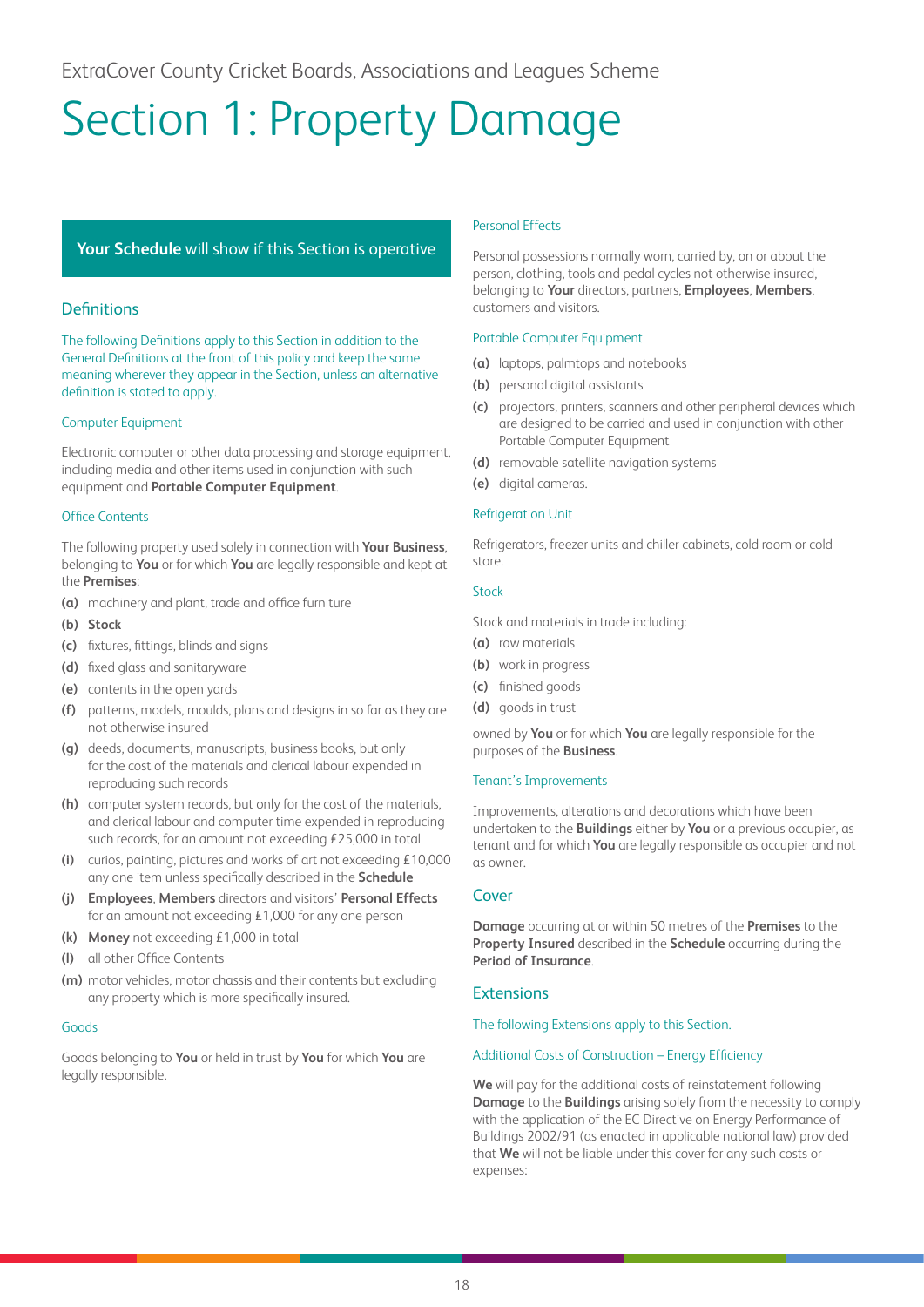# Section 1: Property Damage

**Your Schedule** will show if this Section is operative

## Definitions

The following Definitions apply to this Section in addition to the General Definitions at the front of this policy and keep the same meaning wherever they appear in the Section, unless an alternative definition is stated to apply.

### Computer Equipment

Electronic computer or other data processing and storage equipment, including media and other items used in conjunction with such equipment and **Portable Computer Equipment**.

### Office Contents

The following property used solely in connection with **Your Business**, belonging to **You** or for which **You** are legally responsible and kept at the **Premises**:

**(a)** machinery and plant, trade and office furniture

**(b)** **Stock**

**(c)** fixtures, fittings, blinds and signs

**(d)** fixed glass and sanitaryware

**(e)** contents in the open yards

**(f)** patterns, models, moulds, plans and designs in so far as they are not otherwise insured

**(g)** deeds, documents, manuscripts, business books, but only for the cost of the materials and clerical labour expended in reproducing such records

**(h)** computer system records, but only for the cost of the materials, and clerical labour and computer time expended in reproducing such records, for an amount not exceeding £25,000 in total

**(i)** curios, painting, pictures and works of art not exceeding £10,000 any one item unless specifically described in the **Schedule**

**(j)** **Employees**, **Members** directors and visitors' **Personal Effects** for an amount not exceeding £1,000 for any one person

**(k)** **Money** not exceeding £1,000 in total

**(l)** all other Office Contents

**(m)** motor vehicles, motor chassis and their contents but excluding any property which is more specifically insured.

### Goods

Goods belonging to **You** or held in trust by **You** for which **You** are legally responsible.

### Personal Effects

Personal possessions normally worn, carried by, on or about the person, clothing, tools and pedal cycles not otherwise insured, belonging to **Your** directors, partners, **Employees**, **Members**, customers and visitors.

### Portable Computer Equipment

**(a)** laptops, palmtops and notebooks

**(b)** personal digital assistants

**(c)** projectors, printers, scanners and other peripheral devices which are designed to be carried and used in conjunction with other Portable Computer Equipment

**(d)** removable satellite navigation systems

**(e)** digital cameras.

### Refrigeration Unit

Refrigerators, freezer units and chiller cabinets, cold room or cold store.

### Stock

Stock and materials in trade including:

**(a)** raw materials

**(b)** work in progress

**(c)** finished goods

**(d)** goods in trust

owned by **You** or for which **You** are legally responsible for the purposes of the **Business**.

### Tenant's Improvements

Improvements, alterations and decorations which have been undertaken to the **Buildings** either by **You** or a previous occupier, as tenant and for which **You** are legally responsible as occupier and not as owner.

## Cover

**Damage** occurring at or within 50 metres of the **Premises** to the **Property Insured** described in the **Schedule** occurring during the **Period of Insurance**.

## Extensions

The following Extensions apply to this Section.

### Additional Costs of Construction – Energy Efficiency

**We** will pay for the additional costs of reinstatement following **Damage** to the **Buildings** arising solely from the necessity to comply with the application of the EC Directive on Energy Performance of Buildings 2002/91 (as enacted in applicable national law) provided that **We** will not be liable under this cover for any such costs or expenses: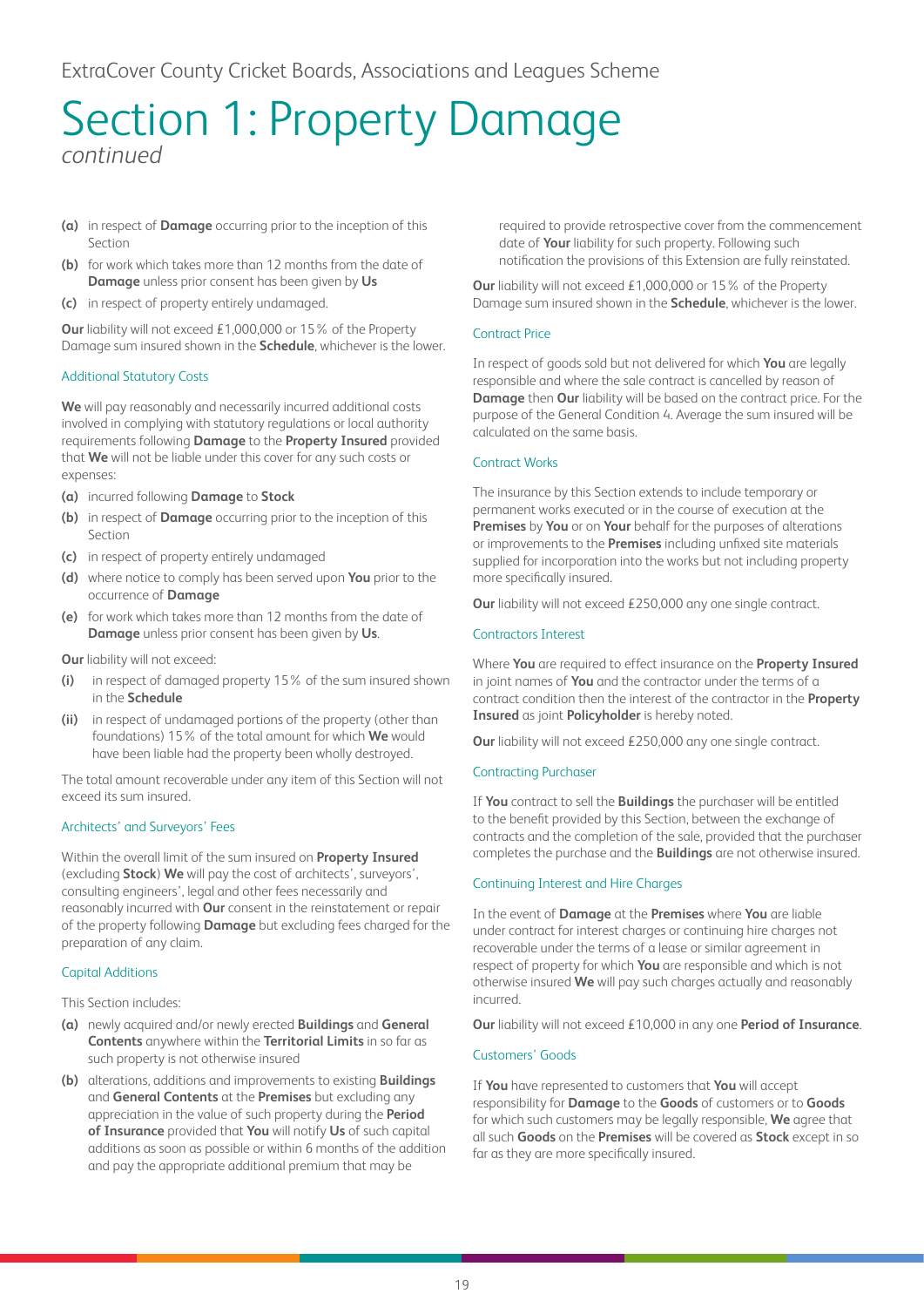# Section 1: Property Damage

*continued*

**(a)** in respect of **Damage** occurring prior to the inception of this Section

**(b)** for work which takes more than 12 months from the date of **Damage** unless prior consent has been given by **Us**

**(c)** in respect of property entirely undamaged.

**Our** liability will not exceed £1,000,000 or 15% of the Property Damage sum insured shown in the **Schedule**, whichever is the lower.

### Additional Statutory Costs

**We** will pay reasonably and necessarily incurred additional costs involved in complying with statutory regulations or local authority requirements following **Damage** to the **Property Insured** provided that **We** will not be liable under this cover for any such costs or expenses:

**(a)** incurred following **Damage** to **Stock**

**(b)** in respect of **Damage** occurring prior to the inception of this Section

**(c)** in respect of property entirely undamaged

**(d)** where notice to comply has been served upon **You** prior to the occurrence of **Damage**

**(e)** for work which takes more than 12 months from the date of **Damage** unless prior consent has been given by **Us**.

**Our** liability will not exceed:

**(i)** in respect of damaged property 15% of the sum insured shown in the **Schedule**

**(ii)** in respect of undamaged portions of the property (other than foundations) 15% of the total amount for which **We** would have been liable had the property been wholly destroyed.

The total amount recoverable under any item of this Section will not exceed its sum insured.

### Architects' and Surveyors' Fees

Within the overall limit of the sum insured on **Property Insured** (excluding **Stock**) **We** will pay the cost of architects', surveyors', consulting engineers', legal and other fees necessarily and reasonably incurred with **Our** consent in the reinstatement or repair of the property following **Damage** but excluding fees charged for the preparation of any claim.

### Capital Additions

This Section includes:

**(a)** newly acquired and/or newly erected **Buildings** and **General Contents** anywhere within the **Territorial Limits** in so far as such property is not otherwise insured

**(b)** alterations, additions and improvements to existing **Buildings** and **General Contents** at the **Premises** but excluding any appreciation in the value of such property during the **Period of Insurance** provided that **You** will notify **Us** of such capital additions as soon as possible or within 6 months of the addition and pay the appropriate additional premium that may be required to provide retrospective cover from the commencement date of **Your** liability for such property. Following such notification the provisions of this Extension are fully reinstated.

**Our** liability will not exceed £1,000,000 or 15% of the Property Damage sum insured shown in the **Schedule**, whichever is the lower.

### Contract Price

In respect of goods sold but not delivered for which **You** are legally responsible and where the sale contract is cancelled by reason of **Damage** then **Our** liability will be based on the contract price. For the purpose of the General Condition 4. Average the sum insured will be calculated on the same basis.

### Contract Works

The insurance by this Section extends to include temporary or permanent works executed or in the course of execution at the **Premises** by **You** or on **Your** behalf for the purposes of alterations or improvements to the **Premises** including unfixed site materials supplied for incorporation into the works but not including property more specifically insured.

**Our** liability will not exceed £250,000 any one single contract.

### Contractors Interest

Where **You** are required to effect insurance on the **Property Insured** in joint names of **You** and the contractor under the terms of a contract condition then the interest of the contractor in the **Property Insured** as joint **Policyholder** is hereby noted.

**Our** liability will not exceed £250,000 any one single contract.

### Contracting Purchaser

If **You** contract to sell the **Buildings** the purchaser will be entitled to the benefit provided by this Section, between the exchange of contracts and the completion of the sale, provided that the purchaser completes the purchase and the **Buildings** are not otherwise insured.

### Continuing Interest and Hire Charges

In the event of **Damage** at the **Premises** where **You** are liable under contract for interest charges or continuing hire charges not recoverable under the terms of a lease or similar agreement in respect of property for which **You** are responsible and which is not otherwise insured **We** will pay such charges actually and reasonably incurred.

**Our** liability will not exceed £10,000 in any one **Period of Insurance**.

### Customers' Goods

If **You** have represented to customers that **You** will accept responsibility for **Damage** to the **Goods** of customers or to **Goods** for which such customers may be legally responsible, **We** agree that all such **Goods** on the **Premises** will be covered as **Stock** except in so far as they are more specifically insured.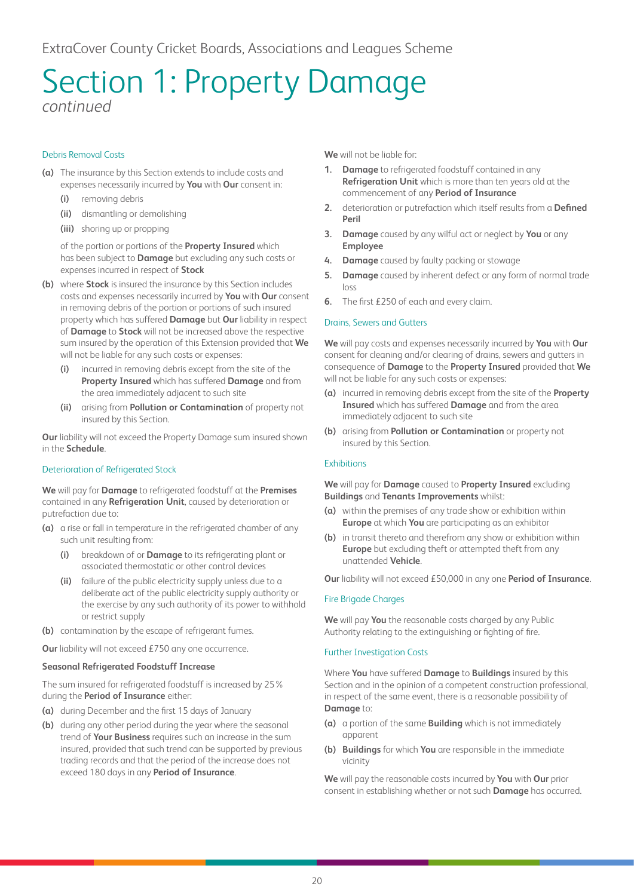# Section 1: Property Damage

*continued*

### Debris Removal Costs

**(a)** The insurance by this Section extends to include costs and expenses necessarily incurred by **You** with **Our** consent in:

- **(i)** removing debris
- **(ii)** dismantling or demolishing
- **(iii)** shoring up or propping

of the portion or portions of the **Property Insured** which has been subject to **Damage** but excluding any such costs or expenses incurred in respect of **Stock**

**(b)** where **Stock** is insured the insurance by this Section includes costs and expenses necessarily incurred by **You** with **Our** consent in removing debris of the portion or portions of such insured property which has suffered **Damage** but **Our** liability in respect of **Damage** to **Stock** will not be increased above the respective sum insured by the operation of this Extension provided that **We** will not be liable for any such costs or expenses:

- **(i)** incurred in removing debris except from the site of the **Property Insured** which has suffered **Damage** and from the area immediately adjacent to such site
- **(ii)** arising from **Pollution or Contamination** of property not insured by this Section.

**Our** liability will not exceed the Property Damage sum insured shown in the **Schedule**.

### Deterioration of Refrigerated Stock

**We** will pay for **Damage** to refrigerated foodstuff at the **Premises** contained in any **Refrigeration Unit**, caused by deterioration or putrefaction due to:

**(a)** a rise or fall in temperature in the refrigerated chamber of any such unit resulting from:

- **(i)** breakdown of or **Damage** to its refrigerating plant or associated thermostatic or other control devices
- **(ii)** failure of the public electricity supply unless due to a deliberate act of the public electricity supply authority or the exercise by any such authority of its power to withhold or restrict supply

**(b)** contamination by the escape of refrigerant fumes.

**Our** liability will not exceed £750 any one occurrence.

**Seasonal Refrigerated Foodstuff Increase**

The sum insured for refrigerated foodstuff is increased by 25% during the **Period of Insurance** either:

**(a)** during December and the first 15 days of January

**(b)** during any other period during the year where the seasonal trend of **Your Business** requires such an increase in the sum insured, provided that such trend can be supported by previous trading records and that the period of the increase does not exceed 180 days in any **Period of Insurance**.

**We** will not be liable for:

1. **Damage** to refrigerated foodstuff contained in any **Refrigeration Unit** which is more than ten years old at the commencement of any **Period of Insurance**
2. deterioration or putrefaction which itself results from a **Defined Peril**
3. **Damage** caused by any wilful act or neglect by **You** or any **Employee**
4. **Damage** caused by faulty packing or stowage
5. **Damage** caused by inherent defect or any form of normal trade loss
6. The first £250 of each and every claim.

### Drains, Sewers and Gutters

**We** will pay costs and expenses necessarily incurred by **You** with **Our** consent for cleaning and/or clearing of drains, sewers and gutters in consequence of **Damage** to the **Property Insured** provided that **We** will not be liable for any such costs or expenses:

**(a)** incurred in removing debris except from the site of the **Property Insured** which has suffered **Damage** and from the area immediately adjacent to such site

**(b)** arising from **Pollution or Contamination** or property not insured by this Section.

### Exhibitions

**We** will pay for **Damage** caused to **Property Insured** excluding **Buildings** and **Tenants Improvements** whilst:

**(a)** within the premises of any trade show or exhibition within **Europe** at which **You** are participating as an exhibitor

**(b)** in transit thereto and therefrom any show or exhibition within **Europe** but excluding theft or attempted theft from any unattended **Vehicle**.

**Our** liability will not exceed £50,000 in any one **Period of Insurance**.

### Fire Brigade Charges

**We** will pay **You** the reasonable costs charged by any Public Authority relating to the extinguishing or fighting of fire.

### Further Investigation Costs

Where **You** have suffered **Damage** to **Buildings** insured by this Section and in the opinion of a competent construction professional, in respect of the same event, there is a reasonable possibility of **Damage** to:

**(a)** a portion of the same **Building** which is not immediately apparent

**(b)** **Buildings** for which **You** are responsible in the immediate vicinity

**We** will pay the reasonable costs incurred by **You** with **Our** prior consent in establishing whether or not such **Damage** has occurred.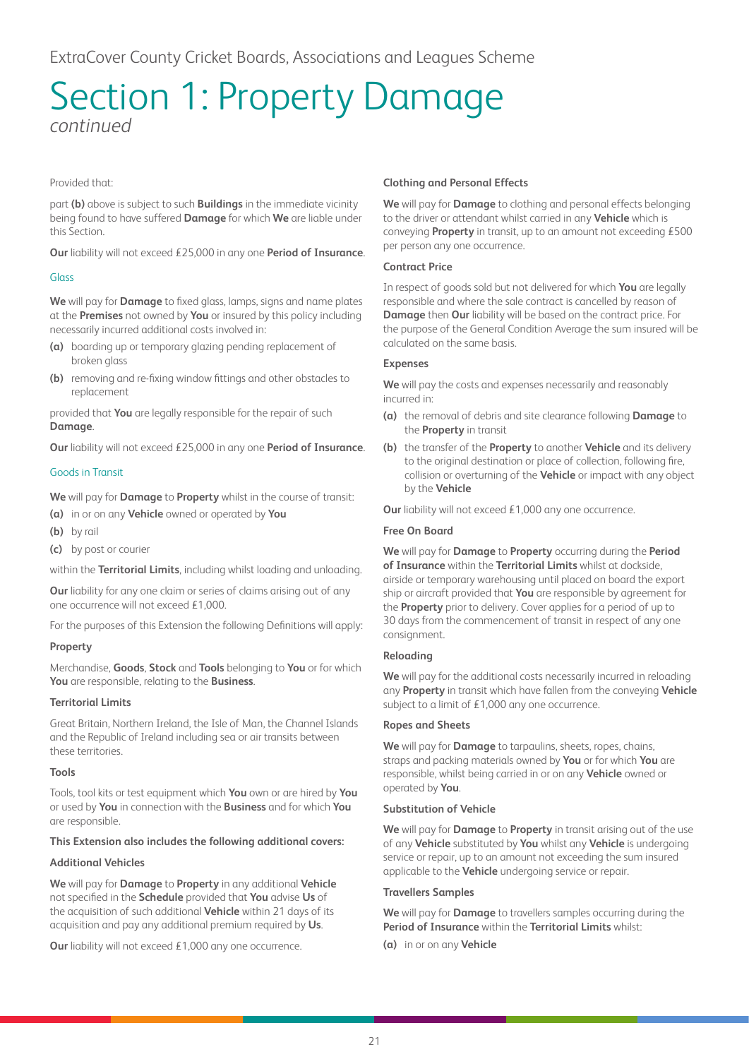# Section 1: Property Damage

*continued*

Provided that:

part **(b)** above is subject to such **Buildings** in the immediate vicinity being found to have suffered **Damage** for which **We** are liable under this Section.

**Our** liability will not exceed £25,000 in any one **Period of Insurance**.

## Glass

**We** will pay for **Damage** to fixed glass, lamps, signs and name plates at the **Premises** not owned by **You** or insured by this policy including necessarily incurred additional costs involved in:

**(a)** boarding up or temporary glazing pending replacement of broken glass

**(b)** removing and re-fixing window fittings and other obstacles to replacement

provided that **You** are legally responsible for the repair of such **Damage**.

**Our** liability will not exceed £25,000 in any one **Period of Insurance**.

## Goods in Transit

**We** will pay for **Damage** to **Property** whilst in the course of transit:

**(a)** in or on any **Vehicle** owned or operated by **You**

**(b)** by rail

**(c)** by post or courier

within the **Territorial Limits**, including whilst loading and unloading.

**Our** liability for any one claim or series of claims arising out of any one occurrence will not exceed £1,000.

For the purposes of this Extension the following Definitions will apply:

### Property

Merchandise, **Goods**, **Stock** and **Tools** belonging to **You** or for which **You** are responsible, relating to the **Business**.

### Territorial Limits

Great Britain, Northern Ireland, the Isle of Man, the Channel Islands and the Republic of Ireland including sea or air transits between these territories.

### Tools

Tools, tool kits or test equipment which **You** own or are hired by **You** or used by **You** in connection with the **Business** and for which **You** are responsible.

**This Extension also includes the following additional covers:**

### Additional Vehicles

**We** will pay for **Damage** to **Property** in any additional **Vehicle** not specified in the **Schedule** provided that **You** advise **Us** of the acquisition of such additional **Vehicle** within 21 days of its acquisition and pay any additional premium required by **Us**.

**Our** liability will not exceed £1,000 any one occurrence.

### Clothing and Personal Effects

**We** will pay for **Damage** to clothing and personal effects belonging to the driver or attendant whilst carried in any **Vehicle** which is conveying **Property** in transit, up to an amount not exceeding £500 per person any one occurrence.

### Contract Price

In respect of goods sold but not delivered for which **You** are legally responsible and where the sale contract is cancelled by reason of **Damage** then **Our** liability will be based on the contract price. For the purpose of the General Condition Average the sum insured will be calculated on the same basis.

### Expenses

**We** will pay the costs and expenses necessarily and reasonably incurred in:

**(a)** the removal of debris and site clearance following **Damage** to the **Property** in transit

**(b)** the transfer of the **Property** to another **Vehicle** and its delivery to the original destination or place of collection, following fire, collision or overturning of the **Vehicle** or impact with any object by the **Vehicle**

**Our** liability will not exceed £1,000 any one occurrence.

### Free On Board

**We** will pay for **Damage** to **Property** occurring during the **Period of Insurance** within the **Territorial Limits** whilst at dockside, airside or temporary warehousing until placed on board the export ship or aircraft provided that **You** are responsible by agreement for the **Property** prior to delivery. Cover applies for a period of up to 30 days from the commencement of transit in respect of any one consignment.

### Reloading

**We** will pay for the additional costs necessarily incurred in reloading any **Property** in transit which have fallen from the conveying **Vehicle** subject to a limit of £1,000 any one occurrence.

### Ropes and Sheets

**We** will pay for **Damage** to tarpaulins, sheets, ropes, chains, straps and packing materials owned by **You** or for which **You** are responsible, whilst being carried in or on any **Vehicle** owned or operated by **You**.

### Substitution of Vehicle

**We** will pay for **Damage** to **Property** in transit arising out of the use of any **Vehicle** substituted by **You** whilst any **Vehicle** is undergoing service or repair, up to an amount not exceeding the sum insured applicable to the **Vehicle** undergoing service or repair.

### Travellers Samples

**We** will pay for **Damage** to travellers samples occurring during the **Period of Insurance** within the **Territorial Limits** whilst:

**(a)** in or on any **Vehicle**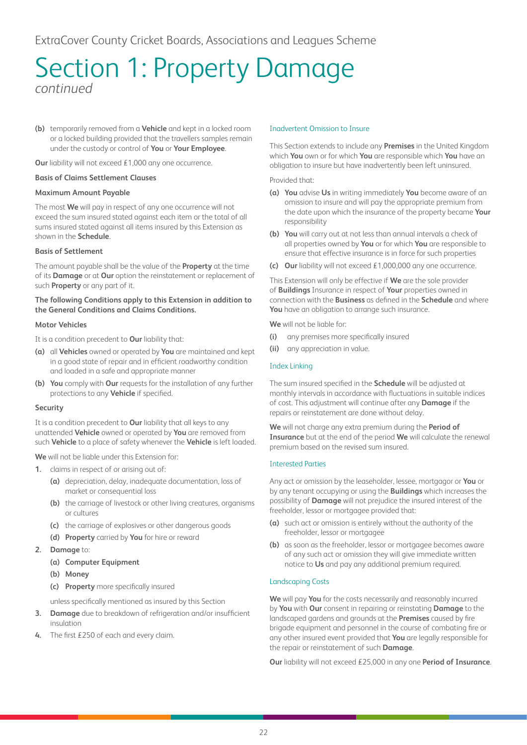# Section 1: Property Damage

*continued*

**(b)** temporarily removed from a **Vehicle** and kept in a locked room or a locked building provided that the travellers samples remain under the custody or control of **You** or **Your Employee**.

**Our** liability will not exceed £1,000 any one occurrence.

**Basis of Claims Settlement Clauses**

**Maximum Amount Payable**

The most **We** will pay in respect of any one occurrence will not exceed the sum insured stated against each item or the total of all sums insured stated against all items insured by this Extension as shown in the **Schedule**.

**Basis of Settlement**

The amount payable shall be the value of the **Property** at the time of its **Damage** or at **Our** option the reinstatement or replacement of such **Property** or any part of it.

**The following Conditions apply to this Extension in addition to the General Conditions and Claims Conditions.**

**Motor Vehicles**

It is a condition precedent to **Our** liability that:

**(a)** all **Vehicles** owned or operated by **You** are maintained and kept in a good state of repair and in efficient roadworthy condition and loaded in a safe and appropriate manner

**(b)** **You** comply with **Our** requests for the installation of any further protections to any **Vehicle** if specified.

**Security**

It is a condition precedent to **Our** liability that all keys to any unattended **Vehicle** owned or operated by **You** are removed from such **Vehicle** to a place of safety whenever the **Vehicle** is left loaded.

**We** will not be liable under this Extension for:

1. claims in respect of or arising out of:
   - **(a)** depreciation, delay, inadequate documentation, loss of market or consequential loss
   - **(b)** the carriage of livestock or other living creatures, organisms or cultures
   - **(c)** the carriage of explosives or other dangerous goods
   - **(d)** **Property** carried by **You** for hire or reward
2. **Damage** to:
   - **(a)** **Computer Equipment**
   - **(b)** **Money**
   - **(c)** **Property** more specifically insured

   unless specifically mentioned as insured by this Section
3. **Damage** due to breakdown of refrigeration and/or insufficient insulation
4. The first £250 of each and every claim.

### Inadvertent Omission to Insure

This Section extends to include any **Premises** in the United Kingdom which **You** own or for which **You** are responsible which **You** have an obligation to insure but have inadvertently been left uninsured.

Provided that:

**(a)** **You** advise **Us** in writing immediately **You** become aware of an omission to insure and will pay the appropriate premium from the date upon which the insurance of the property became **Your** responsibility

**(b)** **You** will carry out at not less than annual intervals a check of all properties owned by **You** or for which **You** are responsible to ensure that effective insurance is in force for such properties

**(c)** **Our** liability will not exceed £1,000,000 any one occurrence.

This Extension will only be effective if **We** are the sole provider of **Buildings** Insurance in respect of **Your** properties owned in connection with the **Business** as defined in the **Schedule** and where **You** have an obligation to arrange such insurance.

**We** will not be liable for:

**(i)** any premises more specifically insured

**(ii)** any appreciation in value.

### Index Linking

The sum insured specified in the **Schedule** will be adjusted at monthly intervals in accordance with fluctuations in suitable indices of cost. This adjustment will continue after any **Damage** if the repairs or reinstatement are done without delay.

**We** will not charge any extra premium during the **Period of Insurance** but at the end of the period **We** will calculate the renewal premium based on the revised sum insured.

### Interested Parties

Any act or omission by the leaseholder, lessee, mortgagor or **You** or by any tenant occupying or using the **Buildings** which increases the possibility of **Damage** will not prejudice the insured interest of the freeholder, lessor or mortgagee provided that:

**(a)** such act or omission is entirely without the authority of the freeholder, lessor or mortgagee

**(b)** as soon as the freeholder, lessor or mortgagee becomes aware of any such act or omission they will give immediate written notice to **Us** and pay any additional premium required.

### Landscaping Costs

**We** will pay **You** for the costs necessarily and reasonably incurred by **You** with **Our** consent in repairing or reinstating **Damage** to the landscaped gardens and grounds at the **Premises** caused by fire brigade equipment and personnel in the course of combating fire or any other insured event provided that **You** are legally responsible for the repair or reinstatement of such **Damage**.

**Our** liability will not exceed £25,000 in any one **Period of Insurance**.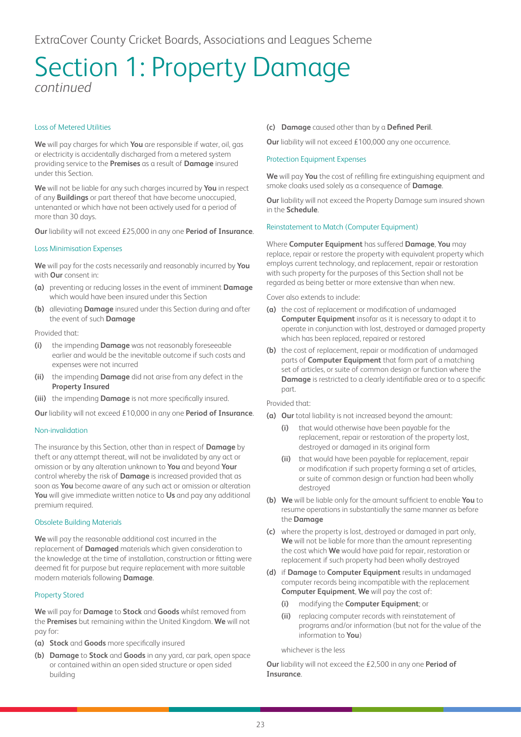# Section 1: Property Damage

*continued*

### Loss of Metered Utilities

**We** will pay charges for which **You** are responsible if water, oil, gas or electricity is accidentally discharged from a metered system providing service to the **Premises** as a result of **Damage** insured under this Section.

**We** will not be liable for any such charges incurred by **You** in respect of any **Buildings** or part thereof that have become unoccupied, untenanted or which have not been actively used for a period of more than 30 days.

**Our** liability will not exceed £25,000 in any one **Period of Insurance**.

### Loss Minimisation Expenses

**We** will pay for the costs necessarily and reasonably incurred by **You** with **Our** consent in:

**(a)** preventing or reducing losses in the event of imminent **Damage** which would have been insured under this Section

**(b)** alleviating **Damage** insured under this Section during and after the event of such **Damage**

Provided that:

**(i)** the impending **Damage** was not reasonably foreseeable earlier and would be the inevitable outcome if such costs and expenses were not incurred

**(ii)** the impending **Damage** did not arise from any defect in the **Property Insured**

**(iii)** the impending **Damage** is not more specifically insured.

**Our** liability will not exceed £10,000 in any one **Period of Insurance**.

### Non-invalidation

The insurance by this Section, other than in respect of **Damage** by theft or any attempt thereat, will not be invalidated by any act or omission or by any alteration unknown to **You** and beyond **Your** control whereby the risk of **Damage** is increased provided that as soon as **You** become aware of any such act or omission or alteration **You** will give immediate written notice to **Us** and pay any additional premium required.

### Obsolete Building Materials

**We** will pay the reasonable additional cost incurred in the replacement of **Damaged** materials which given consideration to the knowledge at the time of installation, construction or fitting were deemed fit for purpose but require replacement with more suitable modern materials following **Damage**.

### Property Stored

**We** will pay for **Damage** to **Stock** and **Goods** whilst removed from the **Premises** but remaining within the United Kingdom. **We** will not pay for:

**(a)** **Stock** and **Goods** more specifically insured

**(b)** **Damage** to **Stock** and **Goods** in any yard, car park, open space or contained within an open sided structure or open sided building

**(c)** **Damage** caused other than by a **Defined Peril**.

**Our** liability will not exceed £100,000 any one occurrence.

### Protection Equipment Expenses

**We** will pay **You** the cost of refilling fire extinguishing equipment and smoke cloaks used solely as a consequence of **Damage**.

**Our** liability will not exceed the Property Damage sum insured shown in the **Schedule**.

### Reinstatement to Match (Computer Equipment)

Where **Computer Equipment** has suffered **Damage**, **You** may replace, repair or restore the property with equivalent property which employs current technology, and replacement, repair or restoration with such property for the purposes of this Section shall not be regarded as being better or more extensive than when new.

Cover also extends to include:

**(a)** the cost of replacement or modification of undamaged **Computer Equipment** insofar as it is necessary to adapt it to operate in conjunction with lost, destroyed or damaged property which has been replaced, repaired or restored

**(b)** the cost of replacement, repair or modification of undamaged parts of **Computer Equipment** that form part of a matching set of articles, or suite of common design or function where the **Damage** is restricted to a clearly identifiable area or to a specific part.

Provided that:

**(a)** **Our** total liability is not increased beyond the amount:

  **(i)** that would otherwise have been payable for the replacement, repair or restoration of the property lost, destroyed or damaged in its original form

  **(ii)** that would have been payable for replacement, repair or modification if such property forming a set of articles, or suite of common design or function had been wholly destroyed

**(b)** **We** will be liable only for the amount sufficient to enable **You** to resume operations in substantially the same manner as before the **Damage**

**(c)** where the property is lost, destroyed or damaged in part only, **We** will not be liable for more than the amount representing the cost which **We** would have paid for repair, restoration or replacement if such property had been wholly destroyed

**(d)** if **Damage** to **Computer Equipment** results in undamaged computer records being incompatible with the replacement **Computer Equipment**, **We** will pay the cost of:

  **(i)** modifying the **Computer Equipment**; or

  **(ii)** replacing computer records with reinstatement of programs and/or information (but not for the value of the information to **You**)

  whichever is the less

**Our** liability will not exceed the £2,500 in any one **Period of Insurance**.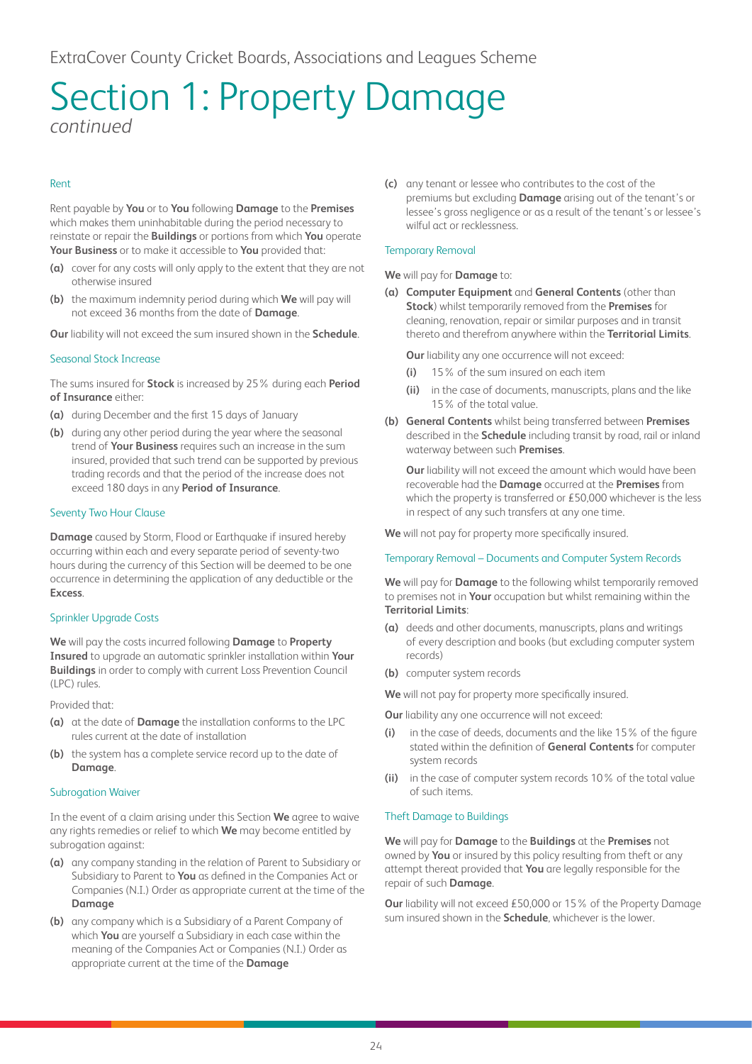# Section 1: Property Damage

*continued*

### Rent

Rent payable by **You** or to **You** following **Damage** to the **Premises** which makes them uninhabitable during the period necessary to reinstate or repair the **Buildings** or portions from which **You** operate **Your Business** or to make it accessible to **You** provided that:

**(a)** cover for any costs will only apply to the extent that they are not otherwise insured

**(b)** the maximum indemnity period during which **We** will pay will not exceed 36 months from the date of **Damage**.

**Our** liability will not exceed the sum insured shown in the **Schedule**.

### Seasonal Stock Increase

The sums insured for **Stock** is increased by 25% during each **Period of Insurance** either:

**(a)** during December and the first 15 days of January

**(b)** during any other period during the year where the seasonal trend of **Your Business** requires such an increase in the sum insured, provided that such trend can be supported by previous trading records and that the period of the increase does not exceed 180 days in any **Period of Insurance**.

### Seventy Two Hour Clause

**Damage** caused by Storm, Flood or Earthquake if insured hereby occurring within each and every separate period of seventy-two hours during the currency of this Section will be deemed to be one occurrence in determining the application of any deductible or the **Excess**.

### Sprinkler Upgrade Costs

**We** will pay the costs incurred following **Damage** to **Property Insured** to upgrade an automatic sprinkler installation within **Your Buildings** in order to comply with current Loss Prevention Council (LPC) rules.

Provided that:

**(a)** at the date of **Damage** the installation conforms to the LPC rules current at the date of installation

**(b)** the system has a complete service record up to the date of **Damage**.

### Subrogation Waiver

In the event of a claim arising under this Section **We** agree to waive any rights remedies or relief to which **We** may become entitled by subrogation against:

**(a)** any company standing in the relation of Parent to Subsidiary or Subsidiary to Parent to **You** as defined in the Companies Act or Companies (N.I.) Order as appropriate current at the time of the **Damage**

**(b)** any company which is a Subsidiary of a Parent Company of which **You** are yourself a Subsidiary in each case within the meaning of the Companies Act or Companies (N.I.) Order as appropriate current at the time of the **Damage**

**(c)** any tenant or lessee who contributes to the cost of the premiums but excluding **Damage** arising out of the tenant's or lessee's gross negligence or as a result of the tenant's or lessee's wilful act or recklessness.

### Temporary Removal

**We** will pay for **Damage** to:

**(a)** **Computer Equipment** and **General Contents** (other than **Stock**) whilst temporarily removed from the **Premises** for cleaning, renovation, repair or similar purposes and in transit thereto and therefrom anywhere within the **Territorial Limits**.

**Our** liability any one occurrence will not exceed:

- **(i)** 15% of the sum insured on each item
- **(ii)** in the case of documents, manuscripts, plans and the like 15% of the total value.

**(b)** **General Contents** whilst being transferred between **Premises** described in the **Schedule** including transit by road, rail or inland waterway between such **Premises**.

**Our** liability will not exceed the amount which would have been recoverable had the **Damage** occurred at the **Premises** from which the property is transferred or £50,000 whichever is the less in respect of any such transfers at any one time.

**We** will not pay for property more specifically insured.

### Temporary Removal – Documents and Computer System Records

**We** will pay for **Damage** to the following whilst temporarily removed to premises not in **Your** occupation but whilst remaining within the **Territorial Limits**:

**(a)** deeds and other documents, manuscripts, plans and writings of every description and books (but excluding computer system records)

**(b)** computer system records

**We** will not pay for property more specifically insured.

**Our** liability any one occurrence will not exceed:

**(i)** in the case of deeds, documents and the like 15% of the figure stated within the definition of **General Contents** for computer system records

**(ii)** in the case of computer system records 10% of the total value of such items.

### Theft Damage to Buildings

**We** will pay for **Damage** to the **Buildings** at the **Premises** not owned by **You** or insured by this policy resulting from theft or any attempt thereat provided that **You** are legally responsible for the repair of such **Damage**.

**Our** liability will not exceed £50,000 or 15% of the Property Damage sum insured shown in the **Schedule**, whichever is the lower.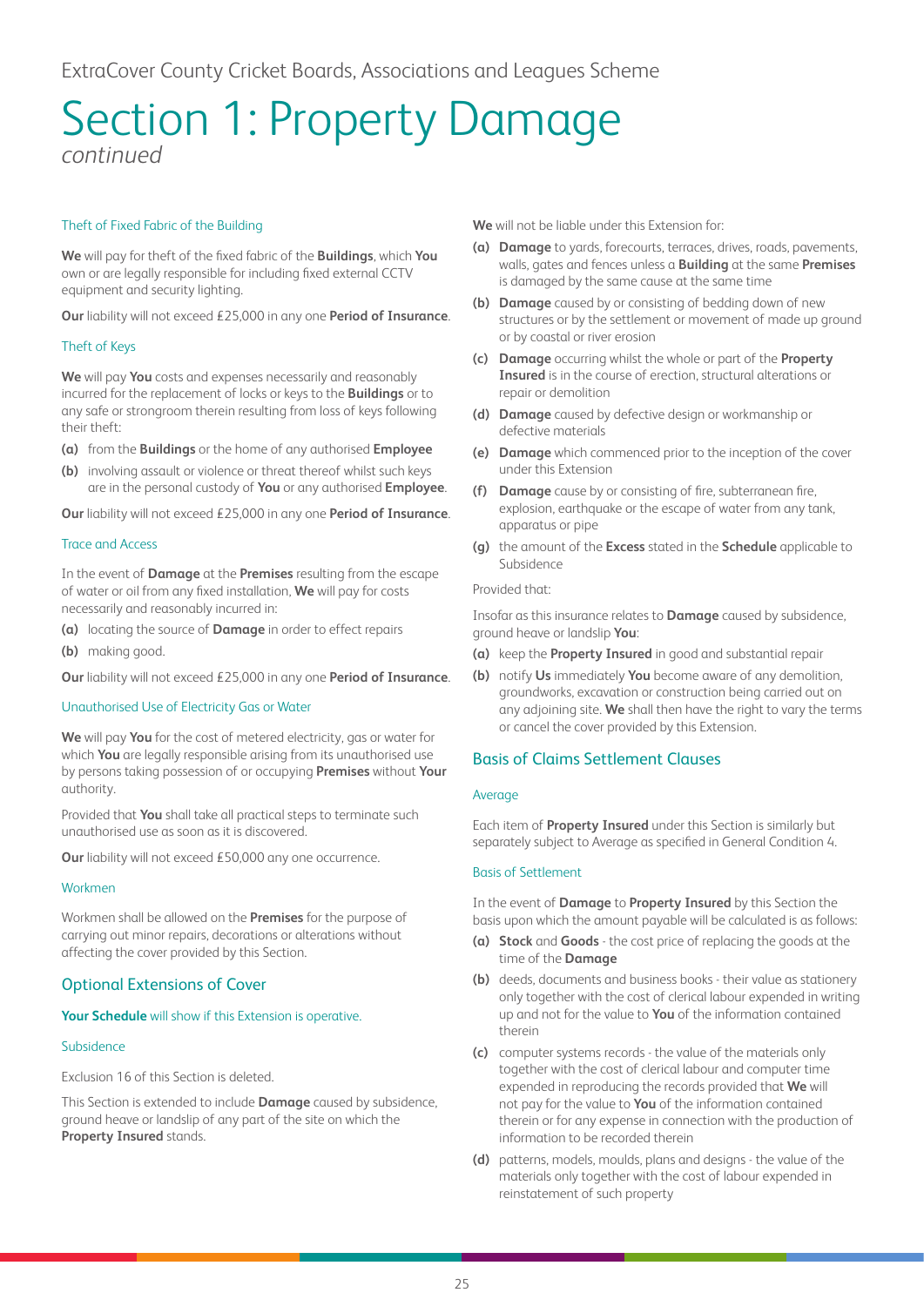# Section 1: Property Damage

*continued*

### Theft of Fixed Fabric of the Building

**We** will pay for theft of the fixed fabric of the **Buildings**, which **You** own or are legally responsible for including fixed external CCTV equipment and security lighting.

**Our** liability will not exceed £25,000 in any one **Period of Insurance**.

### Theft of Keys

**We** will pay **You** costs and expenses necessarily and reasonably incurred for the replacement of locks or keys to the **Buildings** or to any safe or strongroom therein resulting from loss of keys following their theft:

- **(a)** from the **Buildings** or the home of any authorised **Employee**
- **(b)** involving assault or violence or threat thereof whilst such keys are in the personal custody of **You** or any authorised **Employee**.

**Our** liability will not exceed £25,000 in any one **Period of Insurance**.

### Trace and Access

In the event of **Damage** at the **Premises** resulting from the escape of water or oil from any fixed installation, **We** will pay for costs necessarily and reasonably incurred in:

- **(a)** locating the source of **Damage** in order to effect repairs
- **(b)** making good.

**Our** liability will not exceed £25,000 in any one **Period of Insurance**.

### Unauthorised Use of Electricity Gas or Water

**We** will pay **You** for the cost of metered electricity, gas or water for which **You** are legally responsible arising from its unauthorised use by persons taking possession of or occupying **Premises** without **Your** authority.

Provided that **You** shall take all practical steps to terminate such unauthorised use as soon as it is discovered.

**Our** liability will not exceed £50,000 any one occurrence.

### Workmen

Workmen shall be allowed on the **Premises** for the purpose of carrying out minor repairs, decorations or alterations without affecting the cover provided by this Section.

## Optional Extensions of Cover

**Your Schedule** will show if this Extension is operative.

### Subsidence

Exclusion 16 of this Section is deleted.

This Section is extended to include **Damage** caused by subsidence, ground heave or landslip of any part of the site on which the **Property Insured** stands.

**We** will not be liable under this Extension for:

- **(a)** **Damage** to yards, forecourts, terraces, drives, roads, pavements, walls, gates and fences unless a **Building** at the same **Premises** is damaged by the same cause at the same time
- **(b)** **Damage** caused by or consisting of bedding down of new structures or by the settlement or movement of made up ground or by coastal or river erosion
- **(c)** **Damage** occurring whilst the whole or part of the **Property Insured** is in the course of erection, structural alterations or repair or demolition
- **(d)** **Damage** caused by defective design or workmanship or defective materials
- **(e)** **Damage** which commenced prior to the inception of the cover under this Extension
- **(f)** **Damage** cause by or consisting of fire, subterranean fire, explosion, earthquake or the escape of water from any tank, apparatus or pipe
- **(g)** the amount of the **Excess** stated in the **Schedule** applicable to Subsidence

Provided that:

Insofar as this insurance relates to **Damage** caused by subsidence, ground heave or landslip **You**:

- **(a)** keep the **Property Insured** in good and substantial repair
- **(b)** notify **Us** immediately **You** become aware of any demolition, groundworks, excavation or construction being carried out on any adjoining site. **We** shall then have the right to vary the terms or cancel the cover provided by this Extension.

## Basis of Claims Settlement Clauses

### Average

Each item of **Property Insured** under this Section is similarly but separately subject to Average as specified in General Condition 4.

### Basis of Settlement

In the event of **Damage** to **Property Insured** by this Section the basis upon which the amount payable will be calculated is as follows:

- **(a)** **Stock** and **Goods** - the cost price of replacing the goods at the time of the **Damage**
- **(b)** deeds, documents and business books - their value as stationery only together with the cost of clerical labour expended in writing up and not for the value to **You** of the information contained therein
- **(c)** computer systems records - the value of the materials only together with the cost of clerical labour and computer time expended in reproducing the records provided that **We** will not pay for the value to **You** of the information contained therein or for any expense in connection with the production of information to be recorded therein
- **(d)** patterns, models, moulds, plans and designs - the value of the materials only together with the cost of labour expended in reinstatement of such property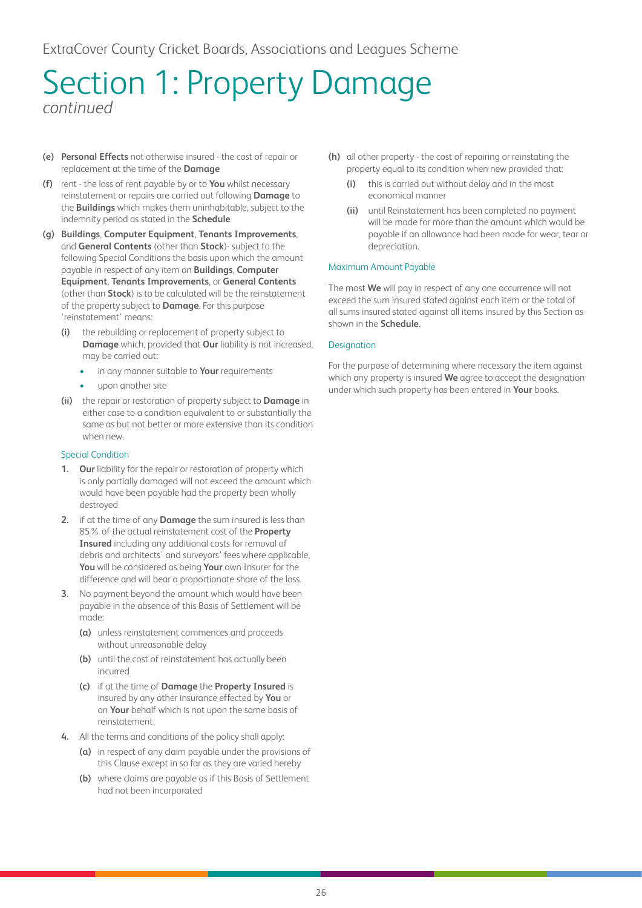# Section 1: Property Damage

*continued*

**(e)** **Personal Effects** not otherwise insured - the cost of repair or replacement at the time of the **Damage**

**(f)** rent - the loss of rent payable by or to **You** whilst necessary reinstatement or repairs are carried out following **Damage** to the **Buildings** which makes them uninhabitable, subject to the indemnity period as stated in the **Schedule**

**(g)** **Buildings**, **Computer Equipment**, **Tenants Improvements**, and **General Contents** (other than **Stock**)- subject to the following Special Conditions the basis upon which the amount payable in respect of any item on **Buildings**, **Computer Equipment**, **Tenants Improvements**, or **General Contents** (other than **Stock**) is to be calculated will be the reinstatement of the property subject to **Damage**. For this purpose 'reinstatement' means:

- **(i)** the rebuilding or replacement of property subject to **Damage** which, provided that **Our** liability is not increased, may be carried out:
  - in any manner suitable to **Your** requirements
  - upon another site
- **(ii)** the repair or restoration of property subject to **Damage** in either case to a condition equivalent to or substantially the same as but not better or more extensive than its condition when new.

### Special Condition

1. **Our** liability for the repair or restoration of property which is only partially damaged will not exceed the amount which would have been payable had the property been wholly destroyed
2. if at the time of any **Damage** the sum insured is less than 85% of the actual reinstatement cost of the **Property Insured** including any additional costs for removal of debris and architects' and surveyors' fees where applicable, **You** will be considered as being **Your** own Insurer for the difference and will bear a proportionate share of the loss.
3. No payment beyond the amount which would have been payable in the absence of this Basis of Settlement will be made:
   - **(a)** unless reinstatement commences and proceeds without unreasonable delay
   - **(b)** until the cost of reinstatement has actually been incurred
   - **(c)** if at the time of **Damage** the **Property Insured** is insured by any other insurance effected by **You** or on **Your** behalf which is not upon the same basis of reinstatement
4. All the terms and conditions of the policy shall apply:
   - **(a)** in respect of any claim payable under the provisions of this Clause except in so far as they are varied hereby
   - **(b)** where claims are payable as if this Basis of Settlement had not been incorporated

**(h)** all other property - the cost of repairing or reinstating the property equal to its condition when new provided that:

- **(i)** this is carried out without delay and in the most economical manner
- **(ii)** until Reinstatement has been completed no payment will be made for more than the amount which would be payable if an allowance had been made for wear, tear or depreciation.

### Maximum Amount Payable

The most **We** will pay in respect of any one occurrence will not exceed the sum insured stated against each item or the total of all sums insured stated against all items insured by this Section as shown in the **Schedule**.

### Designation

For the purpose of determining where necessary the item against which any property is insured **We** agree to accept the designation under which such property has been entered in **Your** books.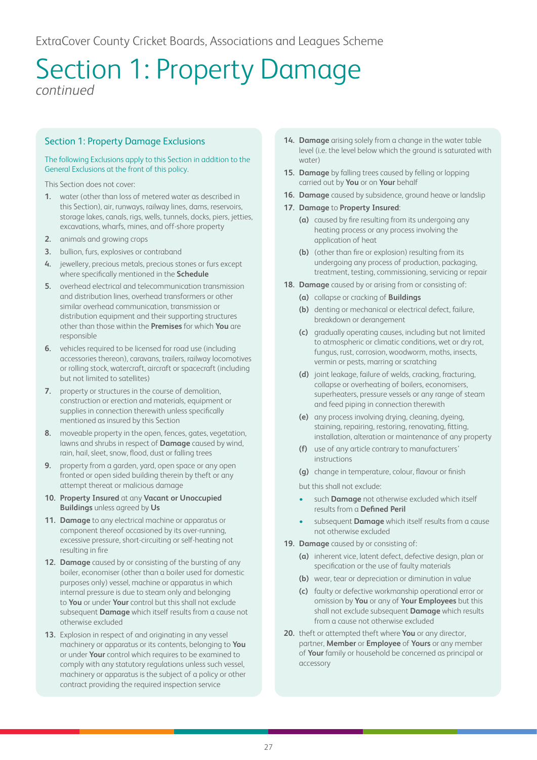# Section 1: Property Damage

*continued*

## Section 1: Property Damage Exclusions

The following Exclusions apply to this Section in addition to the General Exclusions at the front of this policy.

This Section does not cover:

1. water (other than loss of metered water as described in this Section), air, runways, railway lines, dams, reservoirs, storage lakes, canals, rigs, wells, tunnels, docks, piers, jetties, excavations, wharfs, mines, and off-shore property
2. animals and growing crops
3. bullion, furs, explosives or contraband
4. jewellery, precious metals, precious stones or furs except where specifically mentioned in the **Schedule**
5. overhead electrical and telecommunication transmission and distribution lines, overhead transformers or other similar overhead communication, transmission or distribution equipment and their supporting structures other than those within the **Premises** for which **You** are responsible
6. vehicles required to be licensed for road use (including accessories thereon), caravans, trailers, railway locomotives or rolling stock, watercraft, aircraft or spacecraft (including but not limited to satellites)
7. property or structures in the course of demolition, construction or erection and materials, equipment or supplies in connection therewith unless specifically mentioned as insured by this Section
8. moveable property in the open, fences, gates, vegetation, lawns and shrubs in respect of **Damage** caused by wind, rain, hail, sleet, snow, flood, dust or falling trees
9. property from a garden, yard, open space or any open fronted or open sided building therein by theft or any attempt thereat or malicious damage
10. **Property Insured** at any **Vacant or Unoccupied Buildings** unless agreed by **Us**
11. **Damage** to any electrical machine or apparatus or component thereof occasioned by its over-running, excessive pressure, short-circuiting or self-heating not resulting in fire
12. **Damage** caused by or consisting of the bursting of any boiler, economiser (other than a boiler used for domestic purposes only) vessel, machine or apparatus in which internal pressure is due to steam only and belonging to **You** or under **Your** control but this shall not exclude subsequent **Damage** which itself results from a cause not otherwise excluded
13. Explosion in respect of and originating in any vessel machinery or apparatus or its contents, belonging to **You** or under **Your** control which requires to be examined to comply with any statutory regulations unless such vessel, machinery or apparatus is the subject of a policy or other contract providing the required inspection service
14. **Damage** arising solely from a change in the water table level (i.e. the level below which the ground is saturated with water)
15. **Damage** by falling trees caused by felling or lopping carried out by **You** or on **Your** behalf
16. **Damage** caused by subsidence, ground heave or landslip
17. **Damage** to **Property Insured**:
    - **(a)** caused by fire resulting from its undergoing any heating process or any process involving the application of heat
    - **(b)** (other than fire or explosion) resulting from its undergoing any process of production, packaging, treatment, testing, commissioning, servicing or repair
18. **Damage** caused by or arising from or consisting of:
    - **(a)** collapse or cracking of **Buildings**
    - **(b)** denting or mechanical or electrical defect, failure, breakdown or derangement
    - **(c)** gradually operating causes, including but not limited to atmospheric or climatic conditions, wet or dry rot, fungus, rust, corrosion, woodworm, moths, insects, vermin or pests, marring or scratching
    - **(d)** joint leakage, failure of welds, cracking, fracturing, collapse or overheating of boilers, economisers, superheaters, pressure vessels or any range of steam and feed piping in connection therewith
    - **(e)** any process involving drying, cleaning, dyeing, staining, repairing, restoring, renovating, fitting, installation, alteration or maintenance of any property
    - **(f)** use of any article contrary to manufacturers' instructions
    - **(g)** change in temperature, colour, flavour or finish

    but this shall not exclude:

    - such **Damage** not otherwise excluded which itself results from a **Defined Peril**
    - subsequent **Damage** which itself results from a cause not otherwise excluded
19. **Damage** caused by or consisting of:
    - **(a)** inherent vice, latent defect, defective design, plan or specification or the use of faulty materials
    - **(b)** wear, tear or depreciation or diminution in value
    - **(c)** faulty or defective workmanship operational error or omission by **You** or any of **Your Employees** but this shall not exclude subsequent **Damage** which results from a cause not otherwise excluded
20. theft or attempted theft where **You** or any director, partner, **Member** or **Employee** of **Yours** or any member of **Your** family or household be concerned as principal or accessory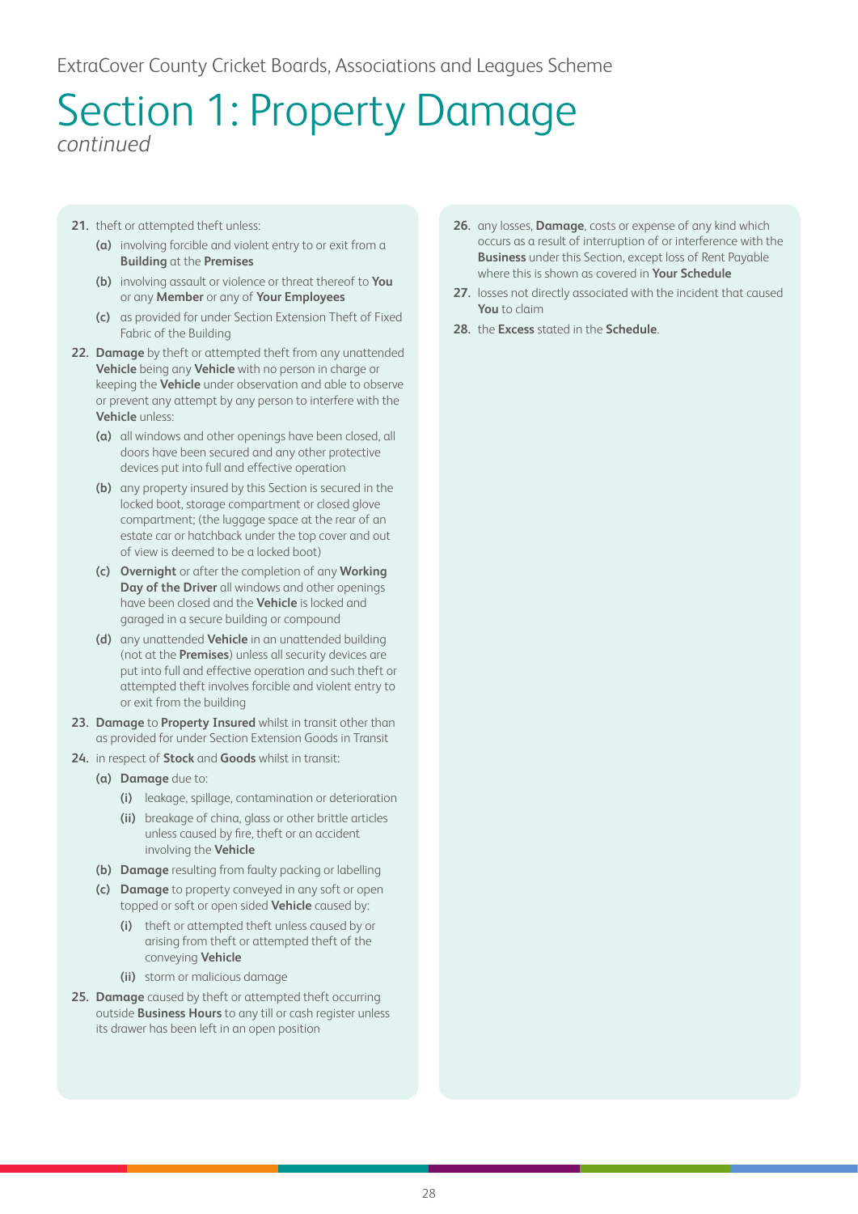# Section 1: Property Damage

*continued*

**21.** theft or attempted theft unless:

- **(a)** involving forcible and violent entry to or exit from a **Building** at the **Premises**
- **(b)** involving assault or violence or threat thereof to **You** or any **Member** or any of **Your Employees**
- **(c)** as provided for under Section Extension Theft of Fixed Fabric of the Building

**22. Damage** by theft or attempted theft from any unattended **Vehicle** being any **Vehicle** with no person in charge or keeping the **Vehicle** under observation and able to observe or prevent any attempt by any person to interfere with the **Vehicle** unless:

- **(a)** all windows and other openings have been closed, all doors have been secured and any other protective devices put into full and effective operation
- **(b)** any property insured by this Section is secured in the locked boot, storage compartment or closed glove compartment; (the luggage space at the rear of an estate car or hatchback under the top cover and out of view is deemed to be a locked boot)
- **(c) Overnight** or after the completion of any **Working Day of the Driver** all windows and other openings have been closed and the **Vehicle** is locked and garaged in a secure building or compound
- **(d)** any unattended **Vehicle** in an unattended building (not at the **Premises**) unless all security devices are put into full and effective operation and such theft or attempted theft involves forcible and violent entry to or exit from the building

**23. Damage** to **Property Insured** whilst in transit other than as provided for under Section Extension Goods in Transit

**24.** in respect of **Stock** and **Goods** whilst in transit:

- **(a) Damage** due to:
  - **(i)** leakage, spillage, contamination or deterioration
  - **(ii)** breakage of china, glass or other brittle articles unless caused by fire, theft or an accident involving the **Vehicle**
- **(b) Damage** resulting from faulty packing or labelling
- **(c) Damage** to property conveyed in any soft or open topped or soft or open sided **Vehicle** caused by:
  - **(i)** theft or attempted theft unless caused by or arising from theft or attempted theft of the conveying **Vehicle**
  - **(ii)** storm or malicious damage

**25. Damage** caused by theft or attempted theft occurring outside **Business Hours** to any till or cash register unless its drawer has been left in an open position

**26.** any losses, **Damage**, costs or expense of any kind which occurs as a result of interruption of or interference with the **Business** under this Section, except loss of Rent Payable where this is shown as covered in **Your Schedule**

**27.** losses not directly associated with the incident that caused **You** to claim

**28.** the **Excess** stated in the **Schedule**.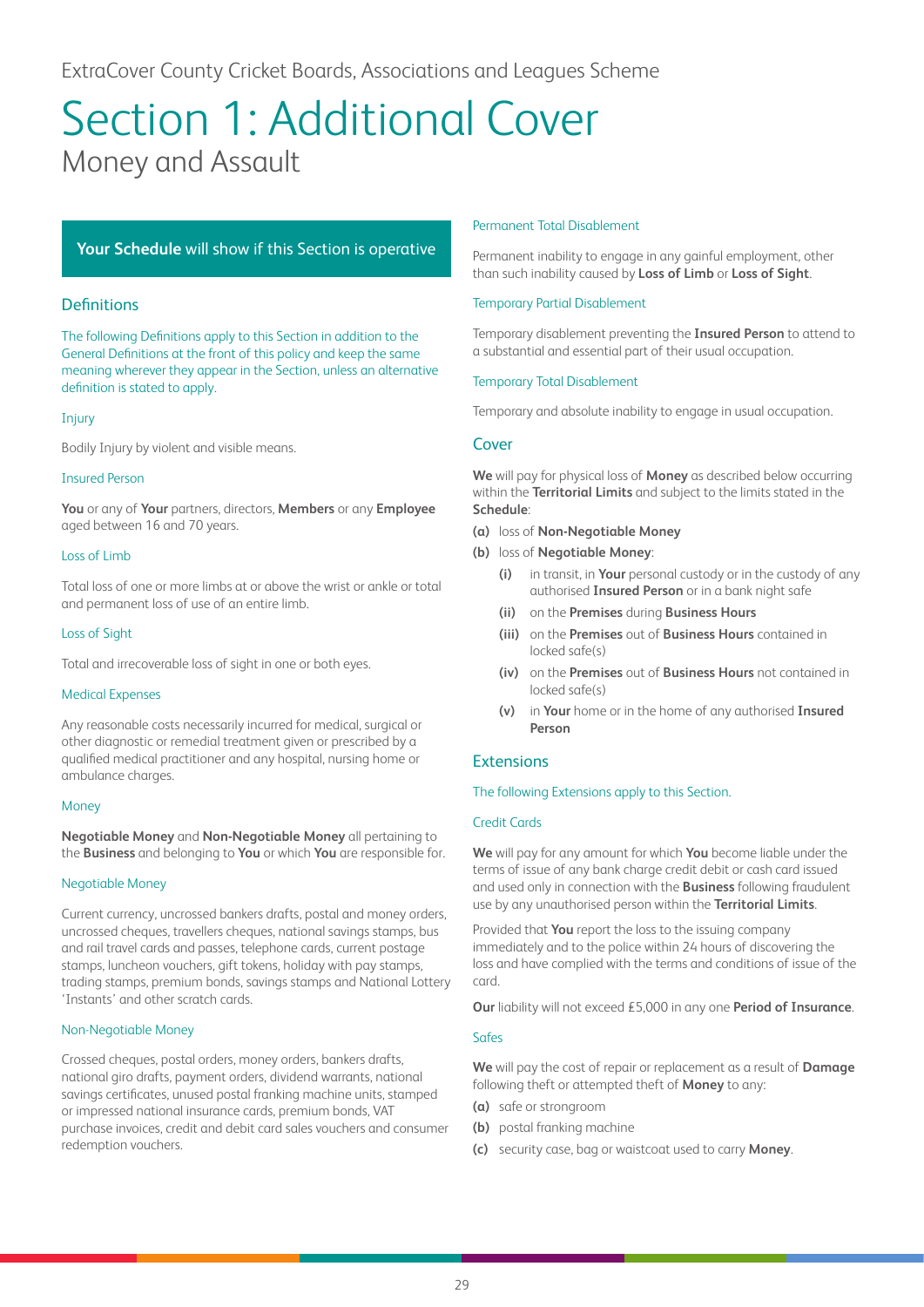ExtraCover County Cricket Boards, Associations and Leagues Scheme

# Section 1: Additional Cover

## Money and Assault

**Your Schedule** will show if this Section is operative

### Definitions

The following Definitions apply to this Section in addition to the General Definitions at the front of this policy and keep the same meaning wherever they appear in the Section, unless an alternative definition is stated to apply.

#### Injury

Bodily Injury by violent and visible means.

#### Insured Person

**You** or any of **Your** partners, directors, **Members** or any **Employee** aged between 16 and 70 years.

#### Loss of Limb

Total loss of one or more limbs at or above the wrist or ankle or total and permanent loss of use of an entire limb.

#### Loss of Sight

Total and irrecoverable loss of sight in one or both eyes.

#### Medical Expenses

Any reasonable costs necessarily incurred for medical, surgical or other diagnostic or remedial treatment given or prescribed by a qualified medical practitioner and any hospital, nursing home or ambulance charges.

#### Money

**Negotiable Money** and **Non-Negotiable Money** all pertaining to the **Business** and belonging to **You** or which **You** are responsible for.

#### Negotiable Money

Current currency, uncrossed bankers drafts, postal and money orders, uncrossed cheques, travellers cheques, national savings stamps, bus and rail travel cards and passes, telephone cards, current postage stamps, luncheon vouchers, gift tokens, holiday with pay stamps, trading stamps, premium bonds, savings stamps and National Lottery 'Instants' and other scratch cards.

#### Non-Negotiable Money

Crossed cheques, postal orders, money orders, bankers drafts, national giro drafts, payment orders, dividend warrants, national savings certificates, unused postal franking machine units, stamped or impressed national insurance cards, premium bonds, VAT purchase invoices, credit and debit card sales vouchers and consumer redemption vouchers.

#### Permanent Total Disablement

Permanent inability to engage in any gainful employment, other than such inability caused by **Loss of Limb** or **Loss of Sight**.

#### Temporary Partial Disablement

Temporary disablement preventing the **Insured Person** to attend to a substantial and essential part of their usual occupation.

#### Temporary Total Disablement

Temporary and absolute inability to engage in usual occupation.

### Cover

**We** will pay for physical loss of **Money** as described below occurring within the **Territorial Limits** and subject to the limits stated in the **Schedule**:

**(a)** loss of **Non-Negotiable Money**

**(b)** loss of **Negotiable Money**:

- **(i)** in transit, in **Your** personal custody or in the custody of any authorised **Insured Person** or in a bank night safe
- **(ii)** on the **Premises** during **Business Hours**
- **(iii)** on the **Premises** out of **Business Hours** contained in locked safe(s)
- **(iv)** on the **Premises** out of **Business Hours** not contained in locked safe(s)
- **(v)** in **Your** home or in the home of any authorised **Insured Person**

### Extensions

The following Extensions apply to this Section.

#### Credit Cards

**We** will pay for any amount for which **You** become liable under the terms of issue of any bank charge credit debit or cash card issued and used only in connection with the **Business** following fraudulent use by any unauthorised person within the **Territorial Limits**.

Provided that **You** report the loss to the issuing company immediately and to the police within 24 hours of discovering the loss and have complied with the terms and conditions of issue of the card.

**Our** liability will not exceed £5,000 in any one **Period of Insurance**.

#### Safes

**We** will pay the cost of repair or replacement as a result of **Damage** following theft or attempted theft of **Money** to any:

**(a)** safe or strongroom

**(b)** postal franking machine

**(c)** security case, bag or waistcoat used to carry **Money**.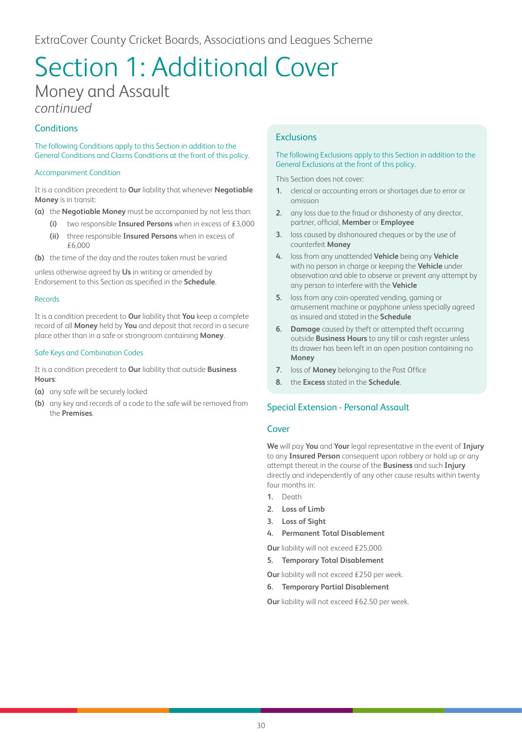ExtraCover County Cricket Boards, Associations and Leagues Scheme

# Section 1: Additional Cover

## Money and Assault

*continued*

### Conditions

The following Conditions apply to this Section in addition to the General Conditions and Claims Conditions at the front of this policy.

#### Accompaniment Condition

It is a condition precedent to **Our** liability that whenever **Negotiable Money** is in transit:

**(a)** the **Negotiable Money** must be accompanied by not less than:

- **(i)** two responsible **Insured Persons** when in excess of £3,000
- **(ii)** three responsible **Insured Persons** when in excess of £6,000

**(b)** the time of the day and the routes taken must be varied

unless otherwise agreed by **Us** in writing or amended by Endorsement to this Section as specified in the **Schedule**.

#### Records

It is a condition precedent to **Our** liability that **You** keep a complete record of all **Money** held by **You** and deposit that record in a secure place other than in a safe or strongroom containing **Money**.

#### Safe Keys and Combination Codes

It is a condition precedent to **Our** liability that outside **Business Hours**:

**(a)** any safe will be securely locked

**(b)** any key and records of a code to the safe will be removed from the **Premises**.

### Exclusions

The following Exclusions apply to this Section in addition to the General Exclusions at the front of this policy.

This Section does not cover:

1. clerical or accounting errors or shortages due to error or omission
2. any loss due to the fraud or dishonesty of any director, partner, official, **Member** or **Employee**
3. loss caused by dishonoured cheques or by the use of counterfeit **Money**
4. loss from any unattended **Vehicle** being any **Vehicle** with no person in charge or keeping the **Vehicle** under observation and able to observe or prevent any attempt by any person to interfere with the **Vehicle**
5. loss from any coin-operated vending, gaming or amusement machine or payphone unless specially agreed as insured and stated in the **Schedule**
6. **Damage** caused by theft or attempted theft occurring outside **Business Hours** to any till or cash register unless its drawer has been left in an open position containing no **Money**
7. loss of **Money** belonging to the Post Office
8. the **Excess** stated in the **Schedule**.

### Special Extension - Personal Assault

#### Cover

**We** will pay **You** and **Your** legal representative in the event of **Injury** to any **Insured Person** consequent upon robbery or hold up or any attempt thereat in the course of the **Business** and such **Injury** directly and independently of any other cause results within twenty four months in:

1. Death
2. **Loss of Limb**
3. **Loss of Sight**
4. **Permanent Total Disablement**

**Our** liability will not exceed £25,000.

5. **Temporary Total Disablement**

**Our** liability will not exceed £250 per week.

6. **Temporary Partial Disablement**

**Our** liability will not exceed £62.50 per week.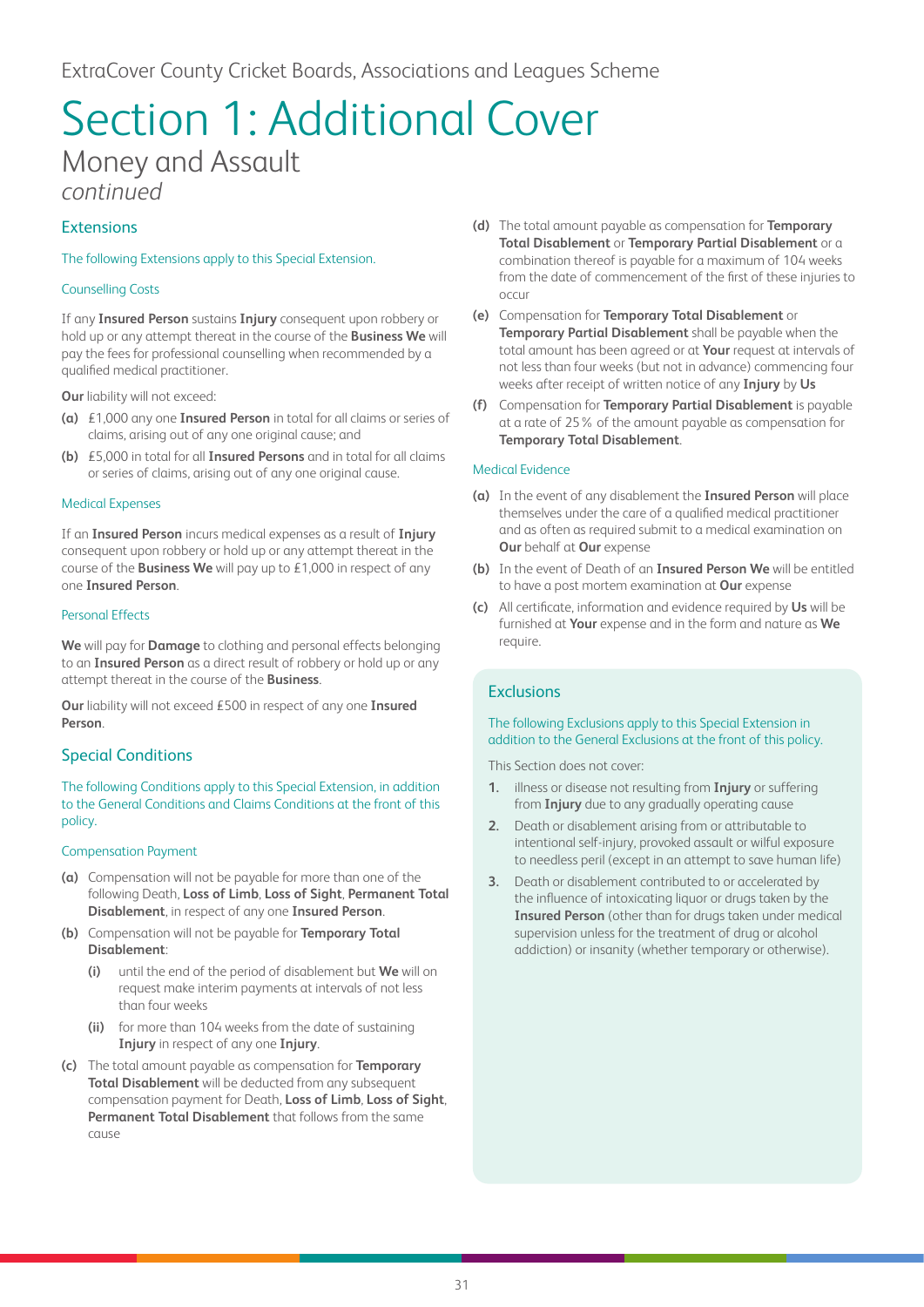ExtraCover County Cricket Boards, Associations and Leagues Scheme

# Section 1: Additional Cover

## Money and Assault

*continued*

### Extensions

The following Extensions apply to this Special Extension.

#### Counselling Costs

If any **Insured Person** sustains **Injury** consequent upon robbery or hold up or any attempt thereat in the course of the **Business We** will pay the fees for professional counselling when recommended by a qualified medical practitioner.

**Our** liability will not exceed:

**(a)** £1,000 any one **Insured Person** in total for all claims or series of claims, arising out of any one original cause; and

**(b)** £5,000 in total for all **Insured Persons** and in total for all claims or series of claims, arising out of any one original cause.

#### Medical Expenses

If an **Insured Person** incurs medical expenses as a result of **Injury** consequent upon robbery or hold up or any attempt thereat in the course of the **Business We** will pay up to £1,000 in respect of any one **Insured Person**.

#### Personal Effects

**We** will pay for **Damage** to clothing and personal effects belonging to an **Insured Person** as a direct result of robbery or hold up or any attempt thereat in the course of the **Business**.

**Our** liability will not exceed £500 in respect of any one **Insured Person**.

### Special Conditions

The following Conditions apply to this Special Extension, in addition to the General Conditions and Claims Conditions at the front of this policy.

#### Compensation Payment

**(a)** Compensation will not be payable for more than one of the following Death, **Loss of Limb**, **Loss of Sight**, **Permanent Total Disablement**, in respect of any one **Insured Person**.

**(b)** Compensation will not be payable for **Temporary Total Disablement**:

- **(i)** until the end of the period of disablement but **We** will on request make interim payments at intervals of not less than four weeks
- **(ii)** for more than 104 weeks from the date of sustaining **Injury** in respect of any one **Injury**.

**(c)** The total amount payable as compensation for **Temporary Total Disablement** will be deducted from any subsequent compensation payment for Death, **Loss of Limb**, **Loss of Sight**, **Permanent Total Disablement** that follows from the same cause

**(d)** The total amount payable as compensation for **Temporary Total Disablement** or **Temporary Partial Disablement** or a combination thereof is payable for a maximum of 104 weeks from the date of commencement of the first of these injuries to occur

**(e)** Compensation for **Temporary Total Disablement** or **Temporary Partial Disablement** shall be payable when the total amount has been agreed or at **Your** request at intervals of not less than four weeks (but not in advance) commencing four weeks after receipt of written notice of any **Injury** by **Us**

**(f)** Compensation for **Temporary Partial Disablement** is payable at a rate of 25% of the amount payable as compensation for **Temporary Total Disablement**.

#### Medical Evidence

**(a)** In the event of any disablement the **Insured Person** will place themselves under the care of a qualified medical practitioner and as often as required submit to a medical examination on **Our** behalf at **Our** expense

**(b)** In the event of Death of an **Insured Person We** will be entitled to have a post mortem examination at **Our** expense

**(c)** All certificate, information and evidence required by **Us** will be furnished at **Your** expense and in the form and nature as **We** require.

### Exclusions

The following Exclusions apply to this Special Extension in addition to the General Exclusions at the front of this policy.

This Section does not cover:

1. illness or disease not resulting from **Injury** or suffering from **Injury** due to any gradually operating cause
2. Death or disablement arising from or attributable to intentional self-injury, provoked assault or wilful exposure to needless peril (except in an attempt to save human life)
3. Death or disablement contributed to or accelerated by the influence of intoxicating liquor or drugs taken by the **Insured Person** (other than for drugs taken under medical supervision unless for the treatment of drug or alcohol addiction) or insanity (whether temporary or otherwise).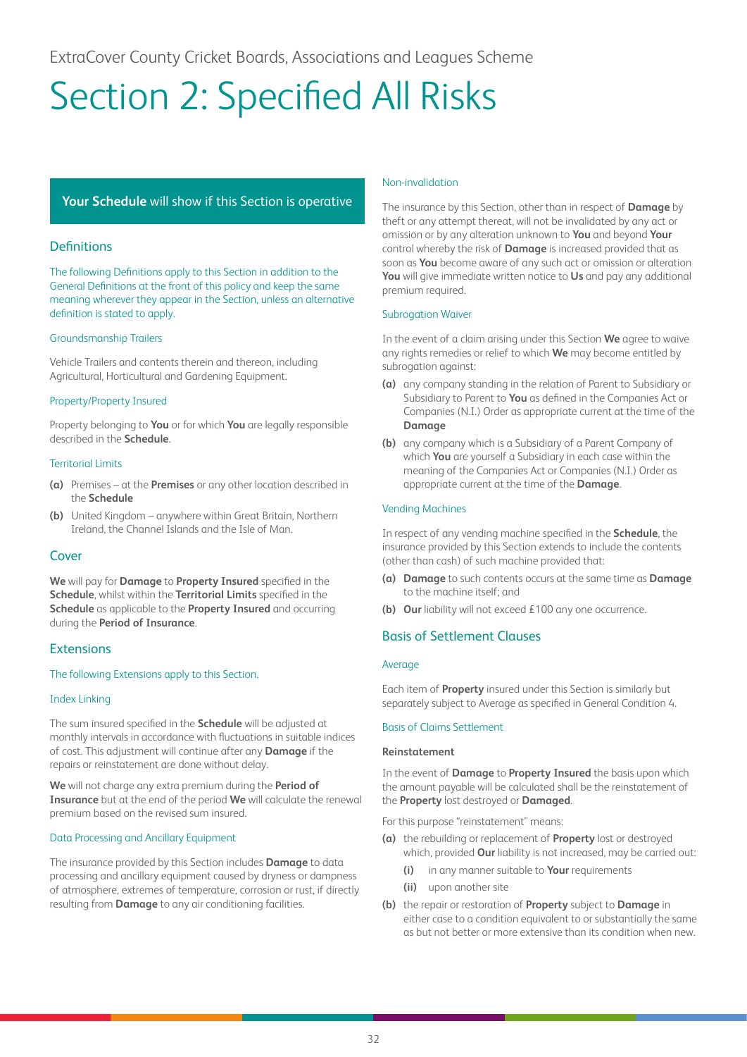# Section 2: Specified All Risks

**Your Schedule** will show if this Section is operative

## Definitions

The following Definitions apply to this Section in addition to the General Definitions at the front of this policy and keep the same meaning wherever they appear in the Section, unless an alternative definition is stated to apply.

### Groundsmanship Trailers

Vehicle Trailers and contents therein and thereon, including Agricultural, Horticultural and Gardening Equipment.

### Property/Property Insured

Property belonging to **You** or for which **You** are legally responsible described in the **Schedule**.

### Territorial Limits

**(a)** Premises – at the **Premises** or any other location described in the **Schedule**

**(b)** United Kingdom – anywhere within Great Britain, Northern Ireland, the Channel Islands and the Isle of Man.

## Cover

**We** will pay for **Damage** to **Property Insured** specified in the **Schedule**, whilst within the **Territorial Limits** specified in the **Schedule** as applicable to the **Property Insured** and occurring during the **Period of Insurance**.

## Extensions

The following Extensions apply to this Section.

### Index Linking

The sum insured specified in the **Schedule** will be adjusted at monthly intervals in accordance with fluctuations in suitable indices of cost. This adjustment will continue after any **Damage** if the repairs or reinstatement are done without delay.

**We** will not charge any extra premium during the **Period of Insurance** but at the end of the period **We** will calculate the renewal premium based on the revised sum insured.

### Data Processing and Ancillary Equipment

The insurance provided by this Section includes **Damage** to data processing and ancillary equipment caused by dryness or dampness of atmosphere, extremes of temperature, corrosion or rust, if directly resulting from **Damage** to any air conditioning facilities.

### Non-invalidation

The insurance by this Section, other than in respect of **Damage** by theft or any attempt thereat, will not be invalidated by any act or omission or by any alteration unknown to **You** and beyond **Your** control whereby the risk of **Damage** is increased provided that as soon as **You** become aware of any such act or omission or alteration **You** will give immediate written notice to **Us** and pay any additional premium required.

### Subrogation Waiver

In the event of a claim arising under this Section **We** agree to waive any rights remedies or relief to which **We** may become entitled by subrogation against:

**(a)** any company standing in the relation of Parent to Subsidiary or Subsidiary to Parent to **You** as defined in the Companies Act or Companies (N.I.) Order as appropriate current at the time of the **Damage**

**(b)** any company which is a Subsidiary of a Parent Company of which **You** are yourself a Subsidiary in each case within the meaning of the Companies Act or Companies (N.I.) Order as appropriate current at the time of the **Damage**.

### Vending Machines

In respect of any vending machine specified in the **Schedule**, the insurance provided by this Section extends to include the contents (other than cash) of such machine provided that:

**(a)** **Damage** to such contents occurs at the same time as **Damage** to the machine itself; and

**(b)** **Our** liability will not exceed £100 any one occurrence.

## Basis of Settlement Clauses

### Average

Each item of **Property** insured under this Section is similarly but separately subject to Average as specified in General Condition 4.

### Basis of Claims Settlement

**Reinstatement**

In the event of **Damage** to **Property Insured** the basis upon which the amount payable will be calculated shall be the reinstatement of the **Property** lost destroyed or **Damaged**.

For this purpose "reinstatement" means:

**(a)** the rebuilding or replacement of **Property** lost or destroyed which, provided **Our** liability is not increased, may be carried out:

  **(i)** in any manner suitable to **Your** requirements

  **(ii)** upon another site

**(b)** the repair or restoration of **Property** subject to **Damage** in either case to a condition equivalent to or substantially the same as but not better or more extensive than its condition when new.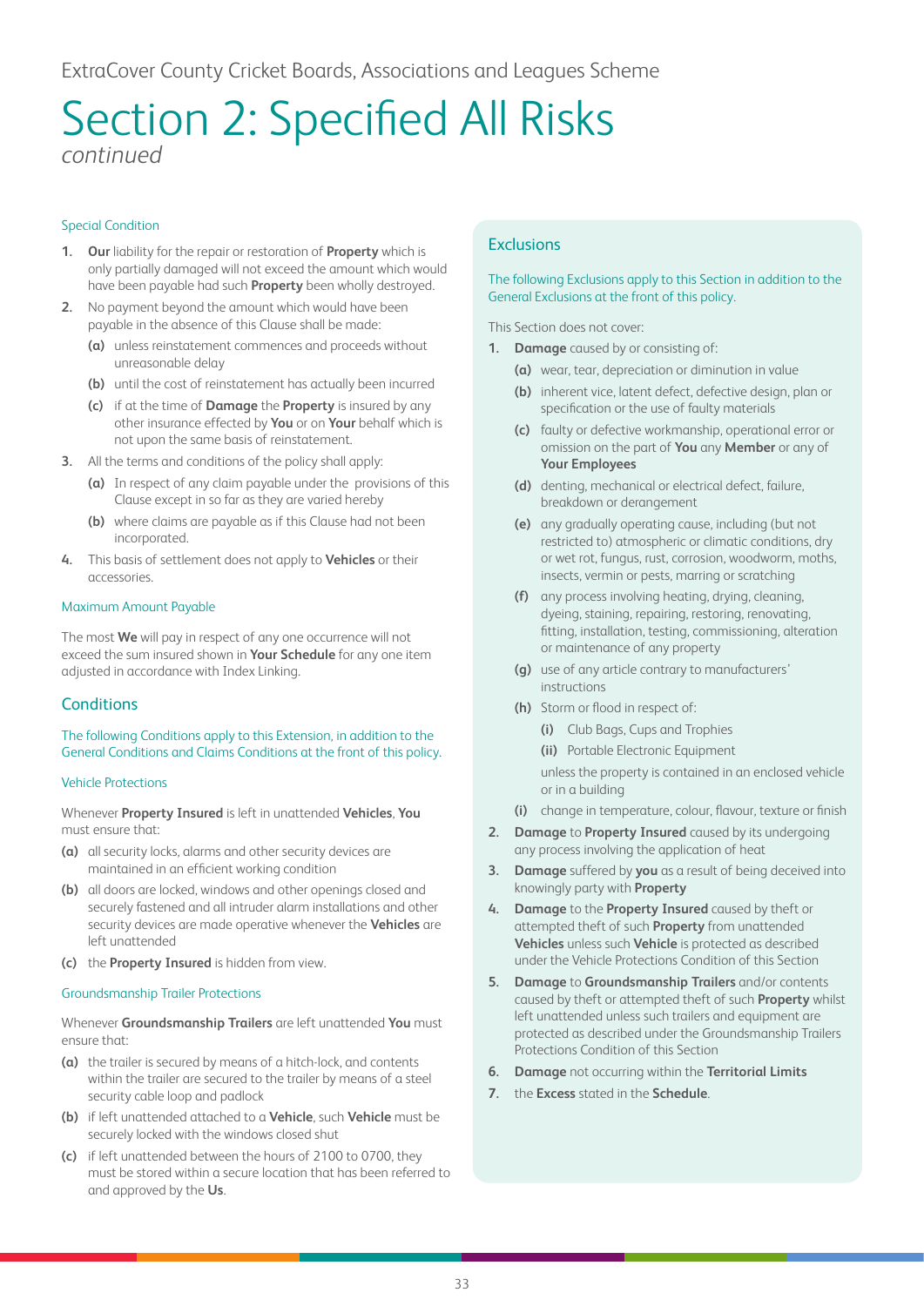ExtraCover County Cricket Boards, Associations and Leagues Scheme

# Section 2: Specified All Risks

*continued*

### Special Condition

1. **Our** liability for the repair or restoration of **Property** which is only partially damaged will not exceed the amount which would have been payable had such **Property** been wholly destroyed.
2. No payment beyond the amount which would have been payable in the absence of this Clause shall be made:
   - **(a)** unless reinstatement commences and proceeds without unreasonable delay
   - **(b)** until the cost of reinstatement has actually been incurred
   - **(c)** if at the time of **Damage** the **Property** is insured by any other insurance effected by **You** or on **Your** behalf which is not upon the same basis of reinstatement.
3. All the terms and conditions of the policy shall apply:
   - **(a)** In respect of any claim payable under the provisions of this Clause except in so far as they are varied hereby
   - **(b)** where claims are payable as if this Clause had not been incorporated.
4. This basis of settlement does not apply to **Vehicles** or their accessories.

### Maximum Amount Payable

The most **We** will pay in respect of any one occurrence will not exceed the sum insured shown in **Your Schedule** for any one item adjusted in accordance with Index Linking.

## Conditions

The following Conditions apply to this Extension, in addition to the General Conditions and Claims Conditions at the front of this policy.

### Vehicle Protections

Whenever **Property Insured** is left in unattended **Vehicles**, **You** must ensure that:

- **(a)** all security locks, alarms and other security devices are maintained in an efficient working condition
- **(b)** all doors are locked, windows and other openings closed and securely fastened and all intruder alarm installations and other security devices are made operative whenever the **Vehicles** are left unattended
- **(c)** the **Property Insured** is hidden from view.

### Groundsmanship Trailer Protections

Whenever **Groundsmanship Trailers** are left unattended **You** must ensure that:

- **(a)** the trailer is secured by means of a hitch-lock, and contents within the trailer are secured to the trailer by means of a steel security cable loop and padlock
- **(b)** if left unattended attached to a **Vehicle**, such **Vehicle** must be securely locked with the windows closed shut
- **(c)** if left unattended between the hours of 2100 to 0700, they must be stored within a secure location that has been referred to and approved by the **Us**.

## Exclusions

The following Exclusions apply to this Section in addition to the General Exclusions at the front of this policy.

This Section does not cover:

1. **Damage** caused by or consisting of:
   - **(a)** wear, tear, depreciation or diminution in value
   - **(b)** inherent vice, latent defect, defective design, plan or specification or the use of faulty materials
   - **(c)** faulty or defective workmanship, operational error or omission on the part of **You** any **Member** or any of **Your Employees**
   - **(d)** denting, mechanical or electrical defect, failure, breakdown or derangement
   - **(e)** any gradually operating cause, including (but not restricted to) atmospheric or climatic conditions, dry or wet rot, fungus, rust, corrosion, woodworm, moths, insects, vermin or pests, marring or scratching
   - **(f)** any process involving heating, drying, cleaning, dyeing, staining, repairing, restoring, renovating, fitting, installation, testing, commissioning, alteration or maintenance of any property
   - **(g)** use of any article contrary to manufacturers' instructions
   - **(h)** Storm or flood in respect of:
     - **(i)** Club Bags, Cups and Trophies
     - **(ii)** Portable Electronic Equipment

     unless the property is contained in an enclosed vehicle or in a building
   - **(i)** change in temperature, colour, flavour, texture or finish
2. **Damage** to **Property Insured** caused by its undergoing any process involving the application of heat
3. **Damage** suffered by **you** as a result of being deceived into knowingly party with **Property**
4. **Damage** to the **Property Insured** caused by theft or attempted theft of such **Property** from unattended **Vehicles** unless such **Vehicle** is protected as described under the Vehicle Protections Condition of this Section
5. **Damage** to **Groundsmanship Trailers** and/or contents caused by theft or attempted theft of such **Property** whilst left unattended unless such trailers and equipment are protected as described under the Groundsmanship Trailers Protections Condition of this Section
6. **Damage** not occurring within the **Territorial Limits**
7. the **Excess** stated in the **Schedule**.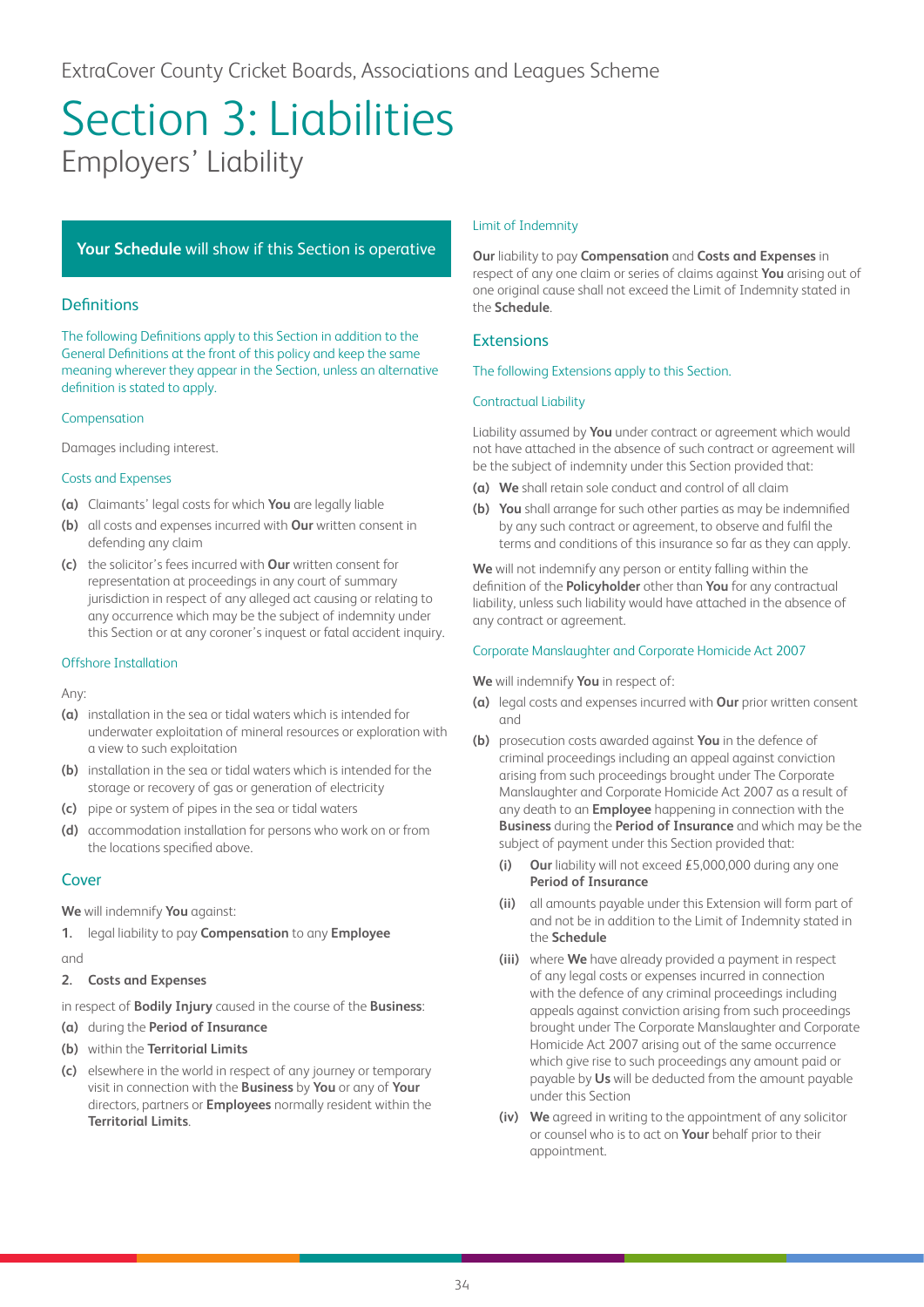# Section 3: Liabilities

## Employers' Liability

**Your Schedule** will show if this Section is operative

### Definitions

The following Definitions apply to this Section in addition to the General Definitions at the front of this policy and keep the same meaning wherever they appear in the Section, unless an alternative definition is stated to apply.

#### Compensation

Damages including interest.

#### Costs and Expenses

**(a)** Claimants' legal costs for which **You** are legally liable

**(b)** all costs and expenses incurred with **Our** written consent in defending any claim

**(c)** the solicitor's fees incurred with **Our** written consent for representation at proceedings in any court of summary jurisdiction in respect of any alleged act causing or relating to any occurrence which may be the subject of indemnity under this Section or at any coroner's inquest or fatal accident inquiry.

#### Offshore Installation

Any:

**(a)** installation in the sea or tidal waters which is intended for underwater exploitation of mineral resources or exploration with a view to such exploitation

**(b)** installation in the sea or tidal waters which is intended for the storage or recovery of gas or generation of electricity

**(c)** pipe or system of pipes in the sea or tidal waters

**(d)** accommodation installation for persons who work on or from the locations specified above.

### Cover

**We** will indemnify **You** against:

1. legal liability to pay **Compensation** to any **Employee**

and

2. **Costs and Expenses**

in respect of **Bodily Injury** caused in the course of the **Business**:

**(a)** during the **Period of Insurance**

**(b)** within the **Territorial Limits**

**(c)** elsewhere in the world in respect of any journey or temporary visit in connection with the **Business** by **You** or any of **Your** directors, partners or **Employees** normally resident within the **Territorial Limits**.

#### Limit of Indemnity

**Our** liability to pay **Compensation** and **Costs and Expenses** in respect of any one claim or series of claims against **You** arising out of one original cause shall not exceed the Limit of Indemnity stated in the **Schedule**.

### Extensions

The following Extensions apply to this Section.

#### Contractual Liability

Liability assumed by **You** under contract or agreement which would not have attached in the absence of such contract or agreement will be the subject of indemnity under this Section provided that:

**(a)** **We** shall retain sole conduct and control of all claim

**(b)** **You** shall arrange for such other parties as may be indemnified by any such contract or agreement, to observe and fulfil the terms and conditions of this insurance so far as they can apply.

**We** will not indemnify any person or entity falling within the definition of the **Policyholder** other than **You** for any contractual liability, unless such liability would have attached in the absence of any contract or agreement.

#### Corporate Manslaughter and Corporate Homicide Act 2007

**We** will indemnify **You** in respect of:

**(a)** legal costs and expenses incurred with **Our** prior written consent and

**(b)** prosecution costs awarded against **You** in the defence of criminal proceedings including an appeal against conviction arising from such proceedings brought under The Corporate Manslaughter and Corporate Homicide Act 2007 as a result of any death to an **Employee** happening in connection with the **Business** during the **Period of Insurance** and which may be the subject of payment under this Section provided that:

- **(i)** **Our** liability will not exceed £5,000,000 during any one **Period of Insurance**
- **(ii)** all amounts payable under this Extension will form part of and not be in addition to the Limit of Indemnity stated in the **Schedule**
- **(iii)** where **We** have already provided a payment in respect of any legal costs or expenses incurred in connection with the defence of any criminal proceedings including appeals against conviction arising from such proceedings brought under The Corporate Manslaughter and Corporate Homicide Act 2007 arising out of the same occurrence which give rise to such proceedings any amount paid or payable by **Us** will be deducted from the amount payable under this Section
- **(iv)** **We** agreed in writing to the appointment of any solicitor or counsel who is to act on **Your** behalf prior to their appointment.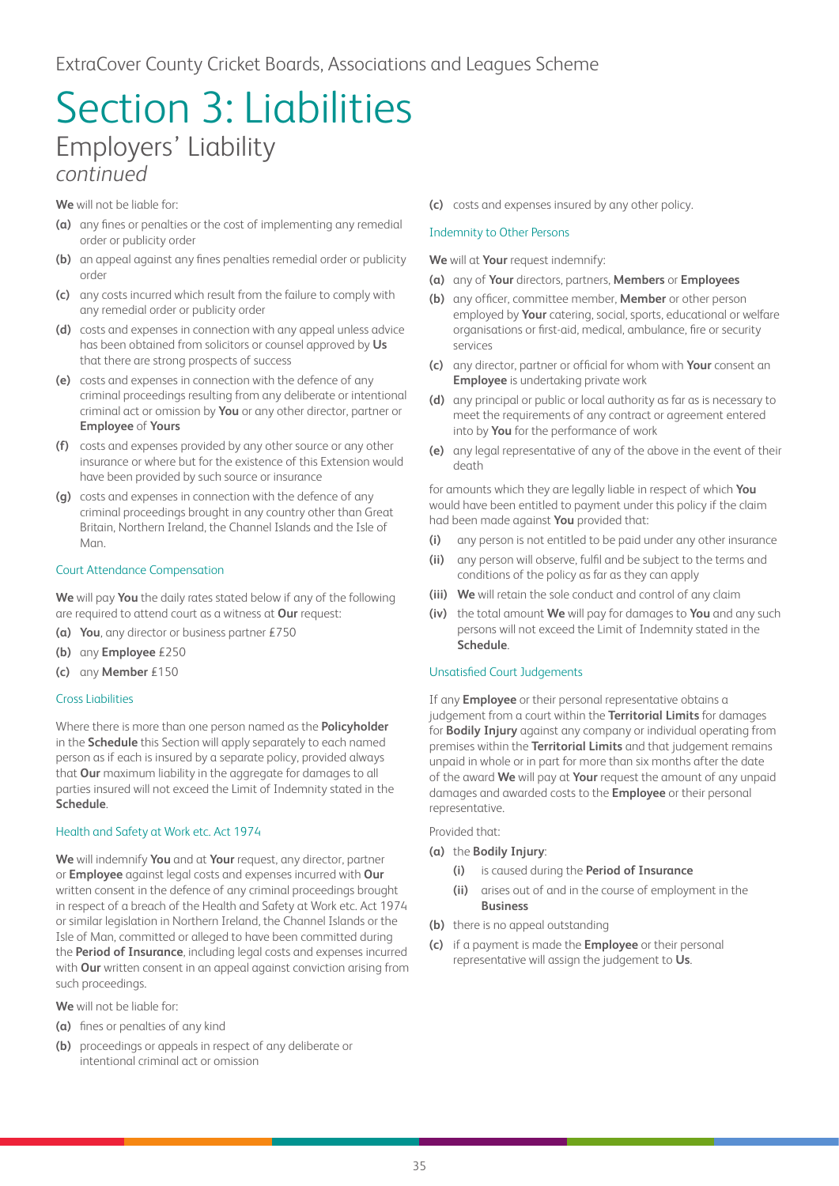ExtraCover County Cricket Boards, Associations and Leagues Scheme

# Section 3: Liabilities

## Employers' Liability

*continued*

**We** will not be liable for:

**(a)** any fines or penalties or the cost of implementing any remedial order or publicity order

**(b)** an appeal against any fines penalties remedial order or publicity order

**(c)** any costs incurred which result from the failure to comply with any remedial order or publicity order

**(d)** costs and expenses in connection with any appeal unless advice has been obtained from solicitors or counsel approved by **Us** that there are strong prospects of success

**(e)** costs and expenses in connection with the defence of any criminal proceedings resulting from any deliberate or intentional criminal act or omission by **You** or any other director, partner or **Employee** of **Yours**

**(f)** costs and expenses provided by any other source or any other insurance or where but for the existence of this Extension would have been provided by such source or insurance

**(g)** costs and expenses in connection with the defence of any criminal proceedings brought in any country other than Great Britain, Northern Ireland, the Channel Islands and the Isle of Man.

### Court Attendance Compensation

**We** will pay **You** the daily rates stated below if any of the following are required to attend court as a witness at **Our** request:

**(a)** **You**, any director or business partner £750

**(b)** any **Employee** £250

**(c)** any **Member** £150

### Cross Liabilities

Where there is more than one person named as the **Policyholder** in the **Schedule** this Section will apply separately to each named person as if each is insured by a separate policy, provided always that **Our** maximum liability in the aggregate for damages to all parties insured will not exceed the Limit of Indemnity stated in the **Schedule**.

### Health and Safety at Work etc. Act 1974

**We** will indemnify **You** and at **Your** request, any director, partner or **Employee** against legal costs and expenses incurred with **Our** written consent in the defence of any criminal proceedings brought in respect of a breach of the Health and Safety at Work etc. Act 1974 or similar legislation in Northern Ireland, the Channel Islands or the Isle of Man, committed or alleged to have been committed during the **Period of Insurance**, including legal costs and expenses incurred with **Our** written consent in an appeal against conviction arising from such proceedings.

**We** will not be liable for:

**(a)** fines or penalties of any kind

**(b)** proceedings or appeals in respect of any deliberate or intentional criminal act or omission

**(c)** costs and expenses insured by any other policy.

### Indemnity to Other Persons

**We** will at **Your** request indemnify:

**(a)** any of **Your** directors, partners, **Members** or **Employees**

**(b)** any officer, committee member, **Member** or other person employed by **Your** catering, social, sports, educational or welfare organisations or first-aid, medical, ambulance, fire or security services

**(c)** any director, partner or official for whom with **Your** consent an **Employee** is undertaking private work

**(d)** any principal or public or local authority as far as is necessary to meet the requirements of any contract or agreement entered into by **You** for the performance of work

**(e)** any legal representative of any of the above in the event of their death

for amounts which they are legally liable in respect of which **You** would have been entitled to payment under this policy if the claim had been made against **You** provided that:

**(i)** any person is not entitled to be paid under any other insurance

**(ii)** any person will observe, fulfil and be subject to the terms and conditions of the policy as far as they can apply

**(iii)** **We** will retain the sole conduct and control of any claim

**(iv)** the total amount **We** will pay for damages to **You** and any such persons will not exceed the Limit of Indemnity stated in the **Schedule**.

### Unsatisfied Court Judgements

If any **Employee** or their personal representative obtains a judgement from a court within the **Territorial Limits** for damages for **Bodily Injury** against any company or individual operating from premises within the **Territorial Limits** and that judgement remains unpaid in whole or in part for more than six months after the date of the award **We** will pay at **Your** request the amount of any unpaid damages and awarded costs to the **Employee** or their personal representative.

Provided that:

**(a)** the **Bodily Injury**:

  **(i)** is caused during the **Period of Insurance**

  **(ii)** arises out of and in the course of employment in the **Business**

**(b)** there is no appeal outstanding

**(c)** if a payment is made the **Employee** or their personal representative will assign the judgement to **Us**.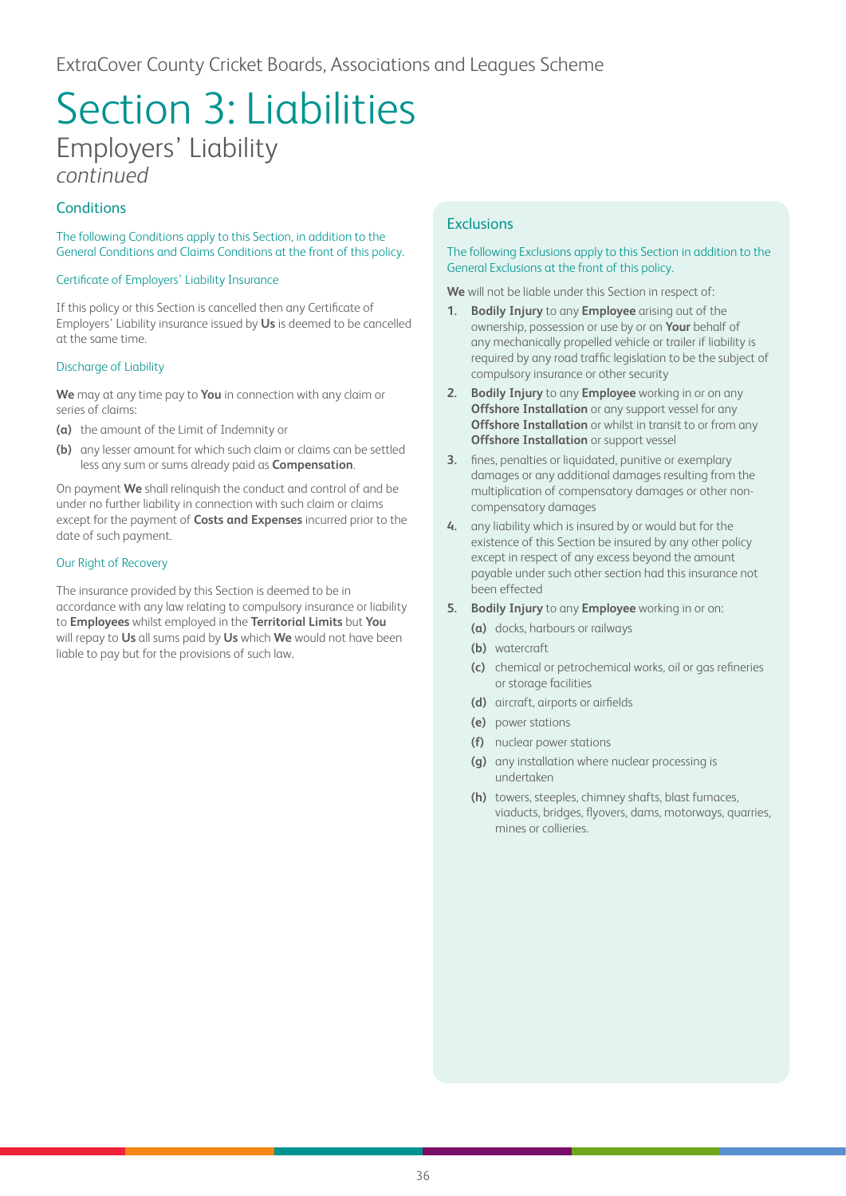ExtraCover County Cricket Boards, Associations and Leagues Scheme

# Section 3: Liabilities

## Employers' Liability

*continued*

### Conditions

The following Conditions apply to this Section, in addition to the General Conditions and Claims Conditions at the front of this policy.

#### Certificate of Employers' Liability Insurance

If this policy or this Section is cancelled then any Certificate of Employers' Liability insurance issued by **Us** is deemed to be cancelled at the same time.

#### Discharge of Liability

**We** may at any time pay to **You** in connection with any claim or series of claims:

**(a)** the amount of the Limit of Indemnity or

**(b)** any lesser amount for which such claim or claims can be settled less any sum or sums already paid as **Compensation**.

On payment **We** shall relinquish the conduct and control of and be under no further liability in connection with such claim or claims except for the payment of **Costs and Expenses** incurred prior to the date of such payment.

#### Our Right of Recovery

The insurance provided by this Section is deemed to be in accordance with any law relating to compulsory insurance or liability to **Employees** whilst employed in the **Territorial Limits** but **You** will repay to **Us** all sums paid by **Us** which **We** would not have been liable to pay but for the provisions of such law.

### Exclusions

The following Exclusions apply to this Section in addition to the General Exclusions at the front of this policy.

**We** will not be liable under this Section in respect of:

1. **Bodily Injury** to any **Employee** arising out of the ownership, possession or use by or on **Your** behalf of any mechanically propelled vehicle or trailer if liability is required by any road traffic legislation to be the subject of compulsory insurance or other security
2. **Bodily Injury** to any **Employee** working in or on any **Offshore Installation** or any support vessel for any **Offshore Installation** or whilst in transit to or from any **Offshore Installation** or support vessel
3. fines, penalties or liquidated, punitive or exemplary damages or any additional damages resulting from the multiplication of compensatory damages or other non-compensatory damages
4. any liability which is insured by or would but for the existence of this Section be insured by any other policy except in respect of any excess beyond the amount payable under such other section had this insurance not been effected
5. **Bodily Injury** to any **Employee** working in or on:
   **(a)** docks, harbours or railways
   **(b)** watercraft
   **(c)** chemical or petrochemical works, oil or gas refineries or storage facilities
   **(d)** aircraft, airports or airfields
   **(e)** power stations
   **(f)** nuclear power stations
   **(g)** any installation where nuclear processing is undertaken
   **(h)** towers, steeples, chimney shafts, blast furnaces, viaducts, bridges, flyovers, dams, motorways, quarries, mines or collieries.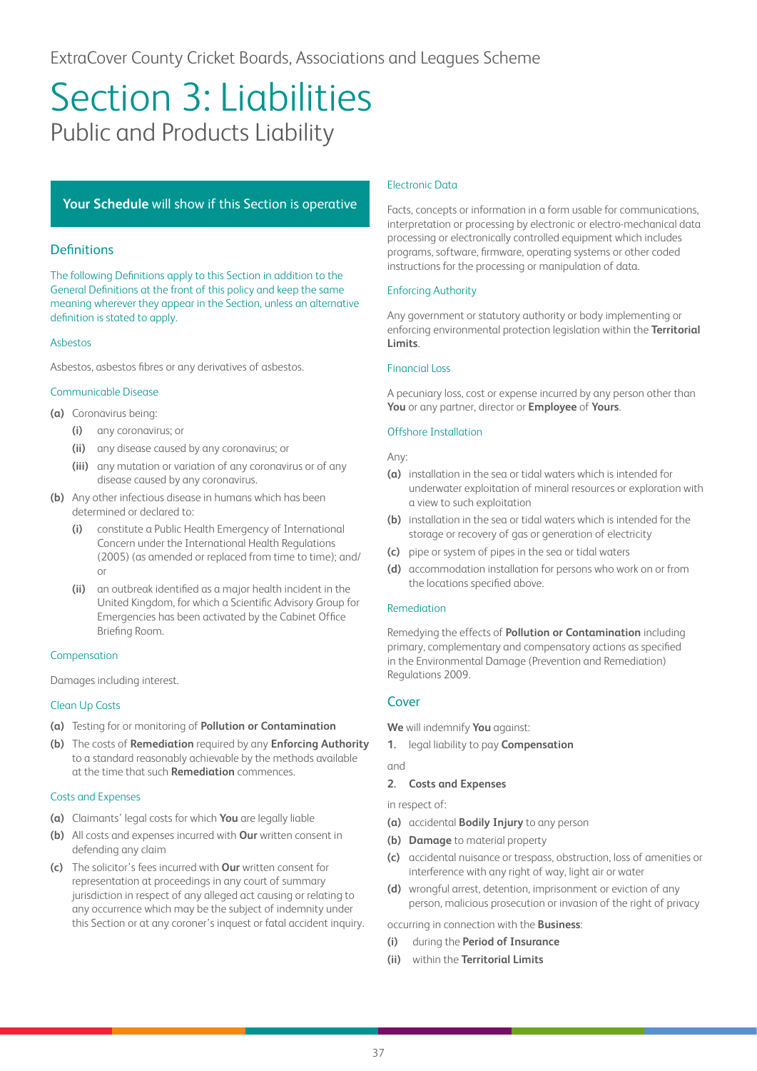ExtraCover County Cricket Boards, Associations and Leagues Scheme

# Section 3: Liabilities

## Public and Products Liability

**Your Schedule** will show if this Section is operative

### Definitions

The following Definitions apply to this Section in addition to the General Definitions at the front of this policy and keep the same meaning wherever they appear in the Section, unless an alternative definition is stated to apply.

#### Asbestos

Asbestos, asbestos fibres or any derivatives of asbestos.

#### Communicable Disease

**(a)** Coronavirus being:

- **(i)** any coronavirus; or
- **(ii)** any disease caused by any coronavirus; or
- **(iii)** any mutation or variation of any coronavirus or of any disease caused by any coronavirus.

**(b)** Any other infectious disease in humans which has been determined or declared to:

- **(i)** constitute a Public Health Emergency of International Concern under the International Health Regulations (2005) (as amended or replaced from time to time); and/or
- **(ii)** an outbreak identified as a major health incident in the United Kingdom, for which a Scientific Advisory Group for Emergencies has been activated by the Cabinet Office Briefing Room.

#### Compensation

Damages including interest.

#### Clean Up Costs

**(a)** Testing for or monitoring of **Pollution or Contamination**

**(b)** The costs of **Remediation** required by any **Enforcing Authority** to a standard reasonably achievable by the methods available at the time that such **Remediation** commences.

#### Costs and Expenses

**(a)** Claimants' legal costs for which **You** are legally liable

**(b)** All costs and expenses incurred with **Our** written consent in defending any claim

**(c)** The solicitor's fees incurred with **Our** written consent for representation at proceedings in any court of summary jurisdiction in respect of any alleged act causing or relating to any occurrence which may be the subject of indemnity under this Section or at any coroner's inquest or fatal accident inquiry.

#### Electronic Data

Facts, concepts or information in a form usable for communications, interpretation or processing by electronic or electro-mechanical data processing or electronically controlled equipment which includes programs, software, firmware, operating systems or other coded instructions for the processing or manipulation of data.

#### Enforcing Authority

Any government or statutory authority or body implementing or enforcing environmental protection legislation within the **Territorial Limits**.

#### Financial Loss

A pecuniary loss, cost or expense incurred by any person other than **You** or any partner, director or **Employee** of **Yours**.

#### Offshore Installation

Any:

**(a)** installation in the sea or tidal waters which is intended for underwater exploitation of mineral resources or exploration with a view to such exploitation

**(b)** installation in the sea or tidal waters which is intended for the storage or recovery of gas or generation of electricity

**(c)** pipe or system of pipes in the sea or tidal waters

**(d)** accommodation installation for persons who work on or from the locations specified above.

#### Remediation

Remedying the effects of **Pollution or Contamination** including primary, complementary and compensatory actions as specified in the Environmental Damage (Prevention and Remediation) Regulations 2009.

### Cover

**We** will indemnify **You** against:

1. legal liability to pay **Compensation**

and

2. **Costs and Expenses**

in respect of:

**(a)** accidental **Bodily Injury** to any person

**(b)** **Damage** to material property

**(c)** accidental nuisance or trespass, obstruction, loss of amenities or interference with any right of way, light air or water

**(d)** wrongful arrest, detention, imprisonment or eviction of any person, malicious prosecution or invasion of the right of privacy

occurring in connection with the **Business**:

**(i)** during the **Period of Insurance**

**(ii)** within the **Territorial Limits**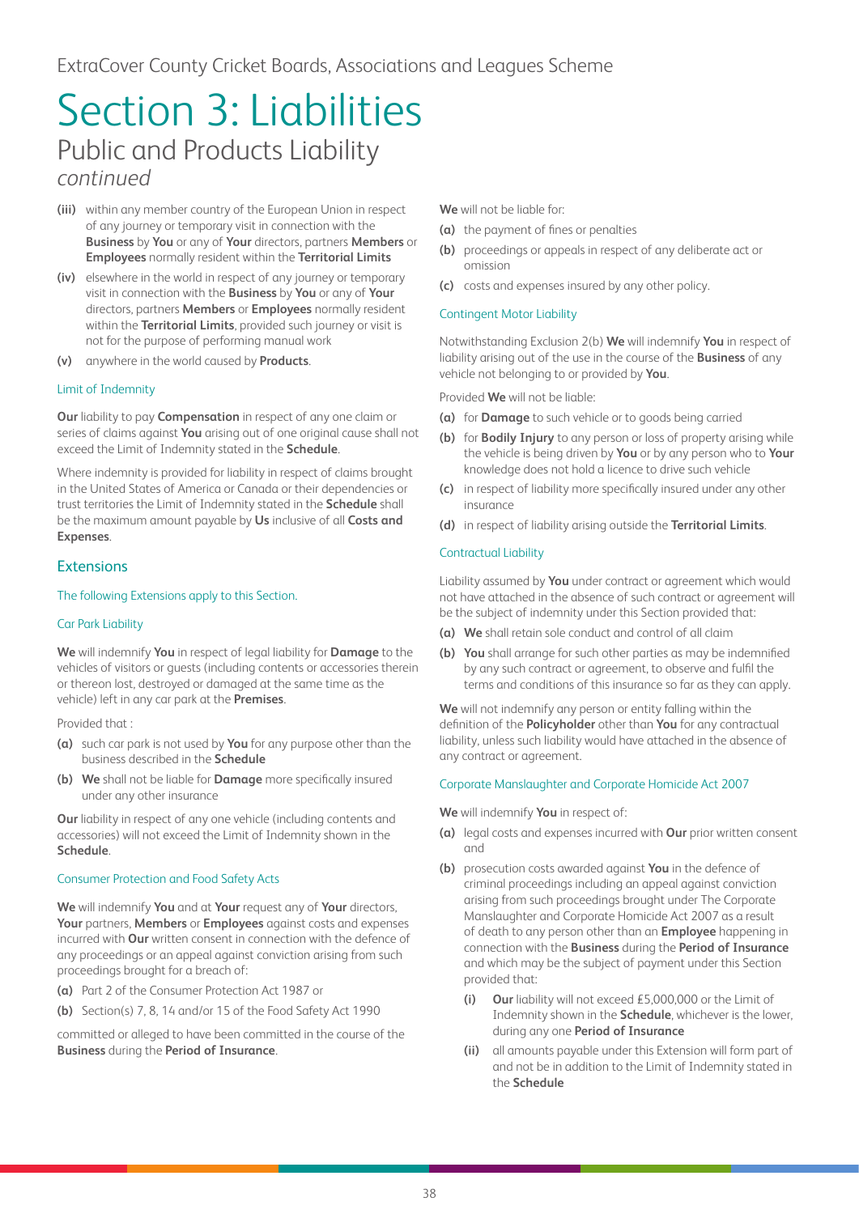# Section 3: Liabilities

## Public and Products Liability

*continued*

**(iii)** within any member country of the European Union in respect of any journey or temporary visit in connection with the **Business** by **You** or any of **Your** directors, partners **Members** or **Employees** normally resident within the **Territorial Limits**

**(iv)** elsewhere in the world in respect of any journey or temporary visit in connection with the **Business** by **You** or any of **Your** directors, partners **Members** or **Employees** normally resident within the **Territorial Limits**, provided such journey or visit is not for the purpose of performing manual work

**(v)** anywhere in the world caused by **Products**.

#### Limit of Indemnity

**Our** liability to pay **Compensation** in respect of any one claim or series of claims against **You** arising out of one original cause shall not exceed the Limit of Indemnity stated in the **Schedule**.

Where indemnity is provided for liability in respect of claims brought in the United States of America or Canada or their dependencies or trust territories the Limit of Indemnity stated in the **Schedule** shall be the maximum amount payable by **Us** inclusive of all **Costs and Expenses**.

### Extensions

The following Extensions apply to this Section.

#### Car Park Liability

**We** will indemnify **You** in respect of legal liability for **Damage** to the vehicles of visitors or guests (including contents or accessories therein or thereon lost, destroyed or damaged at the same time as the vehicle) left in any car park at the **Premises**.

Provided that :

**(a)** such car park is not used by **You** for any purpose other than the business described in the **Schedule**

**(b)** **We** shall not be liable for **Damage** more specifically insured under any other insurance

**Our** liability in respect of any one vehicle (including contents and accessories) will not exceed the Limit of Indemnity shown in the **Schedule**.

#### Consumer Protection and Food Safety Acts

**We** will indemnify **You** and at **Your** request any of **Your** directors, **Your** partners, **Members** or **Employees** against costs and expenses incurred with **Our** written consent in connection with the defence of any proceedings or an appeal against conviction arising from such proceedings brought for a breach of:

**(a)** Part 2 of the Consumer Protection Act 1987 or

**(b)** Section(s) 7, 8, 14 and/or 15 of the Food Safety Act 1990

committed or alleged to have been committed in the course of the **Business** during the **Period of Insurance**.

**We** will not be liable for:

**(a)** the payment of fines or penalties

**(b)** proceedings or appeals in respect of any deliberate act or omission

**(c)** costs and expenses insured by any other policy.

#### Contingent Motor Liability

Notwithstanding Exclusion 2(b) **We** will indemnify **You** in respect of liability arising out of the use in the course of the **Business** of any vehicle not belonging to or provided by **You**.

Provided **We** will not be liable:

**(a)** for **Damage** to such vehicle or to goods being carried

**(b)** for **Bodily Injury** to any person or loss of property arising while the vehicle is being driven by **You** or by any person who to **Your** knowledge does not hold a licence to drive such vehicle

**(c)** in respect of liability more specifically insured under any other insurance

**(d)** in respect of liability arising outside the **Territorial Limits**.

#### Contractual Liability

Liability assumed by **You** under contract or agreement which would not have attached in the absence of such contract or agreement will be the subject of indemnity under this Section provided that:

**(a)** **We** shall retain sole conduct and control of all claim

**(b)** **You** shall arrange for such other parties as may be indemnified by any such contract or agreement, to observe and fulfil the terms and conditions of this insurance so far as they can apply.

**We** will not indemnify any person or entity falling within the definition of the **Policyholder** other than **You** for any contractual liability, unless such liability would have attached in the absence of any contract or agreement.

#### Corporate Manslaughter and Corporate Homicide Act 2007

**We** will indemnify **You** in respect of:

**(a)** legal costs and expenses incurred with **Our** prior written consent and

**(b)** prosecution costs awarded against **You** in the defence of criminal proceedings including an appeal against conviction arising from such proceedings brought under The Corporate Manslaughter and Corporate Homicide Act 2007 as a result of death to any person other than an **Employee** happening in connection with the **Business** during the **Period of Insurance** and which may be the subject of payment under this Section provided that:

- **(i)** **Our** liability will not exceed £5,000,000 or the Limit of Indemnity shown in the **Schedule**, whichever is the lower, during any one **Period of Insurance**
- **(ii)** all amounts payable under this Extension will form part of and not be in addition to the Limit of Indemnity stated in the **Schedule**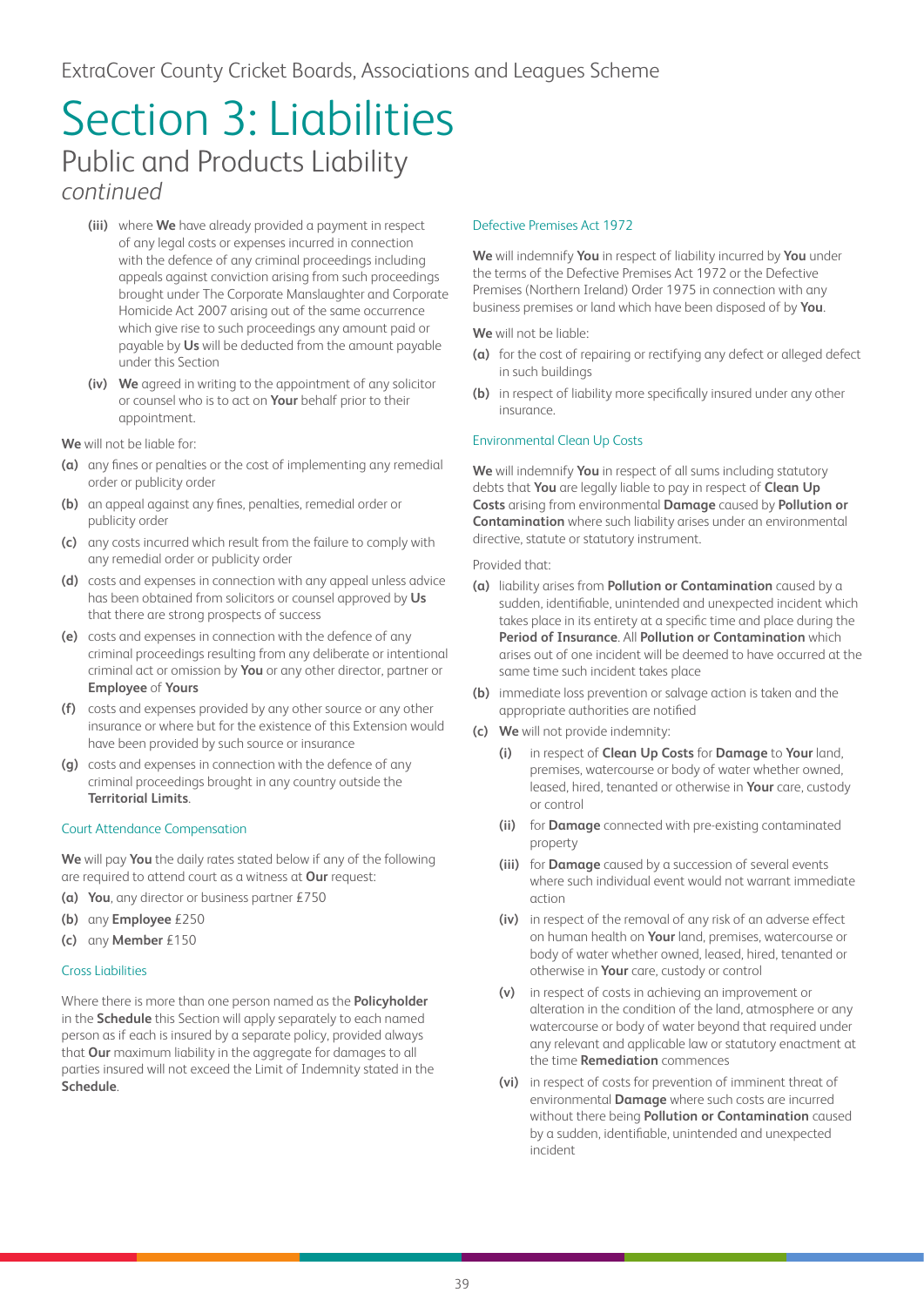ExtraCover County Cricket Boards, Associations and Leagues Scheme

# Section 3: Liabilities

## Public and Products Liability

*continued*

- **(iii)** where **We** have already provided a payment in respect of any legal costs or expenses incurred in connection with the defence of any criminal proceedings including appeals against conviction arising from such proceedings brought under The Corporate Manslaughter and Corporate Homicide Act 2007 arising out of the same occurrence which give rise to such proceedings any amount paid or payable by **Us** will be deducted from the amount payable under this Section
- **(iv)** **We** agreed in writing to the appointment of any solicitor or counsel who is to act on **Your** behalf prior to their appointment.

**We** will not be liable for:

- **(a)** any fines or penalties or the cost of implementing any remedial order or publicity order
- **(b)** an appeal against any fines, penalties, remedial order or publicity order
- **(c)** any costs incurred which result from the failure to comply with any remedial order or publicity order
- **(d)** costs and expenses in connection with any appeal unless advice has been obtained from solicitors or counsel approved by **Us** that there are strong prospects of success
- **(e)** costs and expenses in connection with the defence of any criminal proceedings resulting from any deliberate or intentional criminal act or omission by **You** or any other director, partner or **Employee** of **Yours**
- **(f)** costs and expenses provided by any other source or any other insurance or where but for the existence of this Extension would have been provided by such source or insurance
- **(g)** costs and expenses in connection with the defence of any criminal proceedings brought in any country outside the **Territorial Limits**.

### Court Attendance Compensation

**We** will pay **You** the daily rates stated below if any of the following are required to attend court as a witness at **Our** request:

- **(a)** **You**, any director or business partner £750
- **(b)** any **Employee** £250
- **(c)** any **Member** £150

### Cross Liabilities

Where there is more than one person named as the **Policyholder** in the **Schedule** this Section will apply separately to each named person as if each is insured by a separate policy, provided always that **Our** maximum liability in the aggregate for damages to all parties insured will not exceed the Limit of Indemnity stated in the **Schedule**.

### Defective Premises Act 1972

**We** will indemnify **You** in respect of liability incurred by **You** under the terms of the Defective Premises Act 1972 or the Defective Premises (Northern Ireland) Order 1975 in connection with any business premises or land which have been disposed of by **You**.

**We** will not be liable:

- **(a)** for the cost of repairing or rectifying any defect or alleged defect in such buildings
- **(b)** in respect of liability more specifically insured under any other insurance.

### Environmental Clean Up Costs

**We** will indemnify **You** in respect of all sums including statutory debts that **You** are legally liable to pay in respect of **Clean Up Costs** arising from environmental **Damage** caused by **Pollution or Contamination** where such liability arises under an environmental directive, statute or statutory instrument.

Provided that:

- **(a)** liability arises from **Pollution or Contamination** caused by a sudden, identifiable, unintended and unexpected incident which takes place in its entirety at a specific time and place during the **Period of Insurance**. All **Pollution or Contamination** which arises out of one incident will be deemed to have occurred at the same time such incident takes place
- **(b)** immediate loss prevention or salvage action is taken and the appropriate authorities are notified
- **(c)** **We** will not provide indemnity:
  - **(i)** in respect of **Clean Up Costs** for **Damage** to **Your** land, premises, watercourse or body of water whether owned, leased, hired, tenanted or otherwise in **Your** care, custody or control
  - **(ii)** for **Damage** connected with pre-existing contaminated property
  - **(iii)** for **Damage** caused by a succession of several events where such individual event would not warrant immediate action
  - **(iv)** in respect of the removal of any risk of an adverse effect on human health on **Your** land, premises, watercourse or body of water whether owned, leased, hired, tenanted or otherwise in **Your** care, custody or control
  - **(v)** in respect of costs in achieving an improvement or alteration in the condition of the land, atmosphere or any watercourse or body of water beyond that required under any relevant and applicable law or statutory enactment at the time **Remediation** commences
  - **(vi)** in respect of costs for prevention of imminent threat of environmental **Damage** where such costs are incurred without there being **Pollution or Contamination** caused by a sudden, identifiable, unintended and unexpected incident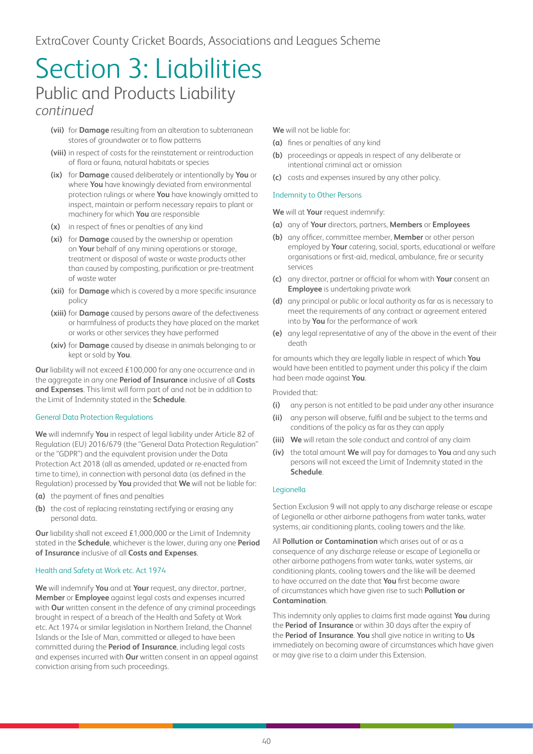# Section 3: Liabilities

## Public and Products Liability

*continued*

**(vii)** for **Damage** resulting from an alteration to subterranean stores of groundwater or to flow patterns

**(viii)** in respect of costs for the reinstatement or reintroduction of flora or fauna, natural habitats or species

**(ix)** for **Damage** caused deliberately or intentionally by **You** or where **You** have knowingly deviated from environmental protection rulings or where **You** have knowingly omitted to inspect, maintain or perform necessary repairs to plant or machinery for which **You** are responsible

**(x)** in respect of fines or penalties of any kind

**(xi)** for **Damage** caused by the ownership or operation on **Your** behalf of any mining operations or storage, treatment or disposal of waste or waste products other than caused by composting, purification or pre-treatment of waste water

**(xii)** for **Damage** which is covered by a more specific insurance policy

**(xiii)** for **Damage** caused by persons aware of the defectiveness or harmfulness of products they have placed on the market or works or other services they have performed

**(xiv)** for **Damage** caused by disease in animals belonging to or kept or sold by **You**.

**Our** liability will not exceed £100,000 for any one occurrence and in the aggregate in any one **Period of Insurance** inclusive of all **Costs and Expenses**. This limit will form part of and not be in addition to the Limit of Indemnity stated in the **Schedule**.

### General Data Protection Regulations

**We** will indemnify **You** in respect of legal liability under Article 82 of Regulation (EU) 2016/679 (the "General Data Protection Regulation" or the "GDPR") and the equivalent provision under the Data Protection Act 2018 (all as amended, updated or re-enacted from time to time), in connection with personal data (as defined in the Regulation) processed by **You** provided that **We** will not be liable for:

**(a)** the payment of fines and penalties

**(b)** the cost of replacing reinstating rectifying or erasing any personal data.

**Our** liability shall not exceed £1,000,000 or the Limit of Indemnity stated in the **Schedule**, whichever is the lower, during any one **Period of Insurance** inclusive of all **Costs and Expenses**.

### Health and Safety at Work etc. Act 1974

**We** will indemnify **You** and at **Your** request, any director, partner, **Member** or **Employee** against legal costs and expenses incurred with **Our** written consent in the defence of any criminal proceedings brought in respect of a breach of the Health and Safety at Work etc. Act 1974 or similar legislation in Northern Ireland, the Channel Islands or the Isle of Man, committed or alleged to have been committed during the **Period of Insurance**, including legal costs and expenses incurred with **Our** written consent in an appeal against conviction arising from such proceedings.

**We** will not be liable for:

**(a)** fines or penalties of any kind

**(b)** proceedings or appeals in respect of any deliberate or intentional criminal act or omission

**(c)** costs and expenses insured by any other policy.

### Indemnity to Other Persons

**We** will at **Your** request indemnify:

**(a)** any of **Your** directors, partners, **Members** or **Employees**

**(b)** any officer, committee member, **Member** or other person employed by **Your** catering, social, sports, educational or welfare organisations or first-aid, medical, ambulance, fire or security services

**(c)** any director, partner or official for whom with **Your** consent an **Employee** is undertaking private work

**(d)** any principal or public or local authority as far as is necessary to meet the requirements of any contract or agreement entered into by **You** for the performance of work

**(e)** any legal representative of any of the above in the event of their death

for amounts which they are legally liable in respect of which **You** would have been entitled to payment under this policy if the claim had been made against **You**.

Provided that:

**(i)** any person is not entitled to be paid under any other insurance

**(ii)** any person will observe, fulfil and be subject to the terms and conditions of the policy as far as they can apply

**(iii)** **We** will retain the sole conduct and control of any claim

**(iv)** the total amount **We** will pay for damages to **You** and any such persons will not exceed the Limit of Indemnity stated in the **Schedule**.

### Legionella

Section Exclusion 9 will not apply to any discharge release or escape of Legionella or other airborne pathogens from water tanks, water systems, air conditioning plants, cooling towers and the like.

All **Pollution or Contamination** which arises out of or as a consequence of any discharge release or escape of Legionella or other airborne pathogens from water tanks, water systems, air conditioning plants, cooling towers and the like will be deemed to have occurred on the date that **You** first become aware of circumstances which have given rise to such **Pollution or Contamination**.

This indemnity only applies to claims first made against **You** during the **Period of Insurance** or within 30 days after the expiry of the **Period of Insurance**. **You** shall give notice in writing to **Us** immediately on becoming aware of circumstances which have given or may give rise to a claim under this Extension.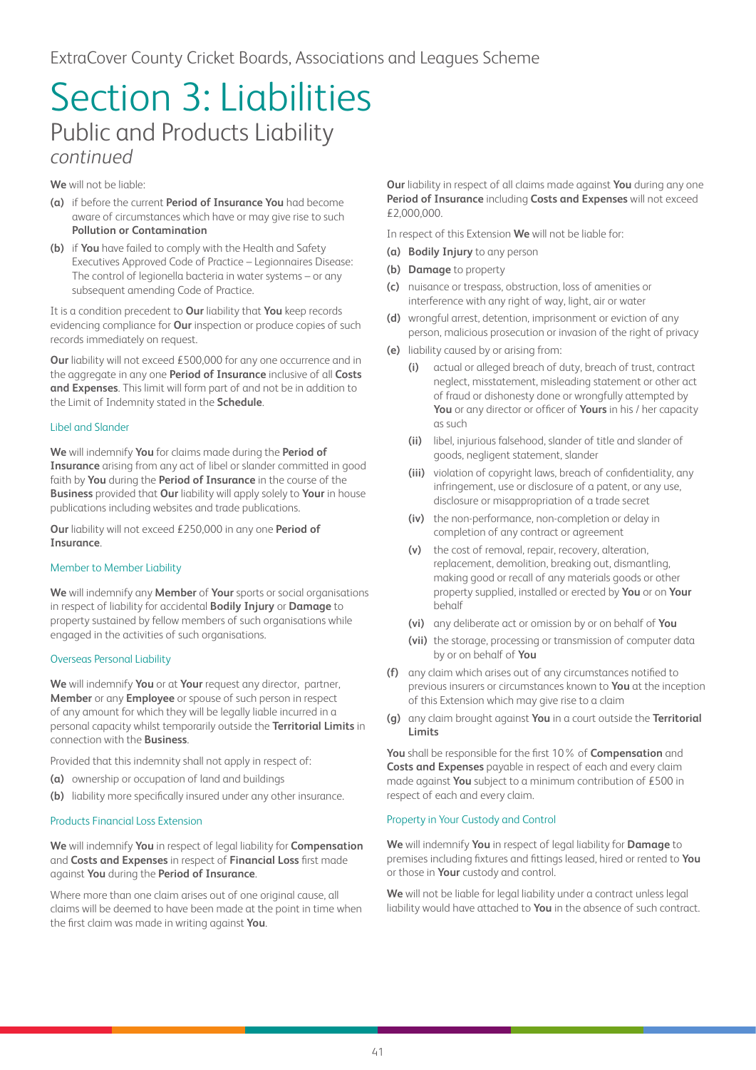ExtraCover County Cricket Boards, Associations and Leagues Scheme

# Section 3: Liabilities

## Public and Products Liability

*continued*

**We** will not be liable:

**(a)** if before the current **Period of Insurance You** had become aware of circumstances which have or may give rise to such **Pollution or Contamination**

**(b)** if **You** have failed to comply with the Health and Safety Executives Approved Code of Practice – Legionnaires Disease: The control of legionella bacteria in water systems – or any subsequent amending Code of Practice.

It is a condition precedent to **Our** liability that **You** keep records evidencing compliance for **Our** inspection or produce copies of such records immediately on request.

**Our** liability will not exceed £500,000 for any one occurrence and in the aggregate in any one **Period of Insurance** inclusive of all **Costs and Expenses**. This limit will form part of and not be in addition to the Limit of Indemnity stated in the **Schedule**.

### Libel and Slander

**We** will indemnify **You** for claims made during the **Period of Insurance** arising from any act of libel or slander committed in good faith by **You** during the **Period of Insurance** in the course of the **Business** provided that **Our** liability will apply solely to **Your** in house publications including websites and trade publications.

**Our** liability will not exceed £250,000 in any one **Period of Insurance**.

### Member to Member Liability

**We** will indemnify any **Member** of **Your** sports or social organisations in respect of liability for accidental **Bodily Injury** or **Damage** to property sustained by fellow members of such organisations while engaged in the activities of such organisations.

### Overseas Personal Liability

**We** will indemnify **You** or at **Your** request any director, partner, **Member** or any **Employee** or spouse of such person in respect of any amount for which they will be legally liable incurred in a personal capacity whilst temporarily outside the **Territorial Limits** in connection with the **Business**.

Provided that this indemnity shall not apply in respect of:

**(a)** ownership or occupation of land and buildings

**(b)** liability more specifically insured under any other insurance.

### Products Financial Loss Extension

**We** will indemnify **You** in respect of legal liability for **Compensation** and **Costs and Expenses** in respect of **Financial Loss** first made against **You** during the **Period of Insurance**.

Where more than one claim arises out of one original cause, all claims will be deemed to have been made at the point in time when the first claim was made in writing against **You**.

**Our** liability in respect of all claims made against **You** during any one **Period of Insurance** including **Costs and Expenses** will not exceed £2,000,000.

In respect of this Extension **We** will not be liable for:

**(a)** **Bodily Injury** to any person

**(b)** **Damage** to property

**(c)** nuisance or trespass, obstruction, loss of amenities or interference with any right of way, light, air or water

**(d)** wrongful arrest, detention, imprisonment or eviction of any person, malicious prosecution or invasion of the right of privacy

**(e)** liability caused by or arising from:

- **(i)** actual or alleged breach of duty, breach of trust, contract neglect, misstatement, misleading statement or other act of fraud or dishonesty done or wrongfully attempted by **You** or any director or officer of **Yours** in his / her capacity as such
- **(ii)** libel, injurious falsehood, slander of title and slander of goods, negligent statement, slander
- **(iii)** violation of copyright laws, breach of confidentiality, any infringement, use or disclosure of a patent, or any use, disclosure or misappropriation of a trade secret
- **(iv)** the non-performance, non-completion or delay in completion of any contract or agreement
- **(v)** the cost of removal, repair, recovery, alteration, replacement, demolition, breaking out, dismantling, making good or recall of any materials goods or other property supplied, installed or erected by **You** or on **Your** behalf
- **(vi)** any deliberate act or omission by or on behalf of **You**
- **(vii)** the storage, processing or transmission of computer data by or on behalf of **You**

**(f)** any claim which arises out of any circumstances notified to previous insurers or circumstances known to **You** at the inception of this Extension which may give rise to a claim

**(g)** any claim brought against **You** in a court outside the **Territorial Limits**

**You** shall be responsible for the first 10% of **Compensation** and **Costs and Expenses** payable in respect of each and every claim made against **You** subject to a minimum contribution of £500 in respect of each and every claim.

### Property in Your Custody and Control

**We** will indemnify **You** in respect of legal liability for **Damage** to premises including fixtures and fittings leased, hired or rented to **You** or those in **Your** custody and control.

**We** will not be liable for legal liability under a contract unless legal liability would have attached to **You** in the absence of such contract.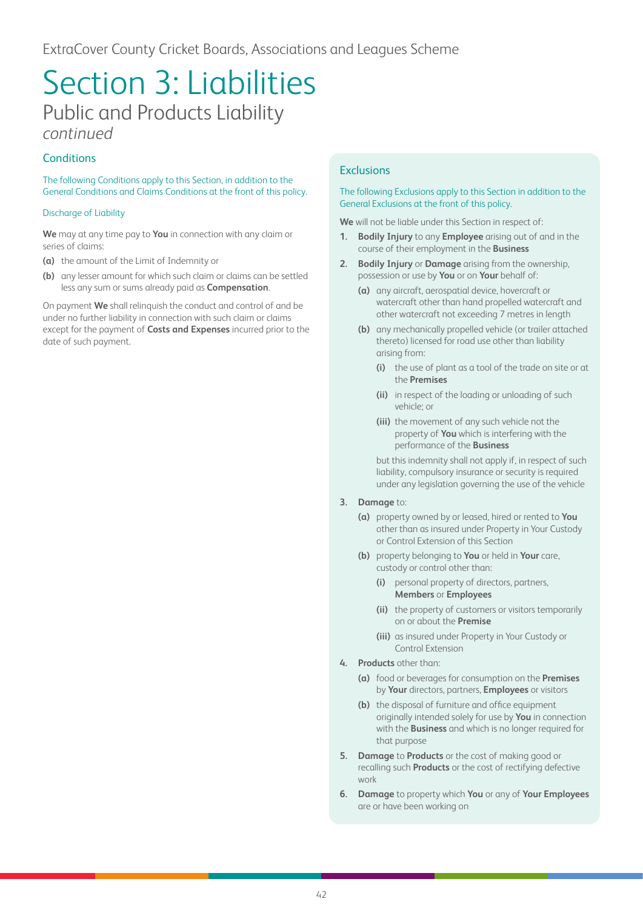ExtraCover County Cricket Boards, Associations and Leagues Scheme

# Section 3: Liabilities

## Public and Products Liability

*continued*

### Conditions

The following Conditions apply to this Section, in addition to the General Conditions and Claims Conditions at the front of this policy.

#### Discharge of Liability

**We** may at any time pay to **You** in connection with any claim or series of claims:

**(a)** the amount of the Limit of Indemnity or

**(b)** any lesser amount for which such claim or claims can be settled less any sum or sums already paid as **Compensation**.

On payment **We** shall relinquish the conduct and control of and be under no further liability in connection with such claim or claims except for the payment of **Costs and Expenses** incurred prior to the date of such payment.

### Exclusions

The following Exclusions apply to this Section in addition to the General Exclusions at the front of this policy.

**We** will not be liable under this Section in respect of:

1. **Bodily Injury** to any **Employee** arising out of and in the course of their employment in the **Business**
2. **Bodily Injury** or **Damage** arising from the ownership, possession or use by **You** or on **Your** behalf of:
   - **(a)** any aircraft, aerospatial device, hovercraft or watercraft other than hand propelled watercraft and other watercraft not exceeding 7 metres in length
   - **(b)** any mechanically propelled vehicle (or trailer attached thereto) licensed for road use other than liability arising from:
     - **(i)** the use of plant as a tool of the trade on site or at the **Premises**
     - **(ii)** in respect of the loading or unloading of such vehicle; or
     - **(iii)** the movement of any such vehicle not the property of **You** which is interfering with the performance of the **Business**

     but this indemnity shall not apply if, in respect of such liability, compulsory insurance or security is required under any legislation governing the use of the vehicle
3. **Damage** to:
   - **(a)** property owned by or leased, hired or rented to **You** other than as insured under Property in Your Custody or Control Extension of this Section
   - **(b)** property belonging to **You** or held in **Your** care, custody or control other than:
     - **(i)** personal property of directors, partners, **Members** or **Employees**
     - **(ii)** the property of customers or visitors temporarily on or about the **Premise**
     - **(iii)** as insured under Property in Your Custody or Control Extension
4. **Products** other than:
   - **(a)** food or beverages for consumption on the **Premises** by **Your** directors, partners, **Employees** or visitors
   - **(b)** the disposal of furniture and office equipment originally intended solely for use by **You** in connection with the **Business** and which is no longer required for that purpose
5. **Damage** to **Products** or the cost of making good or recalling such **Products** or the cost of rectifying defective work
6. **Damage** to property which **You** or any of **Your Employees** are or have been working on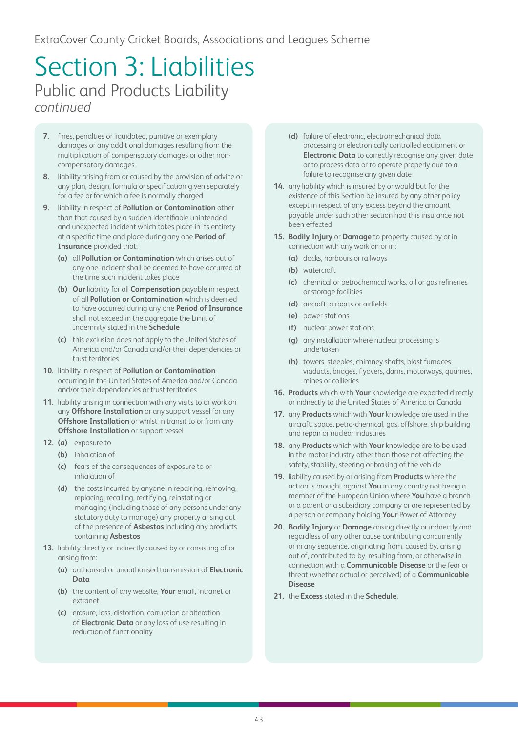# Section 3: Liabilities

## Public and Products Liability

*continued*

7. fines, penalties or liquidated, punitive or exemplary damages or any additional damages resulting from the multiplication of compensatory damages or other non-compensatory damages
8. liability arising from or caused by the provision of advice or any plan, design, formula or specification given separately for a fee or for which a fee is normally charged
9. liability in respect of **Pollution or Contamination** other than that caused by a sudden identifiable unintended and unexpected incident which takes place in its entirety at a specific time and place during any one **Period of Insurance** provided that:
   - **(a)** all **Pollution or Contamination** which arises out of any one incident shall be deemed to have occurred at the time such incident takes place
   - **(b)** **Our** liability for all **Compensation** payable in respect of all **Pollution or Contamination** which is deemed to have occurred during any one **Period of Insurance** shall not exceed in the aggregate the Limit of Indemnity stated in the **Schedule**
   - **(c)** this exclusion does not apply to the United States of America and/or Canada and/or their dependencies or trust territories
10. liability in respect of **Pollution or Contamination** occurring in the United States of America and/or Canada and/or their dependencies or trust territories
11. liability arising in connection with any visits to or work on any **Offshore Installation** or any support vessel for any **Offshore Installation** or whilst in transit to or from any **Offshore Installation** or support vessel
12. **(a)** exposure to
    - **(b)** inhalation of
    - **(c)** fears of the consequences of exposure to or inhalation of
    - **(d)** the costs incurred by anyone in repairing, removing, replacing, recalling, rectifying, reinstating or managing (including those of any persons under any statutory duty to manage) any property arising out of the presence of **Asbestos** including any products containing **Asbestos**
13. liability directly or indirectly caused by or consisting of or arising from:
    - **(a)** authorised or unauthorised transmission of **Electronic Data**
    - **(b)** the content of any website, **Your** email, intranet or extranet
    - **(c)** erasure, loss, distortion, corruption or alteration of **Electronic Data** or any loss of use resulting in reduction of functionality
    - **(d)** failure of electronic, electromechanical data processing or electronically controlled equipment or **Electronic Data** to correctly recognise any given date or to process data or to operate properly due to a failure to recognise any given date
14. any liability which is insured by or would but for the existence of this Section be insured by any other policy except in respect of any excess beyond the amount payable under such other section had this insurance not been effected
15. **Bodily Injury** or **Damage** to property caused by or in connection with any work on or in:
    - **(a)** docks, harbours or railways
    - **(b)** watercraft
    - **(c)** chemical or petrochemical works, oil or gas refineries or storage facilities
    - **(d)** aircraft, airports or airfields
    - **(e)** power stations
    - **(f)** nuclear power stations
    - **(g)** any installation where nuclear processing is undertaken
    - **(h)** towers, steeples, chimney shafts, blast furnaces, viaducts, bridges, flyovers, dams, motorways, quarries, mines or collieries
16. **Products** which with **Your** knowledge are exported directly or indirectly to the United States of America or Canada
17. any **Products** which with **Your** knowledge are used in the aircraft, space, petro-chemical, gas, offshore, ship building and repair or nuclear industries
18. any **Products** which with **Your** knowledge are to be used in the motor industry other than those not affecting the safety, stability, steering or braking of the vehicle
19. liability caused by or arising from **Products** where the action is brought against **You** in any country not being a member of the European Union where **You** have a branch or a parent or a subsidiary company or are represented by a person or company holding **Your** Power of Attorney
20. **Bodily Injury** or **Damage** arising directly or indirectly and regardless of any other cause contributing concurrently or in any sequence, originating from, caused by, arising out of, contributed to by, resulting from, or otherwise in connection with a **Communicable Disease** or the fear or threat (whether actual or perceived) of a **Communicable Disease**
21. the **Excess** stated in the **Schedule**.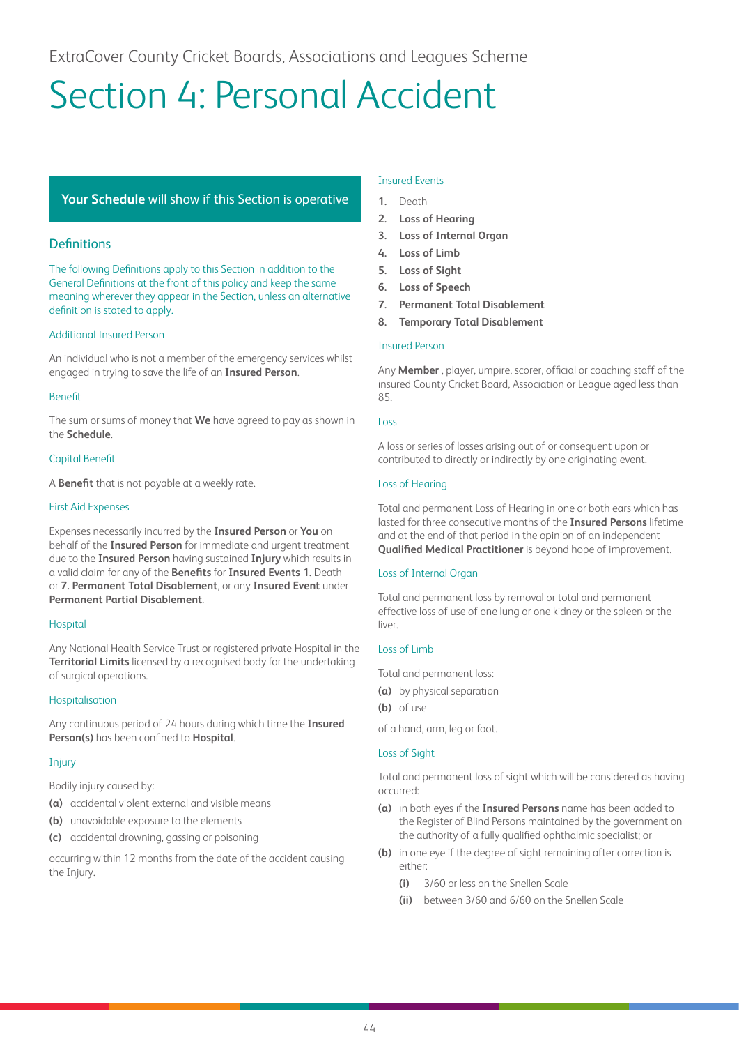ExtraCover County Cricket Boards, Associations and Leagues Scheme

# Section 4: Personal Accident

**Your Schedule** will show if this Section is operative

## Definitions

The following Definitions apply to this Section in addition to the General Definitions at the front of this policy and keep the same meaning wherever they appear in the Section, unless an alternative definition is stated to apply.

### Additional Insured Person

An individual who is not a member of the emergency services whilst engaged in trying to save the life of an **Insured Person**.

### Benefit

The sum or sums of money that **We** have agreed to pay as shown in the **Schedule**.

### Capital Benefit

A **Benefit** that is not payable at a weekly rate.

### First Aid Expenses

Expenses necessarily incurred by the **Insured Person** or **You** on behalf of the **Insured Person** for immediate and urgent treatment due to the **Insured Person** having sustained **Injury** which results in a valid claim for any of the **Benefits** for **Insured Events 1.** Death or **7. Permanent Total Disablement**, or any **Insured Event** under **Permanent Partial Disablement**.

### Hospital

Any National Health Service Trust or registered private Hospital in the **Territorial Limits** licensed by a recognised body for the undertaking of surgical operations.

### Hospitalisation

Any continuous period of 24 hours during which time the **Insured Person(s)** has been confined to **Hospital**.

### Injury

Bodily injury caused by:

**(a)** accidental violent external and visible means

**(b)** unavoidable exposure to the elements

**(c)** accidental drowning, gassing or poisoning

occurring within 12 months from the date of the accident causing the Injury.

### Insured Events

1. Death
2. **Loss of Hearing**
3. **Loss of Internal Organ**
4. **Loss of Limb**
5. **Loss of Sight**
6. **Loss of Speech**
7. **Permanent Total Disablement**
8. **Temporary Total Disablement**

### Insured Person

Any **Member** , player, umpire, scorer, official or coaching staff of the insured County Cricket Board, Association or League aged less than 85.

### Loss

A loss or series of losses arising out of or consequent upon or contributed to directly or indirectly by one originating event.

### Loss of Hearing

Total and permanent Loss of Hearing in one or both ears which has lasted for three consecutive months of the **Insured Persons** lifetime and at the end of that period in the opinion of an independent **Qualified Medical Practitioner** is beyond hope of improvement.

### Loss of Internal Organ

Total and permanent loss by removal or total and permanent effective loss of use of one lung or one kidney or the spleen or the liver.

### Loss of Limb

Total and permanent loss:

**(a)** by physical separation

**(b)** of use

of a hand, arm, leg or foot.

### Loss of Sight

Total and permanent loss of sight which will be considered as having occurred:

**(a)** in both eyes if the **Insured Persons** name has been added to the Register of Blind Persons maintained by the government on the authority of a fully qualified ophthalmic specialist; or

**(b)** in one eye if the degree of sight remaining after correction is either:

   **(i)** 3/60 or less on the Snellen Scale

   **(ii)** between 3/60 and 6/60 on the Snellen Scale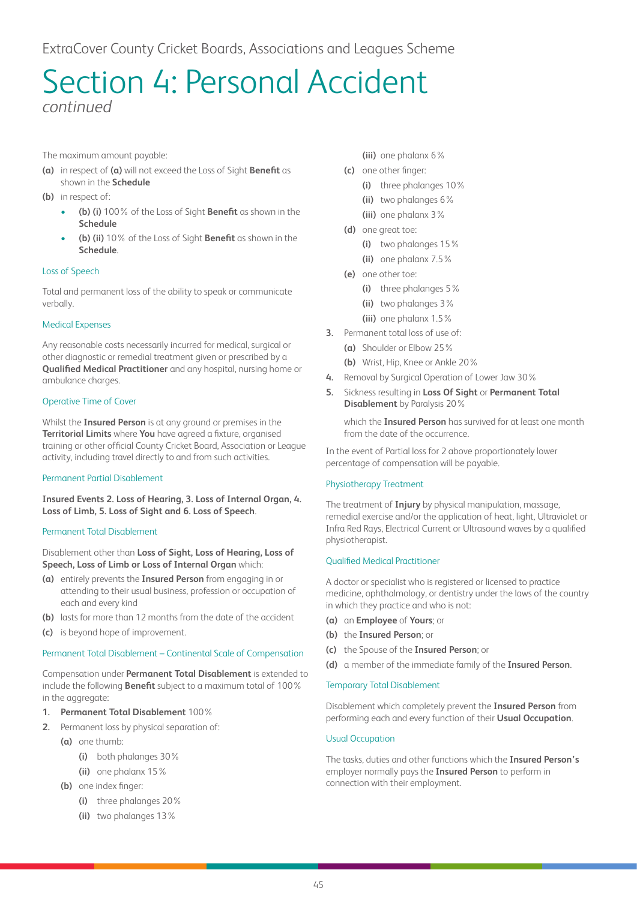ExtraCover County Cricket Boards, Associations and Leagues Scheme

# Section 4: Personal Accident

*continued*

The maximum amount payable:

**(a)** in respect of **(a)** will not exceed the Loss of Sight **Benefit** as shown in the **Schedule**

**(b)** in respect of:

- **(b) (i)** 100% of the Loss of Sight **Benefit** as shown in the **Schedule**
- **(b) (ii)** 10% of the Loss of Sight **Benefit** as shown in the **Schedule**.

### Loss of Speech

Total and permanent loss of the ability to speak or communicate verbally.

### Medical Expenses

Any reasonable costs necessarily incurred for medical, surgical or other diagnostic or remedial treatment given or prescribed by a **Qualified Medical Practitioner** and any hospital, nursing home or ambulance charges.

### Operative Time of Cover

Whilst the **Insured Person** is at any ground or premises in the **Territorial Limits** where **You** have agreed a fixture, organised training or other official County Cricket Board, Association or League activity, including travel directly to and from such activities.

### Permanent Partial Disablement

**Insured Events 2. Loss of Hearing, 3. Loss of Internal Organ, 4. Loss of Limb, 5. Loss of Sight and 6. Loss of Speech**.

### Permanent Total Disablement

Disablement other than **Loss of Sight, Loss of Hearing, Loss of Speech, Loss of Limb or Loss of Internal Organ** which:

**(a)** entirely prevents the **Insured Person** from engaging in or attending to their usual business, profession or occupation of each and every kind

**(b)** lasts for more than 12 months from the date of the accident

**(c)** is beyond hope of improvement.

### Permanent Total Disablement – Continental Scale of Compensation

Compensation under **Permanent Total Disablement** is extended to include the following **Benefit** subject to a maximum total of 100% in the aggregate:

**1.** **Permanent Total Disablement** 100%

**2.** Permanent loss by physical separation of:

- **(a)** one thumb:
  - **(i)** both phalanges 30%
  - **(ii)** one phalanx 15%
- **(b)** one index finger:
  - **(i)** three phalanges 20%
  - **(ii)** two phalanges 13%
  - **(iii)** one phalanx 6%
- **(c)** one other finger:
  - **(i)** three phalanges 10%
  - **(ii)** two phalanges 6%
  - **(iii)** one phalanx 3%
- **(d)** one great toe:
  - **(i)** two phalanges 15%
  - **(ii)** one phalanx 7.5%
- **(e)** one other toe:
  - **(i)** three phalanges 5%
  - **(ii)** two phalanges 3%
  - **(iii)** one phalanx 1.5%

**3.** Permanent total loss of use of:

- **(a)** Shoulder or Elbow 25%
- **(b)** Wrist, Hip, Knee or Ankle 20%

**4.** Removal by Surgical Operation of Lower Jaw 30%

**5.** Sickness resulting in **Loss Of Sight** or **Permanent Total Disablement** by Paralysis 20%

which the **Insured Person** has survived for at least one month from the date of the occurrence.

In the event of Partial loss for 2 above proportionately lower percentage of compensation will be payable.

### Physiotherapy Treatment

The treatment of **Injury** by physical manipulation, massage, remedial exercise and/or the application of heat, light, Ultraviolet or Infra Red Rays, Electrical Current or Ultrasound waves by a qualified physiotherapist.

### Qualified Medical Practitioner

A doctor or specialist who is registered or licensed to practice medicine, ophthalmology, or dentistry under the laws of the country in which they practice and who is not:

**(a)** an **Employee** of **Yours**; or

**(b)** the **Insured Person**; or

**(c)** the Spouse of the **Insured Person**; or

**(d)** a member of the immediate family of the **Insured Person**.

### Temporary Total Disablement

Disablement which completely prevent the **Insured Person** from performing each and every function of their **Usual Occupation**.

### Usual Occupation

The tasks, duties and other functions which the **Insured Person's** employer normally pays the **Insured Person** to perform in connection with their employment.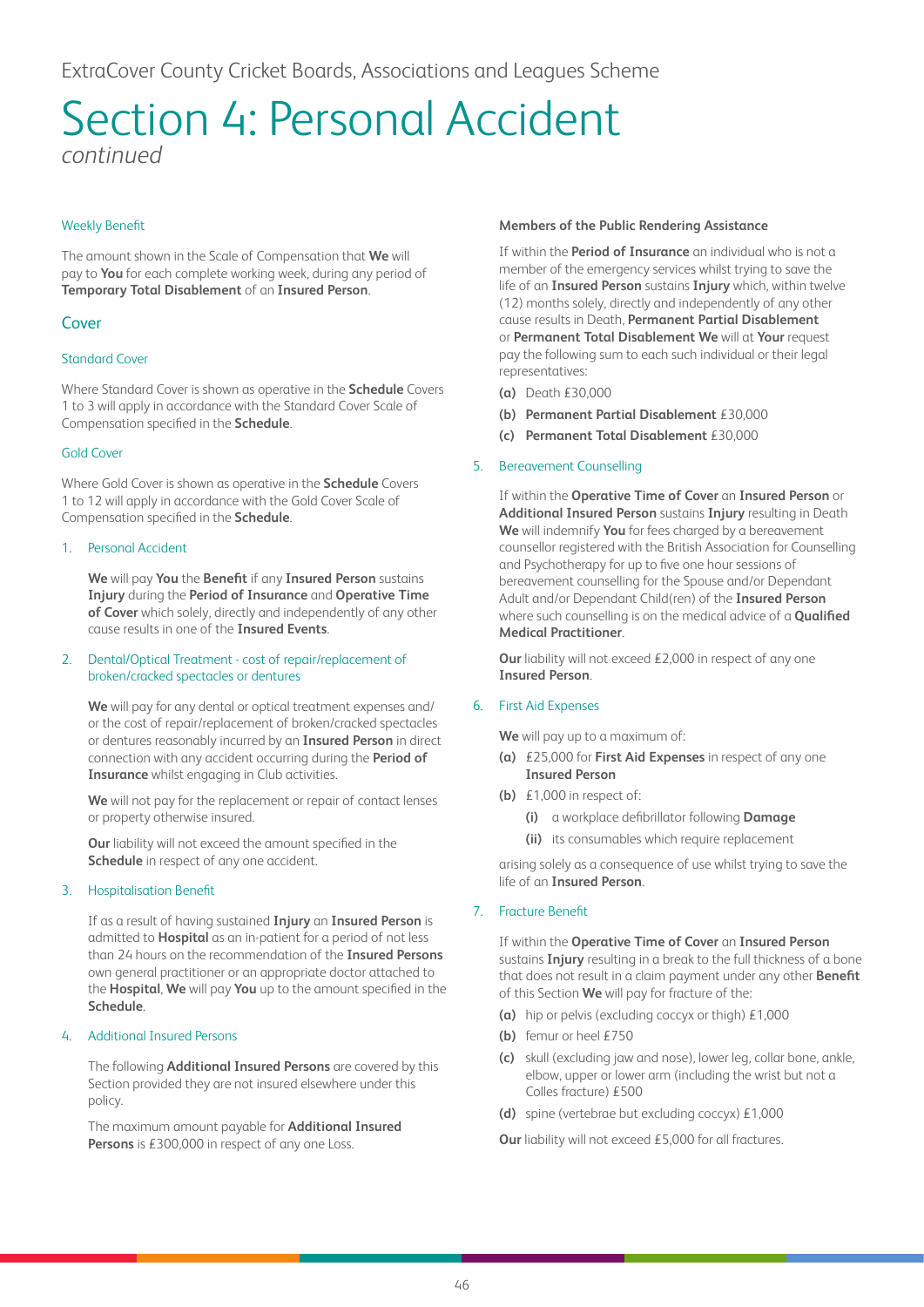ExtraCover County Cricket Boards, Associations and Leagues Scheme

# Section 4: Personal Accident

*continued*

### Weekly Benefit

The amount shown in the Scale of Compensation that **We** will pay to **You** for each complete working week, during any period of **Temporary Total Disablement** of an **Insured Person**.

## Cover

### Standard Cover

Where Standard Cover is shown as operative in the **Schedule** Covers 1 to 3 will apply in accordance with the Standard Cover Scale of Compensation specified in the **Schedule**.

### Gold Cover

Where Gold Cover is shown as operative in the **Schedule** Covers 1 to 12 will apply in accordance with the Gold Cover Scale of Compensation specified in the **Schedule**.

### 1. Personal Accident

**We** will pay **You** the **Benefit** if any **Insured Person** sustains **Injury** during the **Period of Insurance** and **Operative Time of Cover** which solely, directly and independently of any other cause results in one of the **Insured Events**.

### 2. Dental/Optical Treatment - cost of repair/replacement of broken/cracked spectacles or dentures

**We** will pay for any dental or optical treatment expenses and/or the cost of repair/replacement of broken/cracked spectacles or dentures reasonably incurred by an **Insured Person** in direct connection with any accident occurring during the **Period of Insurance** whilst engaging in Club activities.

**We** will not pay for the replacement or repair of contact lenses or property otherwise insured.

**Our** liability will not exceed the amount specified in the **Schedule** in respect of any one accident.

### 3. Hospitalisation Benefit

If as a result of having sustained **Injury** an **Insured Person** is admitted to **Hospital** as an in-patient for a period of not less than 24 hours on the recommendation of the **Insured Persons** own general practitioner or an appropriate doctor attached to the **Hospital**, **We** will pay **You** up to the amount specified in the **Schedule**.

### 4. Additional Insured Persons

The following **Additional Insured Persons** are covered by this Section provided they are not insured elsewhere under this policy.

The maximum amount payable for **Additional Insured Persons** is £300,000 in respect of any one Loss.

**Members of the Public Rendering Assistance**

If within the **Period of Insurance** an individual who is not a member of the emergency services whilst trying to save the life of an **Insured Person** sustains **Injury** which, within twelve (12) months solely, directly and independently of any other cause results in Death, **Permanent Partial Disablement** or **Permanent Total Disablement We** will at **Your** request pay the following sum to each such individual or their legal representatives:

**(a)** Death £30,000

**(b)** **Permanent Partial Disablement** £30,000

**(c)** **Permanent Total Disablement** £30,000

### 5. Bereavement Counselling

If within the **Operative Time of Cover** an **Insured Person** or **Additional Insured Person** sustains **Injury** resulting in Death **We** will indemnify **You** for fees charged by a bereavement counsellor registered with the British Association for Counselling and Psychotherapy for up to five one hour sessions of bereavement counselling for the Spouse and/or Dependant Adult and/or Dependant Child(ren) of the **Insured Person** where such counselling is on the medical advice of a **Qualified Medical Practitioner**.

**Our** liability will not exceed £2,000 in respect of any one **Insured Person**.

### 6. First Aid Expenses

**We** will pay up to a maximum of:

**(a)** £25,000 for **First Aid Expenses** in respect of any one **Insured Person**

**(b)** £1,000 in respect of:

  **(i)** a workplace defibrillator following **Damage**

  **(ii)** its consumables which require replacement

arising solely as a consequence of use whilst trying to save the life of an **Insured Person**.

### 7. Fracture Benefit

If within the **Operative Time of Cover** an **Insured Person** sustains **Injury** resulting in a break to the full thickness of a bone that does not result in a claim payment under any other **Benefit** of this Section **We** will pay for fracture of the:

**(a)** hip or pelvis (excluding coccyx or thigh) £1,000

**(b)** femur or heel £750

**(c)** skull (excluding jaw and nose), lower leg, collar bone, ankle, elbow, upper or lower arm (including the wrist but not a Colles fracture) £500

**(d)** spine (vertebrae but excluding coccyx) £1,000

**Our** liability will not exceed £5,000 for all fractures.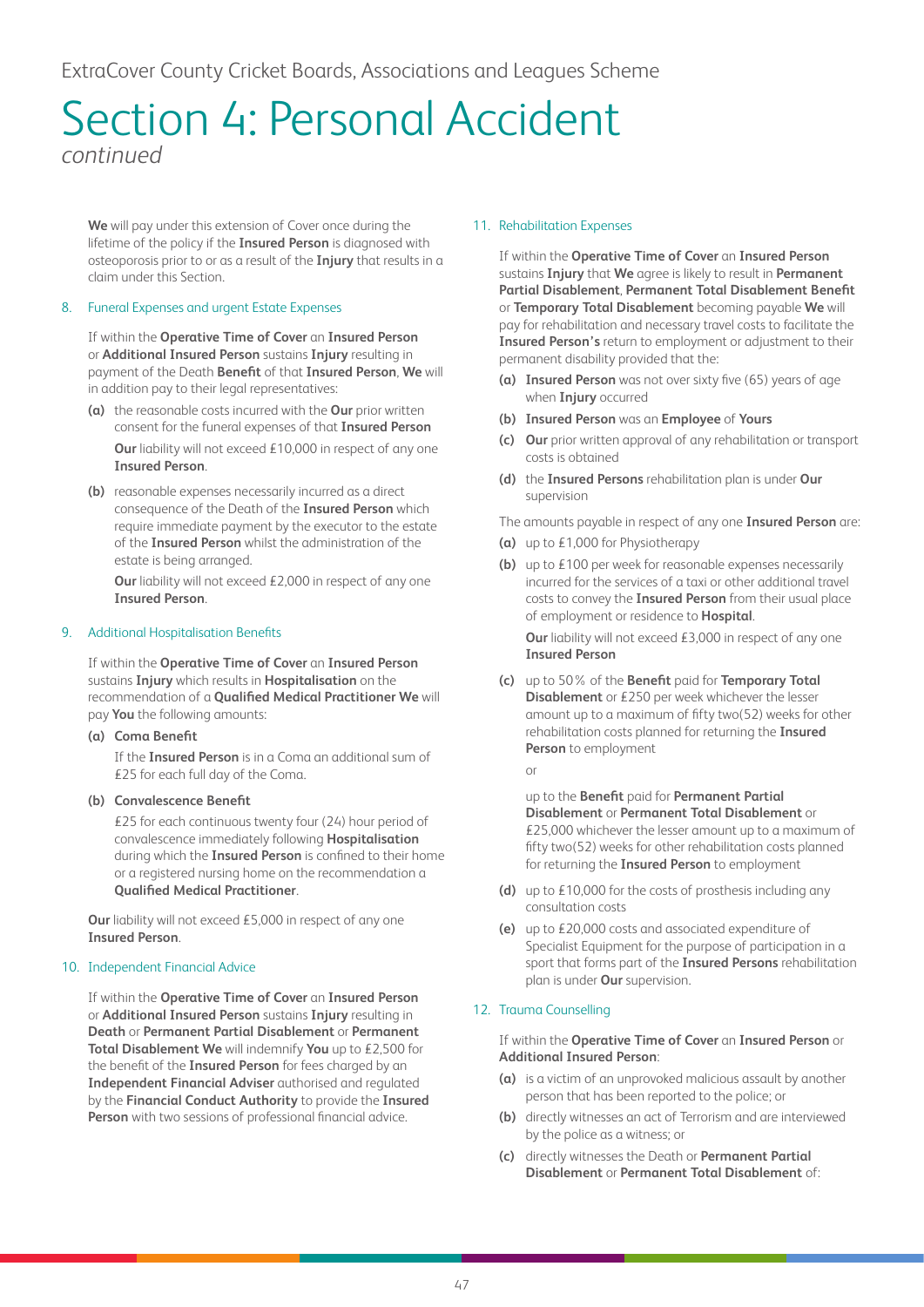# Section 4: Personal Accident

*continued*

**We** will pay under this extension of Cover once during the lifetime of the policy if the **Insured Person** is diagnosed with osteoporosis prior to or as a result of the **Injury** that results in a claim under this Section.

8. Funeral Expenses and urgent Estate Expenses

If within the **Operative Time of Cover** an **Insured Person** or **Additional Insured Person** sustains **Injury** resulting in payment of the Death **Benefit** of that **Insured Person**, **We** will in addition pay to their legal representatives:

**(a)** the reasonable costs incurred with the **Our** prior written consent for the funeral expenses of that **Insured Person**

**Our** liability will not exceed £10,000 in respect of any one **Insured Person**.

**(b)** reasonable expenses necessarily incurred as a direct consequence of the Death of the **Insured Person** which require immediate payment by the executor to the estate of the **Insured Person** whilst the administration of the estate is being arranged.

**Our** liability will not exceed £2,000 in respect of any one **Insured Person**.

9. Additional Hospitalisation Benefits

If within the **Operative Time of Cover** an **Insured Person** sustains **Injury** which results in **Hospitalisation** on the recommendation of a **Qualified Medical Practitioner We** will pay **You** the following amounts:

**(a) Coma Benefit**

If the **Insured Person** is in a Coma an additional sum of £25 for each full day of the Coma.

**(b) Convalescence Benefit**

£25 for each continuous twenty four (24) hour period of convalescence immediately following **Hospitalisation** during which the **Insured Person** is confined to their home or a registered nursing home on the recommendation a **Qualified Medical Practitioner**.

**Our** liability will not exceed £5,000 in respect of any one **Insured Person**.

10. Independent Financial Advice

If within the **Operative Time of Cover** an **Insured Person** or **Additional Insured Person** sustains **Injury** resulting in **Death** or **Permanent Partial Disablement** or **Permanent Total Disablement We** will indemnify **You** up to £2,500 for the benefit of the **Insured Person** for fees charged by an **Independent Financial Adviser** authorised and regulated by the **Financial Conduct Authority** to provide the **Insured Person** with two sessions of professional financial advice.

11. Rehabilitation Expenses

If within the **Operative Time of Cover** an **Insured Person** sustains **Injury** that **We** agree is likely to result in **Permanent Partial Disablement**, **Permanent Total Disablement Benefit** or **Temporary Total Disablement** becoming payable **We** will pay for rehabilitation and necessary travel costs to facilitate the **Insured Person's** return to employment or adjustment to their permanent disability provided that the:

**(a)** **Insured Person** was not over sixty five (65) years of age when **Injury** occurred

**(b)** **Insured Person** was an **Employee** of **Yours**

**(c)** **Our** prior written approval of any rehabilitation or transport costs is obtained

**(d)** the **Insured Persons** rehabilitation plan is under **Our** supervision

The amounts payable in respect of any one **Insured Person** are:

**(a)** up to £1,000 for Physiotherapy

**(b)** up to £100 per week for reasonable expenses necessarily incurred for the services of a taxi or other additional travel costs to convey the **Insured Person** from their usual place of employment or residence to **Hospital**.

**Our** liability will not exceed £3,000 in respect of any one **Insured Person**

**(c)** up to 50% of the **Benefit** paid for **Temporary Total Disablement** or £250 per week whichever the lesser amount up to a maximum of fifty two(52) weeks for other rehabilitation costs planned for returning the **Insured Person** to employment

or

up to the **Benefit** paid for **Permanent Partial Disablement** or **Permanent Total Disablement** or £25,000 whichever the lesser amount up to a maximum of fifty two(52) weeks for other rehabilitation costs planned for returning the **Insured Person** to employment

**(d)** up to £10,000 for the costs of prosthesis including any consultation costs

**(e)** up to £20,000 costs and associated expenditure of Specialist Equipment for the purpose of participation in a sport that forms part of the **Insured Persons** rehabilitation plan is under **Our** supervision.

12. Trauma Counselling

If within the **Operative Time of Cover** an **Insured Person** or **Additional Insured Person**:

**(a)** is a victim of an unprovoked malicious assault by another person that has been reported to the police; or

**(b)** directly witnesses an act of Terrorism and are interviewed by the police as a witness; or

**(c)** directly witnesses the Death or **Permanent Partial Disablement** or **Permanent Total Disablement** of: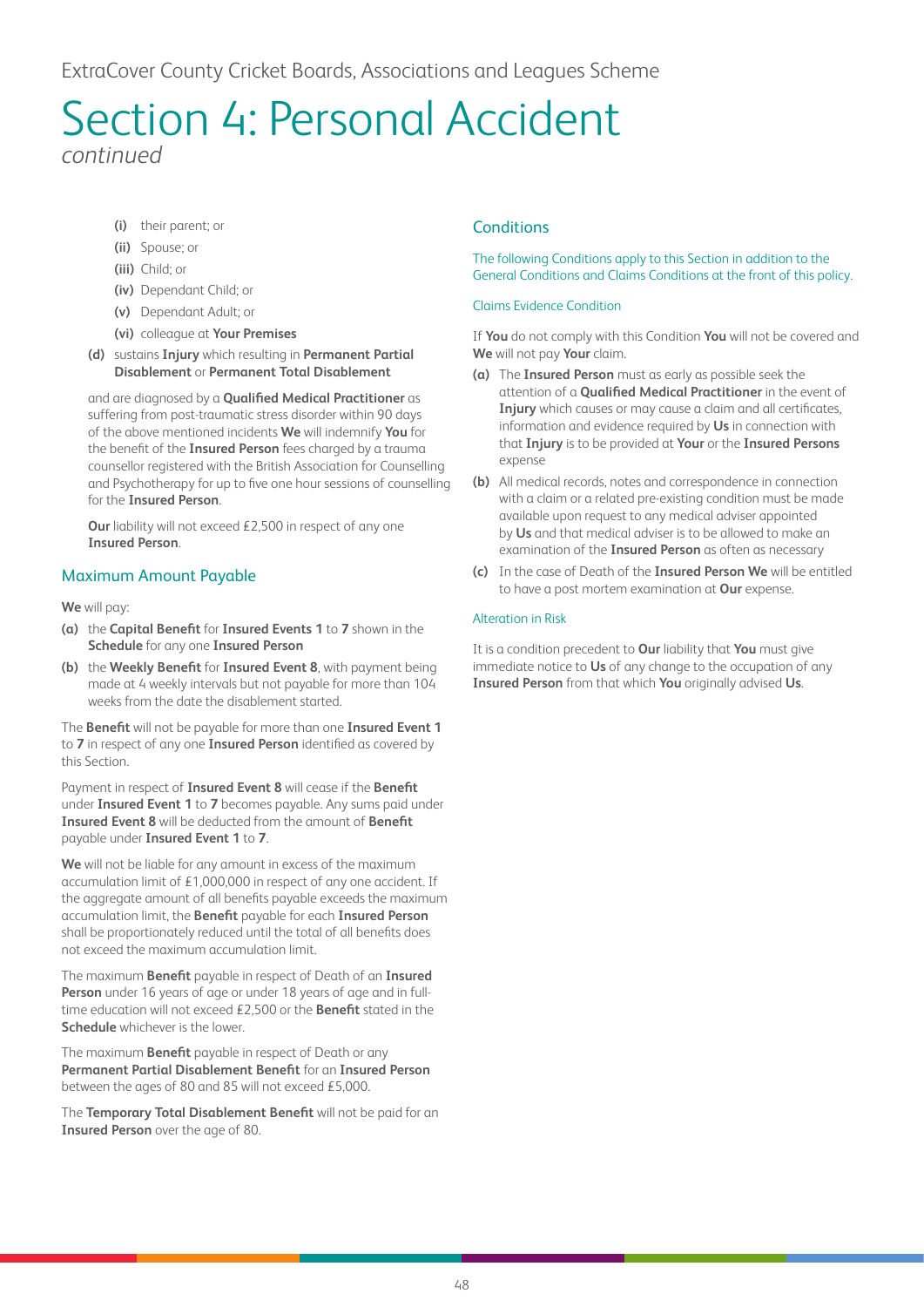# Section 4: Personal Accident

*continued*

- **(i)** their parent; or
- **(ii)** Spouse; or
- **(iii)** Child; or
- **(iv)** Dependant Child; or
- **(v)** Dependant Adult; or
- **(vi)** colleague at **Your Premises**

**(d)** sustains **Injury** which resulting in **Permanent Partial Disablement** or **Permanent Total Disablement**

and are diagnosed by a **Qualified Medical Practitioner** as suffering from post-traumatic stress disorder within 90 days of the above mentioned incidents **We** will indemnify **You** for the benefit of the **Insured Person** fees charged by a trauma counsellor registered with the British Association for Counselling and Psychotherapy for up to five one hour sessions of counselling for the **Insured Person**.

**Our** liability will not exceed £2,500 in respect of any one **Insured Person**.

## Maximum Amount Payable

**We** will pay:

**(a)** the **Capital Benefit** for **Insured Events 1** to **7** shown in the **Schedule** for any one **Insured Person**

**(b)** the **Weekly Benefit** for **Insured Event 8**, with payment being made at 4 weekly intervals but not payable for more than 104 weeks from the date the disablement started.

The **Benefit** will not be payable for more than one **Insured Event 1** to **7** in respect of any one **Insured Person** identified as covered by this Section.

Payment in respect of **Insured Event 8** will cease if the **Benefit** under **Insured Event 1** to **7** becomes payable. Any sums paid under **Insured Event 8** will be deducted from the amount of **Benefit** payable under **Insured Event 1** to **7**.

**We** will not be liable for any amount in excess of the maximum accumulation limit of £1,000,000 in respect of any one accident. If the aggregate amount of all benefits payable exceeds the maximum accumulation limit, the **Benefit** payable for each **Insured Person** shall be proportionately reduced until the total of all benefits does not exceed the maximum accumulation limit.

The maximum **Benefit** payable in respect of Death of an **Insured Person** under 16 years of age or under 18 years of age and in full-time education will not exceed £2,500 or the **Benefit** stated in the **Schedule** whichever is the lower.

The maximum **Benefit** payable in respect of Death or any **Permanent Partial Disablement Benefit** for an **Insured Person** between the ages of 80 and 85 will not exceed £5,000.

The **Temporary Total Disablement Benefit** will not be paid for an **Insured Person** over the age of 80.

## Conditions

The following Conditions apply to this Section in addition to the General Conditions and Claims Conditions at the front of this policy.

### Claims Evidence Condition

If **You** do not comply with this Condition **You** will not be covered and **We** will not pay **Your** claim.

**(a)** The **Insured Person** must as early as possible seek the attention of a **Qualified Medical Practitioner** in the event of **Injury** which causes or may cause a claim and all certificates, information and evidence required by **Us** in connection with that **Injury** is to be provided at **Your** or the **Insured Persons** expense

**(b)** All medical records, notes and correspondence in connection with a claim or a related pre-existing condition must be made available upon request to any medical adviser appointed by **Us** and that medical adviser is to be allowed to make an examination of the **Insured Person** as often as necessary

**(c)** In the case of Death of the **Insured Person We** will be entitled to have a post mortem examination at **Our** expense.

### Alteration in Risk

It is a condition precedent to **Our** liability that **You** must give immediate notice to **Us** of any change to the occupation of any **Insured Person** from that which **You** originally advised **Us**.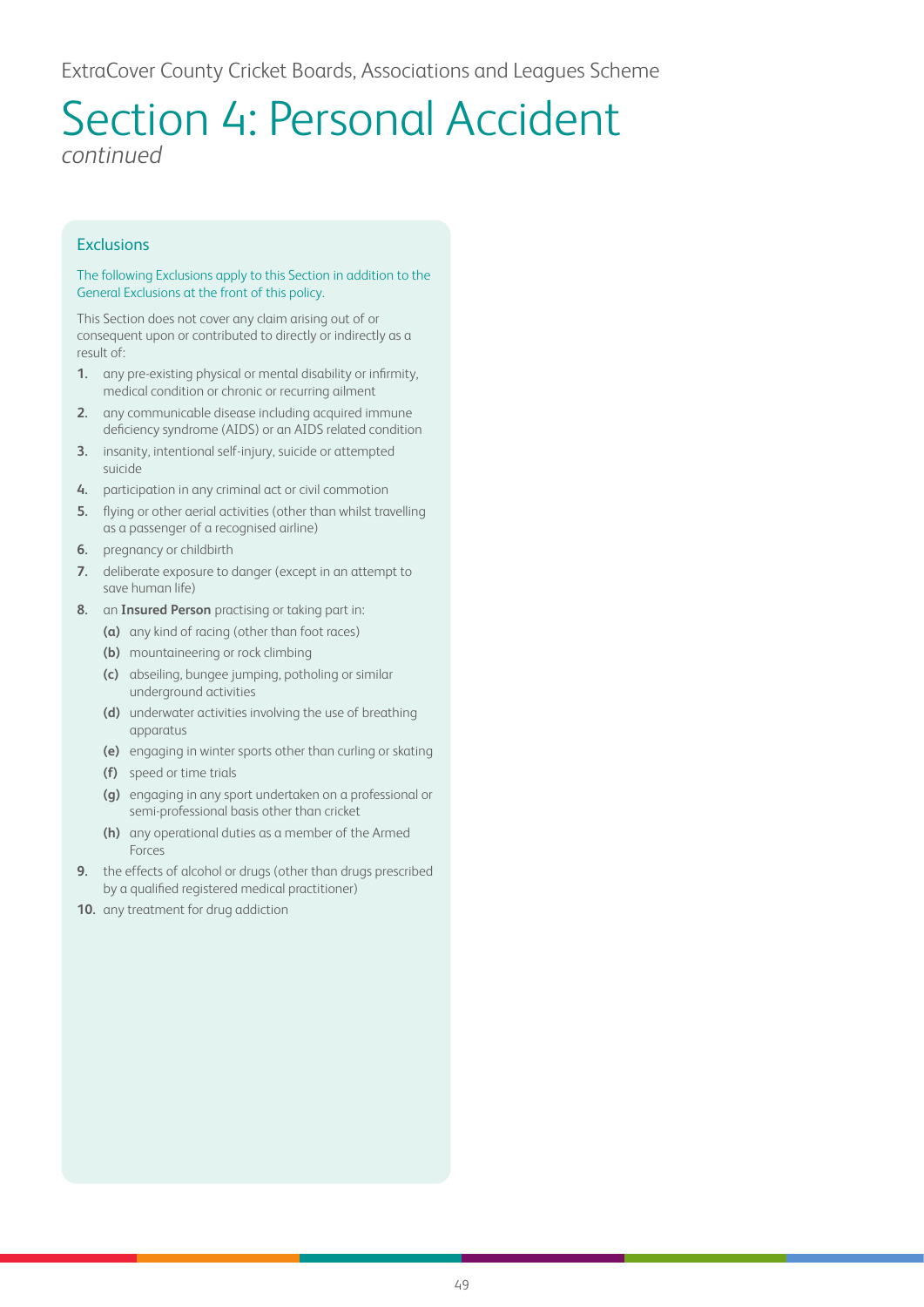# Section 4: Personal Accident

*continued*

## Exclusions

The following Exclusions apply to this Section in addition to the General Exclusions at the front of this policy.

This Section does not cover any claim arising out of or consequent upon or contributed to directly or indirectly as a result of:

1. any pre-existing physical or mental disability or infirmity, medical condition or chronic or recurring ailment
2. any communicable disease including acquired immune deficiency syndrome (AIDS) or an AIDS related condition
3. insanity, intentional self-injury, suicide or attempted suicide
4. participation in any criminal act or civil commotion
5. flying or other aerial activities (other than whilst travelling as a passenger of a recognised airline)
6. pregnancy or childbirth
7. deliberate exposure to danger (except in an attempt to save human life)
8. an **Insured Person** practising or taking part in:
   - **(a)** any kind of racing (other than foot races)
   - **(b)** mountaineering or rock climbing
   - **(c)** abseiling, bungee jumping, potholing or similar underground activities
   - **(d)** underwater activities involving the use of breathing apparatus
   - **(e)** engaging in winter sports other than curling or skating
   - **(f)** speed or time trials
   - **(g)** engaging in any sport undertaken on a professional or semi-professional basis other than cricket
   - **(h)** any operational duties as a member of the Armed Forces
9. the effects of alcohol or drugs (other than drugs prescribed by a qualified registered medical practitioner)
10. any treatment for drug addiction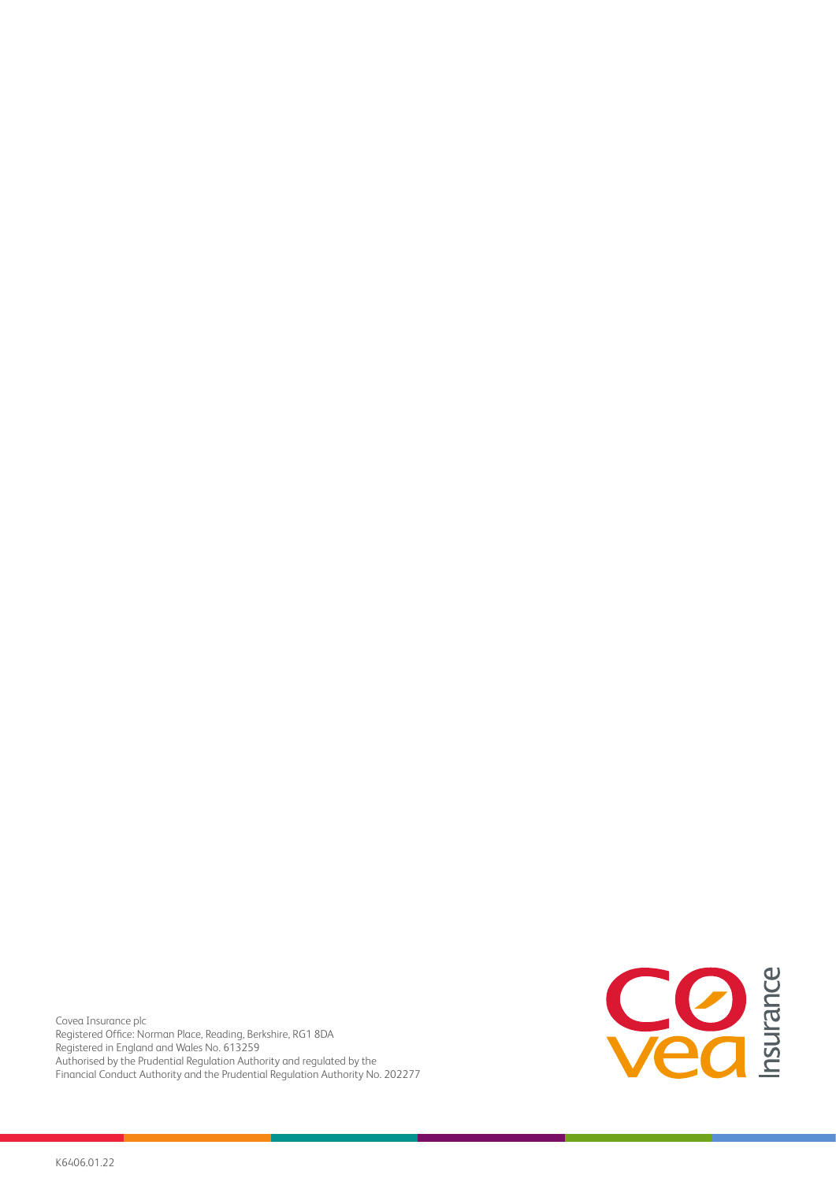Covea Insurance plc
Registered Office: Norman Place, Reading, Berkshire, RG1 8DA
Registered in England and Wales No. 613259
Authorised by the Prudential Regulation Authority and regulated by the
Financial Conduct Authority and the Prudential Regulation Authority No. 202277

K6406.01.22